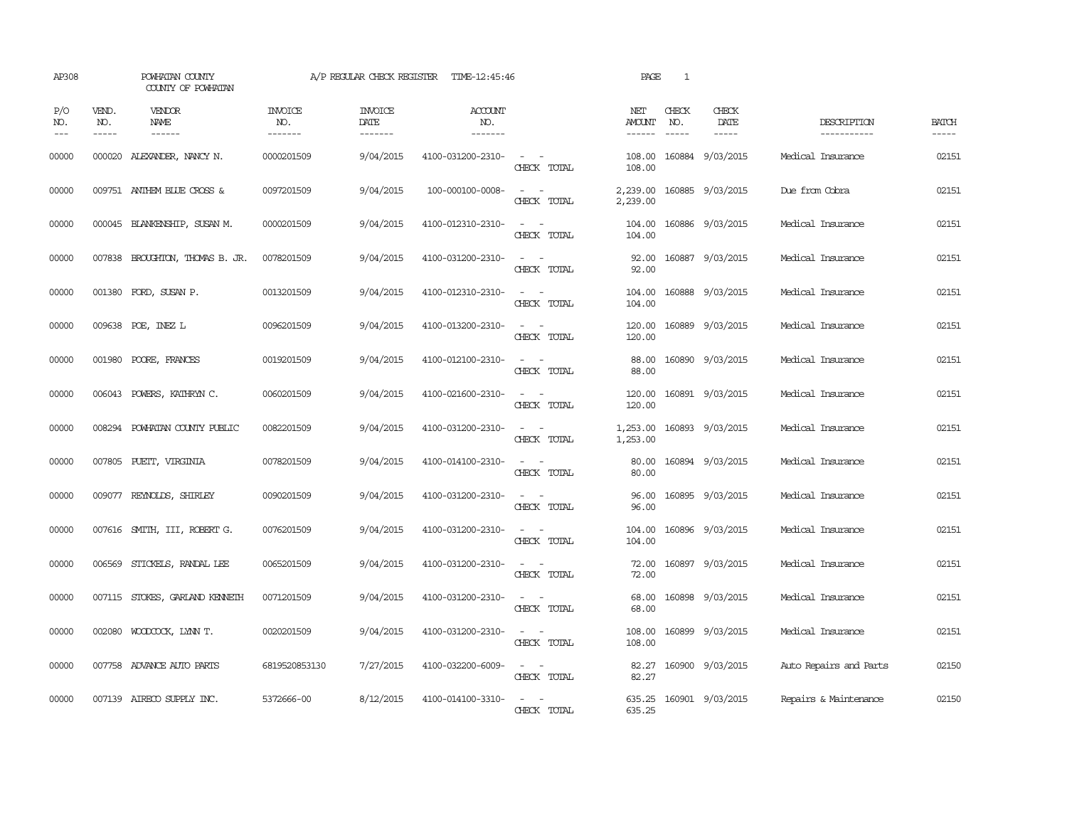AP308 POWHATAN COUNTY A/P REGULAR CHECK REGISTER TIME-12:45:46 PAGE 1

COUNTY OF POWHATAN

| P/O NO. | VEND. NO. | VENDOR NAME | INVOICE NO. | INVOICE DATE | ACCOUNT NO. | | NET AMOUNT | CHECK NO. | CHECK DATE | DESCRIPTION | BATCH |
|---|---|---|---|---|---|---|---|---|---|---|---|
| 00000 | 000020 | ALEXANDER, NANCY N. | 0000201509 | 9/04/2015 | 4100-031200-2310- | - - | 108.00 | 160884 | 9/03/2015 | Medical Insurance | 02151 |
| | | | | | | CHECK TOTAL | 108.00 | | | | |
| 00000 | 009751 | ANTHEM BLUE CROSS & | 0097201509 | 9/04/2015 | 100-000100-0008- | - - | 2,239.00 | 160885 | 9/03/2015 | Due from Cobra | 02151 |
| | | | | | | CHECK TOTAL | 2,239.00 | | | | |
| 00000 | 000045 | BLANKENSHIP, SUSAN M. | 0000201509 | 9/04/2015 | 4100-012310-2310- | - - | 104.00 | 160886 | 9/03/2015 | Medical Insurance | 02151 |
| | | | | | | CHECK TOTAL | 104.00 | | | | |
| 00000 | 007838 | BROUGHTON, THOMAS B. JR. | 0078201509 | 9/04/2015 | 4100-031200-2310- | - - | 92.00 | 160887 | 9/03/2015 | Medical Insurance | 02151 |
| | | | | | | CHECK TOTAL | 92.00 | | | | |
| 00000 | 001380 | FORD, SUSAN P. | 0013201509 | 9/04/2015 | 4100-012310-2310- | - - | 104.00 | 160888 | 9/03/2015 | Medical Insurance | 02151 |
| | | | | | | CHECK TOTAL | 104.00 | | | | |
| 00000 | 009638 | POE, INEZ L | 0096201509 | 9/04/2015 | 4100-013200-2310- | - - | 120.00 | 160889 | 9/03/2015 | Medical Insurance | 02151 |
| | | | | | | CHECK TOTAL | 120.00 | | | | |
| 00000 | 001980 | POORE, FRANCES | 0019201509 | 9/04/2015 | 4100-012100-2310- | - - | 88.00 | 160890 | 9/03/2015 | Medical Insurance | 02151 |
| | | | | | | CHECK TOTAL | 88.00 | | | | |
| 00000 | 006043 | POWERS, KATHRYN C. | 0060201509 | 9/04/2015 | 4100-021600-2310- | - - | 120.00 | 160891 | 9/03/2015 | Medical Insurance | 02151 |
| | | | | | | CHECK TOTAL | 120.00 | | | | |
| 00000 | 008294 | POWHATAN COUNTY PUBLIC | 0082201509 | 9/04/2015 | 4100-031200-2310- | - - | 1,253.00 | 160893 | 9/03/2015 | Medical Insurance | 02151 |
| | | | | | | CHECK TOTAL | 1,253.00 | | | | |
| 00000 | 007805 | PUETT, VIRGINIA | 0078201509 | 9/04/2015 | 4100-014100-2310- | - - | 80.00 | 160894 | 9/03/2015 | Medical Insurance | 02151 |
| | | | | | | CHECK TOTAL | 80.00 | | | | |
| 00000 | 009077 | REYNOLDS, SHIRLEY | 0090201509 | 9/04/2015 | 4100-031200-2310- | - - | 96.00 | 160895 | 9/03/2015 | Medical Insurance | 02151 |
| | | | | | | CHECK TOTAL | 96.00 | | | | |
| 00000 | 007616 | SMITH, III, ROBERT G. | 0076201509 | 9/04/2015 | 4100-031200-2310- | - - | 104.00 | 160896 | 9/03/2015 | Medical Insurance | 02151 |
| | | | | | | CHECK TOTAL | 104.00 | | | | |
| 00000 | 006569 | STICKELS, RANDAL LEE | 0065201509 | 9/04/2015 | 4100-031200-2310- | - - | 72.00 | 160897 | 9/03/2015 | Medical Insurance | 02151 |
| | | | | | | CHECK TOTAL | 72.00 | | | | |
| 00000 | 007115 | STOKES, GARLAND KENNETH | 0071201509 | 9/04/2015 | 4100-031200-2310- | - - | 68.00 | 160898 | 9/03/2015 | Medical Insurance | 02151 |
| | | | | | | CHECK TOTAL | 68.00 | | | | |
| 00000 | 002080 | WOODCOCK, LYNN T. | 0020201509 | 9/04/2015 | 4100-031200-2310- | - - | 108.00 | 160899 | 9/03/2015 | Medical Insurance | 02151 |
| | | | | | | CHECK TOTAL | 108.00 | | | | |
| 00000 | 007758 | ADVANCE AUTO PARTS | 6819520853130 | 7/27/2015 | 4100-032200-6009- | - - | 82.27 | 160900 | 9/03/2015 | Auto Repairs and Parts | 02150 |
| | | | | | | CHECK TOTAL | 82.27 | | | | |
| 00000 | 007139 | AIRECO SUPPLY INC. | 5372666-00 | 8/12/2015 | 4100-014100-3310- | - - | 635.25 | 160901 | 9/03/2015 | Repairs & Maintenance | 02150 |
| | | | | | | CHECK TOTAL | 635.25 | | | | |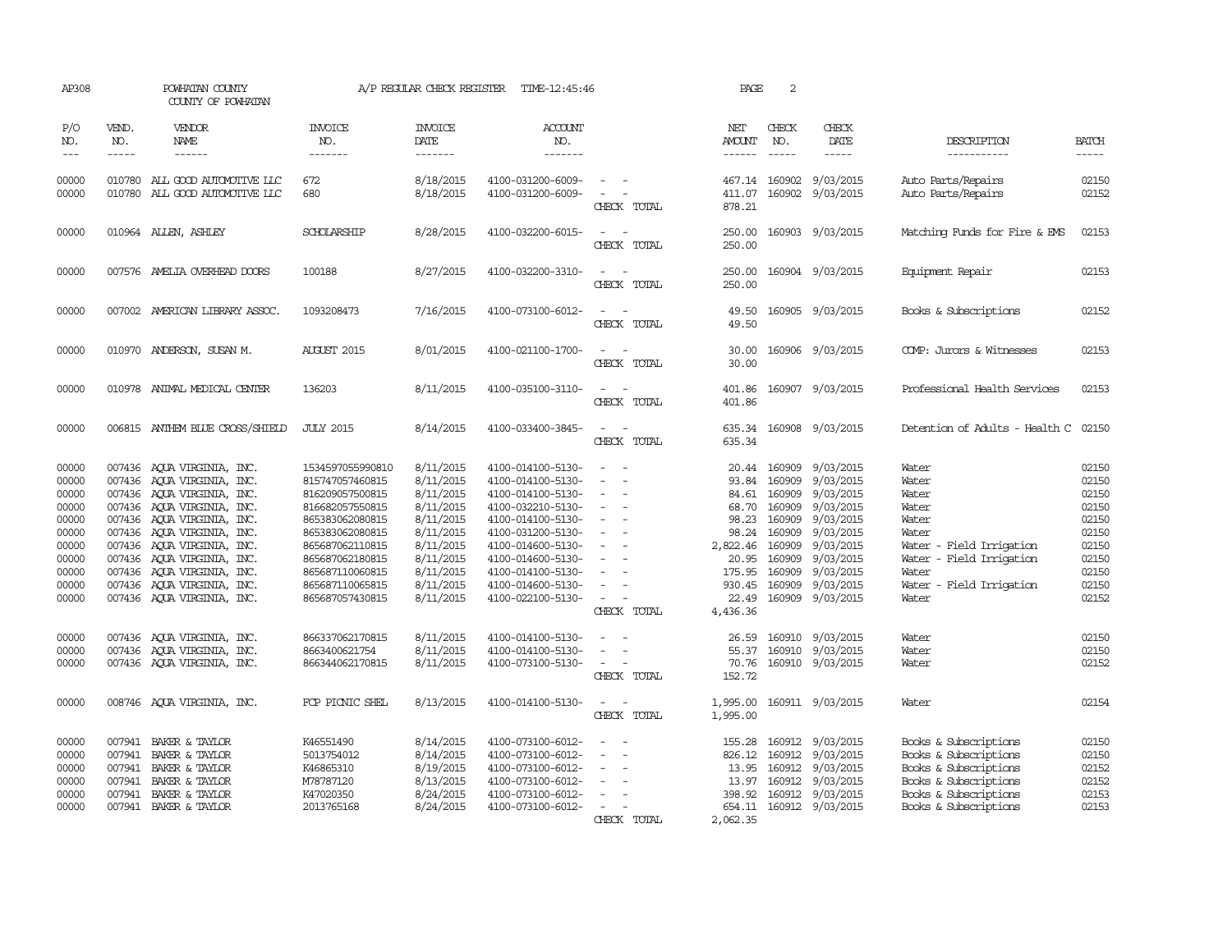AP308 POWHATAN COUNTY A/P REGULAR CHECK REGISTER TIME-12:45:46

COUNTY OF POWHATAN

| P/O NO. | VEND. NO. | VENDOR NAME | INVOICE NO. | INVOICE DATE | ACCOUNT NO. | | NET AMOUNT | CHECK NO. | CHECK DATE | DESCRIPTION | BATCH |
|---|---|---|---|---|---|---|---|---|---|---|---|
| 00000 | 010780 | ALL GOOD AUTOMOTIVE LLC | 672 | 8/18/2015 | 4100-031200-6009- | - - | 467.14 | 160902 | 9/03/2015 | Auto Parts/Repairs | 02150 |
| 00000 | 010780 | ALL GOOD AUTOMOTIVE LLC | 680 | 8/18/2015 | 4100-031200-6009- | - - | 411.07 | 160902 | 9/03/2015 | Auto Parts/Repairs | 02152 |
| | | | | | | CHECK TOTAL | 878.21 | | | | |
| 00000 | 010964 | ALLEN, ASHLEY | SCHOLARSHIP | 8/28/2015 | 4100-032200-6015- | - - | 250.00 | 160903 | 9/03/2015 | Matching Funds for Fire & EMS | 02153 |
| | | | | | | CHECK TOTAL | 250.00 | | | | |
| 00000 | 007576 | AMELIA OVERHEAD DOORS | 100188 | 8/27/2015 | 4100-032200-3310- | - - | 250.00 | 160904 | 9/03/2015 | Equipment Repair | 02153 |
| | | | | | | CHECK TOTAL | 250.00 | | | | |
| 00000 | 007002 | AMERICAN LIBRARY ASSOC. | 1093208473 | 7/16/2015 | 4100-073100-6012- | - - | 49.50 | 160905 | 9/03/2015 | Books & Subscriptions | 02152 |
| | | | | | | CHECK TOTAL | 49.50 | | | | |
| 00000 | 010970 | ANDERSON, SUSAN M. | AUGUST 2015 | 8/01/2015 | 4100-021100-1700- | - - | 30.00 | 160906 | 9/03/2015 | COMP: Jurors & Witnesses | 02153 |
| | | | | | | CHECK TOTAL | 30.00 | | | | |
| 00000 | 010978 | ANIMAL MEDICAL CENTER | 136203 | 8/11/2015 | 4100-035100-3110- | - - | 401.86 | 160907 | 9/03/2015 | Professional Health Services | 02153 |
| | | | | | | CHECK TOTAL | 401.86 | | | | |
| 00000 | 006815 | ANTHEM BLUE CROSS/SHIELD | JULY 2015 | 8/14/2015 | 4100-033400-3845- | - - | 635.34 | 160908 | 9/03/2015 | Detention of Adults - Health C | 02150 |
| | | | | | | CHECK TOTAL | 635.34 | | | | |
| 00000 | 007436 | AQUA VIRGINIA, INC. | 1534597055990810 | 8/11/2015 | 4100-014100-5130- | - - | 20.44 | 160909 | 9/03/2015 | Water | 02150 |
| 00000 | 007436 | AQUA VIRGINIA, INC. | 815747057460815 | 8/11/2015 | 4100-014100-5130- | - - | 93.84 | 160909 | 9/03/2015 | Water | 02150 |
| 00000 | 007436 | AQUA VIRGINIA, INC. | 816209057500815 | 8/11/2015 | 4100-014100-5130- | - - | 84.61 | 160909 | 9/03/2015 | Water | 02150 |
| 00000 | 007436 | AQUA VIRGINIA, INC. | 816682057550815 | 8/11/2015 | 4100-032210-5130- | - - | 68.70 | 160909 | 9/03/2015 | Water | 02150 |
| 00000 | 007436 | AQUA VIRGINIA, INC. | 865383062080815 | 8/11/2015 | 4100-014100-5130- | - - | 98.23 | 160909 | 9/03/2015 | Water | 02150 |
| 00000 | 007436 | AQUA VIRGINIA, INC. | 865383062080815 | 8/11/2015 | 4100-031200-5130- | - - | 98.24 | 160909 | 9/03/2015 | Water | 02150 |
| 00000 | 007436 | AQUA VIRGINIA, INC. | 865687062110815 | 8/11/2015 | 4100-014600-5130- | - - | 2,822.46 | 160909 | 9/03/2015 | Water - Field Irrigation | 02150 |
| 00000 | 007436 | AQUA VIRGINIA, INC. | 865687062180815 | 8/11/2015 | 4100-014600-5130- | - - | 20.95 | 160909 | 9/03/2015 | Water - Field Irrigation | 02150 |
| 00000 | 007436 | AQUA VIRGINIA, INC. | 865687110060815 | 8/11/2015 | 4100-014100-5130- | - - | 175.95 | 160909 | 9/03/2015 | Water | 02150 |
| 00000 | 007436 | AQUA VIRGINIA, INC. | 865687110065815 | 8/11/2015 | 4100-014600-5130- | - - | 930.45 | 160909 | 9/03/2015 | Water - Field Irrigation | 02150 |
| 00000 | 007436 | AQUA VIRGINIA, INC. | 865687057430815 | 8/11/2015 | 4100-022100-5130- | - - | 22.49 | 160909 | 9/03/2015 | Water | 02152 |
| | | | | | | CHECK TOTAL | 4,436.36 | | | | |
| 00000 | 007436 | AQUA VIRGINIA, INC. | 866337062170815 | 8/11/2015 | 4100-014100-5130- | - - | 26.59 | 160910 | 9/03/2015 | Water | 02150 |
| 00000 | 007436 | AQUA VIRGINIA, INC. | 8663400621754 | 8/11/2015 | 4100-014100-5130- | - - | 55.37 | 160910 | 9/03/2015 | Water | 02150 |
| 00000 | 007436 | AQUA VIRGINIA, INC. | 866344062170815 | 8/11/2015 | 4100-073100-5130- | - - | 70.76 | 160910 | 9/03/2015 | Water | 02152 |
| | | | | | | CHECK TOTAL | 152.72 | | | | |
| 00000 | 008746 | AQUA VIRGINIA, INC. | FCP PICNIC SHEL | 8/13/2015 | 4100-014100-5130- | - - | 1,995.00 | 160911 | 9/03/2015 | Water | 02154 |
| | | | | | | CHECK TOTAL | 1,995.00 | | | | |
| 00000 | 007941 | BAKER & TAYLOR | K46551490 | 8/14/2015 | 4100-073100-6012- | - - | 155.28 | 160912 | 9/03/2015 | Books & Subscriptions | 02150 |
| 00000 | 007941 | BAKER & TAYLOR | 5013754012 | 8/14/2015 | 4100-073100-6012- | - - | 826.12 | 160912 | 9/03/2015 | Books & Subscriptions | 02150 |
| 00000 | 007941 | BAKER & TAYLOR | K46865310 | 8/19/2015 | 4100-073100-6012- | - - | 13.95 | 160912 | 9/03/2015 | Books & Subscriptions | 02152 |
| 00000 | 007941 | BAKER & TAYLOR | M78787120 | 8/13/2015 | 4100-073100-6012- | - - | 13.97 | 160912 | 9/03/2015 | Books & Subscriptions | 02152 |
| 00000 | 007941 | BAKER & TAYLOR | K47020350 | 8/24/2015 | 4100-073100-6012- | - - | 398.92 | 160912 | 9/03/2015 | Books & Subscriptions | 02153 |
| 00000 | 007941 | BAKER & TAYLOR | 2013765168 | 8/24/2015 | 4100-073100-6012- | - - | 654.11 | 160912 | 9/03/2015 | Books & Subscriptions | 02153 |
| | | | | | | CHECK TOTAL | 2,062.35 | | | | |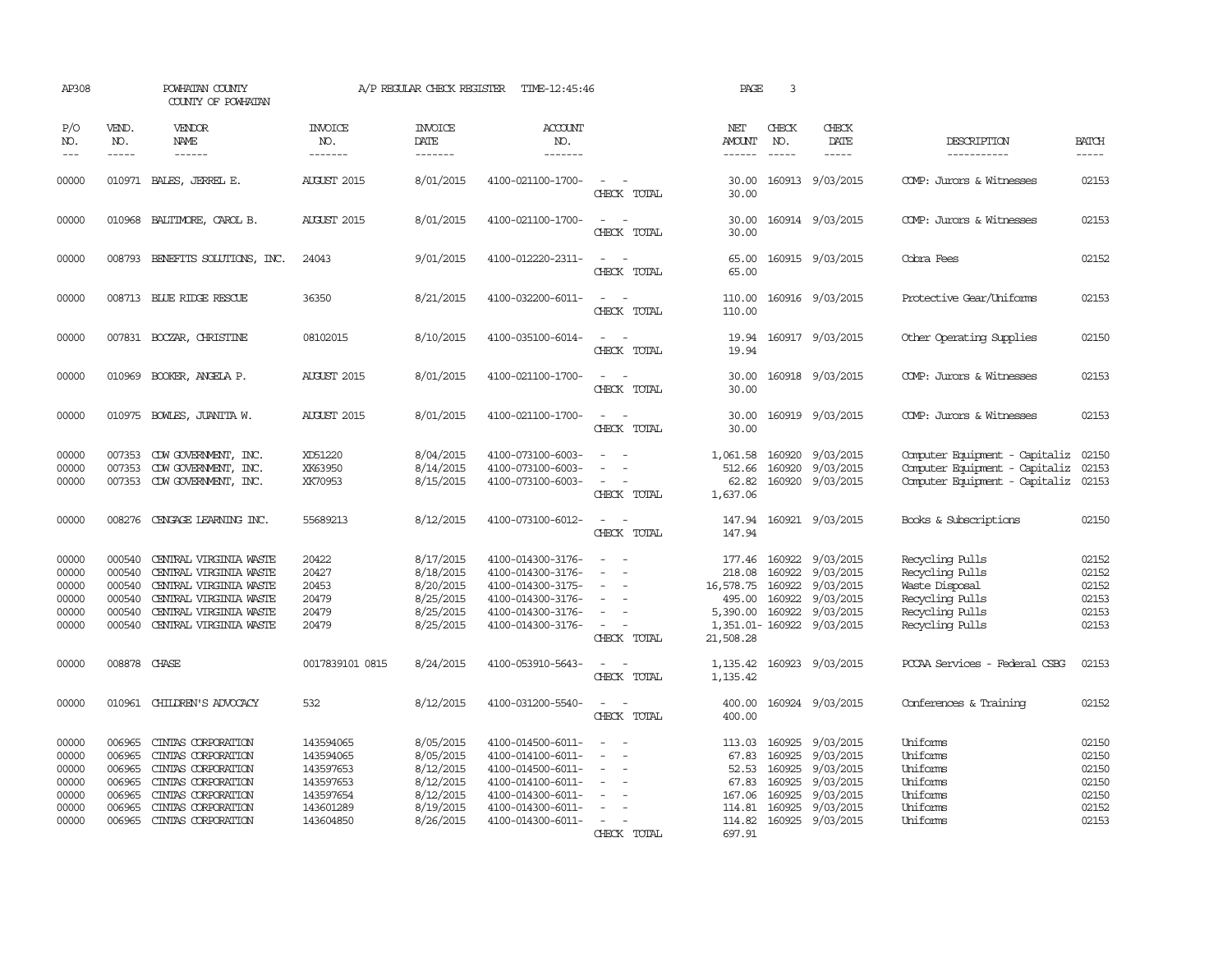AP308 POWHATAN COUNTY COUNTY OF POWHATAN A/P REGULAR CHECK REGISTER TIME-12:45:46

| P/O NO. | VEND. NO. | VENDOR NAME | INVOICE NO. | INVOICE DATE | ACCOUNT NO. | | NET AMOUNT | CHECK NO. | CHECK DATE | DESCRIPTION | BATCH |
|---|---|---|---|---|---|---|---|---|---|---|---|
| 00000 | 010971 | BALES, JERREL E. | AUGUST 2015 | 8/01/2015 | 4100-021100-1700- | - - | 30.00 | 160913 | 9/03/2015 | COMP: Jurors & Witnesses | 02153 |
| | | | | | | CHECK TOTAL | 30.00 | | | | |
| 00000 | 010968 | BALTIMORE, CAROL B. | AUGUST 2015 | 8/01/2015 | 4100-021100-1700- | - - | 30.00 | 160914 | 9/03/2015 | COMP: Jurors & Witnesses | 02153 |
| | | | | | | CHECK TOTAL | 30.00 | | | | |
| 00000 | 008793 | BENEFITS SOLUTIONS, INC. | 24043 | 9/01/2015 | 4100-012220-2311- | - - | 65.00 | 160915 | 9/03/2015 | Cobra Fees | 02152 |
| | | | | | | CHECK TOTAL | 65.00 | | | | |
| 00000 | 008713 | BLUE RIDGE RESCUE | 36350 | 8/21/2015 | 4100-032200-6011- | - - | 110.00 | 160916 | 9/03/2015 | Protective Gear/Uniforms | 02153 |
| | | | | | | CHECK TOTAL | 110.00 | | | | |
| 00000 | 007831 | BOCZAR, CHRISTINE | 08102015 | 8/10/2015 | 4100-035100-6014- | - - | 19.94 | 160917 | 9/03/2015 | Other Operating Supplies | 02150 |
| | | | | | | CHECK TOTAL | 19.94 | | | | |
| 00000 | 010969 | BOOKER, ANGELA P. | AUGUST 2015 | 8/01/2015 | 4100-021100-1700- | - - | 30.00 | 160918 | 9/03/2015 | COMP: Jurors & Witnesses | 02153 |
| | | | | | | CHECK TOTAL | 30.00 | | | | |
| 00000 | 010975 | BOWLES, JUANITA W. | AUGUST 2015 | 8/01/2015 | 4100-021100-1700- | - - | 30.00 | 160919 | 9/03/2015 | COMP: Jurors & Witnesses | 02153 |
| | | | | | | CHECK TOTAL | 30.00 | | | | |
| 00000 | 007353 | CDW GOVERNMENT, INC. | XD51220 | 8/04/2015 | 4100-073100-6003- | - - | 1,061.58 | 160920 | 9/03/2015 | Computer Equipment - Capitaliz | 02150 |
| 00000 | 007353 | CDW GOVERNMENT, INC. | XK63950 | 8/14/2015 | 4100-073100-6003- | - - | 512.66 | 160920 | 9/03/2015 | Computer Equipment - Capitaliz | 02153 |
| 00000 | 007353 | CDW GOVERNMENT, INC. | XK70953 | 8/15/2015 | 4100-073100-6003- | - - | 62.82 | 160920 | 9/03/2015 | Computer Equipment - Capitaliz | 02153 |
| | | | | | | CHECK TOTAL | 1,637.06 | | | | |
| 00000 | 008276 | CENGAGE LEARNING INC. | 55689213 | 8/12/2015 | 4100-073100-6012- | - - | 147.94 | 160921 | 9/03/2015 | Books & Subscriptions | 02150 |
| | | | | | | CHECK TOTAL | 147.94 | | | | |
| 00000 | 000540 | CENTRAL VIRGINIA WASTE | 20422 | 8/17/2015 | 4100-014300-3176- | - - | 177.46 | 160922 | 9/03/2015 | Recycling Pulls | 02152 |
| 00000 | 000540 | CENTRAL VIRGINIA WASTE | 20427 | 8/18/2015 | 4100-014300-3176- | - - | 218.08 | 160922 | 9/03/2015 | Recycling Pulls | 02152 |
| 00000 | 000540 | CENTRAL VIRGINIA WASTE | 20453 | 8/20/2015 | 4100-014300-3175- | - - | 16,578.75 | 160922 | 9/03/2015 | Waste Disposal | 02152 |
| 00000 | 000540 | CENTRAL VIRGINIA WASTE | 20479 | 8/25/2015 | 4100-014300-3176- | - - | 495.00 | 160922 | 9/03/2015 | Recycling Pulls | 02153 |
| 00000 | 000540 | CENTRAL VIRGINIA WASTE | 20479 | 8/25/2015 | 4100-014300-3176- | - - | 5,390.00 | 160922 | 9/03/2015 | Recycling Pulls | 02153 |
| 00000 | 000540 | CENTRAL VIRGINIA WASTE | 20479 | 8/25/2015 | 4100-014300-3176- | - - | 1,351.01- | 160922 | 9/03/2015 | Recycling Pulls | 02153 |
| | | | | | | CHECK TOTAL | 21,508.28 | | | | |
| 00000 | 008878 | CHASE | 0017839101 0815 | 8/24/2015 | 4100-053910-5643- | - - | 1,135.42 | 160923 | 9/03/2015 | PCCAA Services - Federal CSBG | 02153 |
| | | | | | | CHECK TOTAL | 1,135.42 | | | | |
| 00000 | 010961 | CHILDREN'S ADVOCACY | 532 | 8/12/2015 | 4100-031200-5540- | - - | 400.00 | 160924 | 9/03/2015 | Conferences & Training | 02152 |
| | | | | | | CHECK TOTAL | 400.00 | | | | |
| 00000 | 006965 | CINTAS CORPORATION | 143594065 | 8/05/2015 | 4100-014500-6011- | - - | 113.03 | 160925 | 9/03/2015 | Uniforms | 02150 |
| 00000 | 006965 | CINTAS CORPORATION | 143594065 | 8/05/2015 | 4100-014100-6011- | - - | 67.83 | 160925 | 9/03/2015 | Uniforms | 02150 |
| 00000 | 006965 | CINTAS CORPORATION | 143597653 | 8/12/2015 | 4100-014500-6011- | - - | 52.53 | 160925 | 9/03/2015 | Uniforms | 02150 |
| 00000 | 006965 | CINTAS CORPORATION | 143597653 | 8/12/2015 | 4100-014100-6011- | - - | 67.83 | 160925 | 9/03/2015 | Uniforms | 02150 |
| 00000 | 006965 | CINTAS CORPORATION | 143597654 | 8/12/2015 | 4100-014300-6011- | - - | 167.06 | 160925 | 9/03/2015 | Uniforms | 02150 |
| 00000 | 006965 | CINTAS CORPORATION | 143601289 | 8/19/2015 | 4100-014300-6011- | - - | 114.81 | 160925 | 9/03/2015 | Uniforms | 02152 |
| 00000 | 006965 | CINTAS CORPORATION | 143604850 | 8/26/2015 | 4100-014300-6011- | - - | 114.82 | 160925 | 9/03/2015 | Uniforms | 02153 |
| | | | | | | CHECK TOTAL | 697.91 | | | | |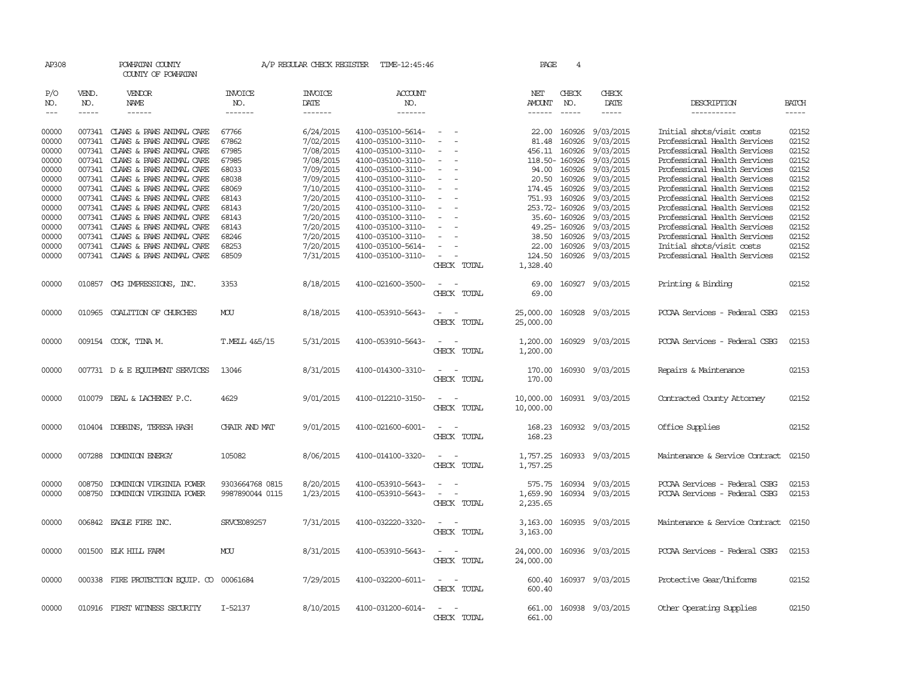AP308 POWHATAN COUNTY A/P REGULAR CHECK REGISTER TIME-12:45:46

COUNTY OF POWHATAN

| P/O NO. | VEND. NO. | VENDOR NAME | INVOICE NO. | INVOICE DATE | ACCOUNT NO. | | NET AMOUNT | CHECK NO. | CHECK DATE | DESCRIPTION | BATCH |
|---|---|---|---|---|---|---|---|---|---|---|---|
| 00000 | 007341 | CLAWS & PAWS ANIMAL CARE | 67766 | 6/24/2015 | 4100-035100-5614- | - - | 22.00 | 160926 | 9/03/2015 | Initial shots/visit costs | 02152 |
| 00000 | 007341 | CLAWS & PAWS ANIMAL CARE | 67862 | 7/02/2015 | 4100-035100-3110- | - - | 81.48 | 160926 | 9/03/2015 | Professional Health Services | 02152 |
| 00000 | 007341 | CLAWS & PAWS ANIMAL CARE | 67985 | 7/08/2015 | 4100-035100-3110- | - - | 456.11 | 160926 | 9/03/2015 | Professional Health Services | 02152 |
| 00000 | 007341 | CLAWS & PAWS ANIMAL CARE | 67985 | 7/08/2015 | 4100-035100-3110- | - - | 118.50- | 160926 | 9/03/2015 | Professional Health Services | 02152 |
| 00000 | 007341 | CLAWS & PAWS ANIMAL CARE | 68033 | 7/09/2015 | 4100-035100-3110- | - - | 94.00 | 160926 | 9/03/2015 | Professional Health Services | 02152 |
| 00000 | 007341 | CLAWS & PAWS ANIMAL CARE | 68038 | 7/09/2015 | 4100-035100-3110- | - - | 20.50 | 160926 | 9/03/2015 | Professional Health Services | 02152 |
| 00000 | 007341 | CLAWS & PAWS ANIMAL CARE | 68069 | 7/10/2015 | 4100-035100-3110- | - - | 174.45 | 160926 | 9/03/2015 | Professional Health Services | 02152 |
| 00000 | 007341 | CLAWS & PAWS ANIMAL CARE | 68143 | 7/20/2015 | 4100-035100-3110- | - - | 751.93 | 160926 | 9/03/2015 | Professional Health Services | 02152 |
| 00000 | 007341 | CLAWS & PAWS ANIMAL CARE | 68143 | 7/20/2015 | 4100-035100-3110- | - - | 253.72- | 160926 | 9/03/2015 | Professional Health Services | 02152 |
| 00000 | 007341 | CLAWS & PAWS ANIMAL CARE | 68143 | 7/20/2015 | 4100-035100-3110- | - - | 35.60- | 160926 | 9/03/2015 | Professional Health Services | 02152 |
| 00000 | 007341 | CLAWS & PAWS ANIMAL CARE | 68143 | 7/20/2015 | 4100-035100-3110- | - - | 49.25- | 160926 | 9/03/2015 | Professional Health Services | 02152 |
| 00000 | 007341 | CLAWS & PAWS ANIMAL CARE | 68246 | 7/20/2015 | 4100-035100-3110- | - - | 38.50 | 160926 | 9/03/2015 | Professional Health Services | 02152 |
| 00000 | 007341 | CLAWS & PAWS ANIMAL CARE | 68253 | 7/20/2015 | 4100-035100-5614- | - - | 22.00 | 160926 | 9/03/2015 | Initial shots/visit costs | 02152 |
| 00000 | 007341 | CLAWS & PAWS ANIMAL CARE | 68509 | 7/31/2015 | 4100-035100-3110- | - - | 124.50 | 160926 | 9/03/2015 | Professional Health Services | 02152 |
| | | | | | | CHECK TOTAL | 1,328.40 | | | | |
| 00000 | 010857 | CMG IMPRESSIONS, INC. | 3353 | 8/18/2015 | 4100-021600-3500- | - - | 69.00 | 160927 | 9/03/2015 | Printing & Binding | 02152 |
| | | | | | | CHECK TOTAL | 69.00 | | | | |
| 00000 | 010965 | COALITION OF CHURCHES | MOU | 8/18/2015 | 4100-053910-5643- | - - | 25,000.00 | 160928 | 9/03/2015 | PCCAA Services - Federal CSBG | 02153 |
| | | | | | | CHECK TOTAL | 25,000.00 | | | | |
| 00000 | 009154 | COOK, TINA M. | T.MELL 4&5/15 | 5/31/2015 | 4100-053910-5643- | - - | 1,200.00 | 160929 | 9/03/2015 | PCCAA Services - Federal CSBG | 02153 |
| | | | | | | CHECK TOTAL | 1,200.00 | | | | |
| 00000 | 007731 | D & E EQUIPMENT SERVICES | 13046 | 8/31/2015 | 4100-014300-3310- | - - | 170.00 | 160930 | 9/03/2015 | Repairs & Maintenance | 02153 |
| | | | | | | CHECK TOTAL | 170.00 | | | | |
| 00000 | 010079 | DEAL & LACHENEY P.C. | 4629 | 9/01/2015 | 4100-012210-3150- | - - | 10,000.00 | 160931 | 9/03/2015 | Contracted County Attorney | 02152 |
| | | | | | | CHECK TOTAL | 10,000.00 | | | | |
| 00000 | 010404 | DOBBINS, TERESA HASH | CHAIR AND MAT | 9/01/2015 | 4100-021600-6001- | - - | 168.23 | 160932 | 9/03/2015 | Office Supplies | 02152 |
| | | | | | | CHECK TOTAL | 168.23 | | | | |
| 00000 | 007288 | DOMINION ENERGY | 105082 | 8/06/2015 | 4100-014100-3320- | - - | 1,757.25 | 160933 | 9/03/2015 | Maintenance & Service Contract | 02150 |
| | | | | | | CHECK TOTAL | 1,757.25 | | | | |
| 00000 | 008750 | DOMINION VIRGINIA POWER | 9303664768 0815 | 8/20/2015 | 4100-053910-5643- | - - | 575.75 | 160934 | 9/03/2015 | PCCAA Services - Federal CSBG | 02153 |
| 00000 | 008750 | DOMINION VIRGINIA POWER | 9987890044 0115 | 1/23/2015 | 4100-053910-5643- | - - | 1,659.90 | 160934 | 9/03/2015 | PCCAA Services - Federal CSBG | 02153 |
| | | | | | | CHECK TOTAL | 2,235.65 | | | | |
| 00000 | 006842 | EAGLE FIRE INC. | SRVCE089257 | 7/31/2015 | 4100-032220-3320- | - - | 3,163.00 | 160935 | 9/03/2015 | Maintenance & Service Contract | 02150 |
| | | | | | | CHECK TOTAL | 3,163.00 | | | | |
| 00000 | 001500 | ELK HILL FARM | MOU | 8/31/2015 | 4100-053910-5643- | - - | 24,000.00 | 160936 | 9/03/2015 | PCCAA Services - Federal CSBG | 02153 |
| | | | | | | CHECK TOTAL | 24,000.00 | | | | |
| 00000 | 000338 | FIRE PROTECTION EQUIP. CO | 00061684 | 7/29/2015 | 4100-032200-6011- | - - | 600.40 | 160937 | 9/03/2015 | Protective Gear/Uniforms | 02152 |
| | | | | | | CHECK TOTAL | 600.40 | | | | |
| 00000 | 010916 | FIRST WITNESS SECURITY | I-52137 | 8/10/2015 | 4100-031200-6014- | - - | 661.00 | 160938 | 9/03/2015 | Other Operating Supplies | 02150 |
| | | | | | | CHECK TOTAL | 661.00 | | | | |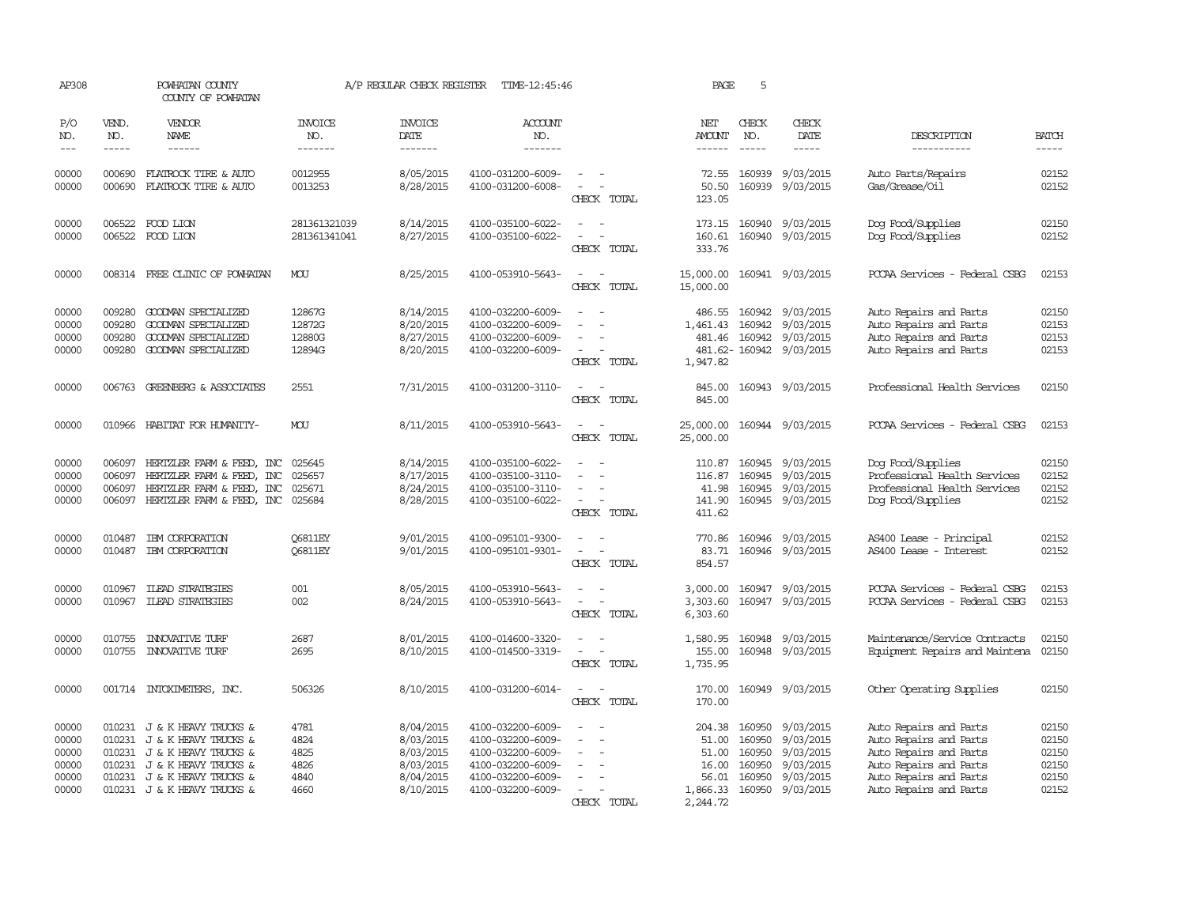AP308 POWHATAN COUNTY A/P REGULAR CHECK REGISTER TIME-12:45:46 PAGE 5

COUNTY OF POWHATAN

| P/O NO. | VEND. NO. | VENDOR NAME | INVOICE NO. | INVOICE DATE | ACCOUNT NO. | | NET AMOUNT | CHECK NO. | CHECK DATE | DESCRIPTION | BATCH |
|---|---|---|---|---|---|---|---|---|---|---|---|
| 00000 | 000690 | FLATROCK TIRE & AUTO | 0012955 | 8/05/2015 | 4100-031200-6009- | - - | 72.55 | 160939 | 9/03/2015 | Auto Parts/Repairs | 02152 |
| 00000 | 000690 | FLATROCK TIRE & AUTO | 0013253 | 8/28/2015 | 4100-031200-6008- | - - | 50.50 | 160939 | 9/03/2015 | Gas/Grease/Oil | 02152 |
| | | | | | | CHECK TOTAL | 123.05 | | | | |
| 00000 | 006522 | FOOD LION | 281361321039 | 8/14/2015 | 4100-035100-6022- | - - | 173.15 | 160940 | 9/03/2015 | Dog Food/Supplies | 02150 |
| 00000 | 006522 | FOOD LION | 281361341041 | 8/27/2015 | 4100-035100-6022- | - - | 160.61 | 160940 | 9/03/2015 | Dog Food/Supplies | 02152 |
| | | | | | | CHECK TOTAL | 333.76 | | | | |
| 00000 | 008314 | FREE CLINIC OF POWHATAN | MOU | 8/25/2015 | 4100-053910-5643- | - - | 15,000.00 | 160941 | 9/03/2015 | PCCAA Services - Federal CSBG | 02153 |
| | | | | | | CHECK TOTAL | 15,000.00 | | | | |
| 00000 | 009280 | GOODMAN SPECIALIZED | 12867G | 8/14/2015 | 4100-032200-6009- | - - | 486.55 | 160942 | 9/03/2015 | Auto Repairs and Parts | 02150 |
| 00000 | 009280 | GOODMAN SPECIALIZED | 12872G | 8/20/2015 | 4100-032200-6009- | - - | 1,461.43 | 160942 | 9/03/2015 | Auto Repairs and Parts | 02153 |
| 00000 | 009280 | GOODMAN SPECIALIZED | 12880G | 8/27/2015 | 4100-032200-6009- | - - | 481.46 | 160942 | 9/03/2015 | Auto Repairs and Parts | 02153 |
| 00000 | 009280 | GOODMAN SPECIALIZED | 12894G | 8/20/2015 | 4100-032200-6009- | - - | 481.62- | 160942 | 9/03/2015 | Auto Repairs and Parts | 02153 |
| | | | | | | CHECK TOTAL | 1,947.82 | | | | |
| 00000 | 006763 | GREENBERG & ASSOCIATES | 2551 | 7/31/2015 | 4100-031200-3110- | - - | 845.00 | 160943 | 9/03/2015 | Professional Health Services | 02150 |
| | | | | | | CHECK TOTAL | 845.00 | | | | |
| 00000 | 010966 | HABITAT FOR HUMANITY- | MOU | 8/11/2015 | 4100-053910-5643- | - - | 25,000.00 | 160944 | 9/03/2015 | PCCAA Services - Federal CSBG | 02153 |
| | | | | | | CHECK TOTAL | 25,000.00 | | | | |
| 00000 | 006097 | HERTZLER FARM & FEED, INC | 025645 | 8/14/2015 | 4100-035100-6022- | - - | 110.87 | 160945 | 9/03/2015 | Dog Food/Supplies | 02150 |
| 00000 | 006097 | HERTZLER FARM & FEED, INC | 025657 | 8/17/2015 | 4100-035100-3110- | - - | 116.87 | 160945 | 9/03/2015 | Professional Health Services | 02152 |
| 00000 | 006097 | HERTZLER FARM & FEED, INC | 025671 | 8/24/2015 | 4100-035100-3110- | - - | 41.98 | 160945 | 9/03/2015 | Professional Health Services | 02152 |
| 00000 | 006097 | HERTZLER FARM & FEED, INC | 025684 | 8/28/2015 | 4100-035100-6022- | - - | 141.90 | 160945 | 9/03/2015 | Dog Food/Supplies | 02152 |
| | | | | | | CHECK TOTAL | 411.62 | | | | |
| 00000 | 010487 | IBM CORPORATION | Q6811EY | 9/01/2015 | 4100-095101-9300- | - - | 770.86 | 160946 | 9/03/2015 | AS400 Lease - Principal | 02152 |
| 00000 | 010487 | IBM CORPORATION | Q6811EY | 9/01/2015 | 4100-095101-9301- | - - | 83.71 | 160946 | 9/03/2015 | AS400 Lease - Interest | 02152 |
| | | | | | | CHECK TOTAL | 854.57 | | | | |
| 00000 | 010967 | ILEAD STRATEGIES | 001 | 8/05/2015 | 4100-053910-5643- | - - | 3,000.00 | 160947 | 9/03/2015 | PCCAA Services - Federal CSBG | 02153 |
| 00000 | 010967 | ILEAD STRATEGIES | 002 | 8/24/2015 | 4100-053910-5643- | - - | 3,303.60 | 160947 | 9/03/2015 | PCCAA Services - Federal CSBG | 02153 |
| | | | | | | CHECK TOTAL | 6,303.60 | | | | |
| 00000 | 010755 | INNOVATIVE TURF | 2687 | 8/01/2015 | 4100-014600-3320- | - - | 1,580.95 | 160948 | 9/03/2015 | Maintenance/Service Contracts | 02150 |
| 00000 | 010755 | INNOVATIVE TURF | 2695 | 8/10/2015 | 4100-014500-3319- | - - | 155.00 | 160948 | 9/03/2015 | Equipment Repairs and Maintena | 02150 |
| | | | | | | CHECK TOTAL | 1,735.95 | | | | |
| 00000 | 001714 | INTOXIMETERS, INC. | 506326 | 8/10/2015 | 4100-031200-6014- | - - | 170.00 | 160949 | 9/03/2015 | Other Operating Supplies | 02150 |
| | | | | | | CHECK TOTAL | 170.00 | | | | |
| 00000 | 010231 | J & K HEAVY TRUCKS & | 4781 | 8/04/2015 | 4100-032200-6009- | - - | 204.38 | 160950 | 9/03/2015 | Auto Repairs and Parts | 02150 |
| 00000 | 010231 | J & K HEAVY TRUCKS & | 4824 | 8/03/2015 | 4100-032200-6009- | - - | 51.00 | 160950 | 9/03/2015 | Auto Repairs and Parts | 02150 |
| 00000 | 010231 | J & K HEAVY TRUCKS & | 4825 | 8/03/2015 | 4100-032200-6009- | - - | 51.00 | 160950 | 9/03/2015 | Auto Repairs and Parts | 02150 |
| 00000 | 010231 | J & K HEAVY TRUCKS & | 4826 | 8/03/2015 | 4100-032200-6009- | - - | 16.00 | 160950 | 9/03/2015 | Auto Repairs and Parts | 02150 |
| 00000 | 010231 | J & K HEAVY TRUCKS & | 4840 | 8/04/2015 | 4100-032200-6009- | - - | 56.01 | 160950 | 9/03/2015 | Auto Repairs and Parts | 02150 |
| 00000 | 010231 | J & K HEAVY TRUCKS & | 4660 | 8/10/2015 | 4100-032200-6009- | - - | 1,866.33 | 160950 | 9/03/2015 | Auto Repairs and Parts | 02152 |
| | | | | | | CHECK TOTAL | 2,244.72 | | | | |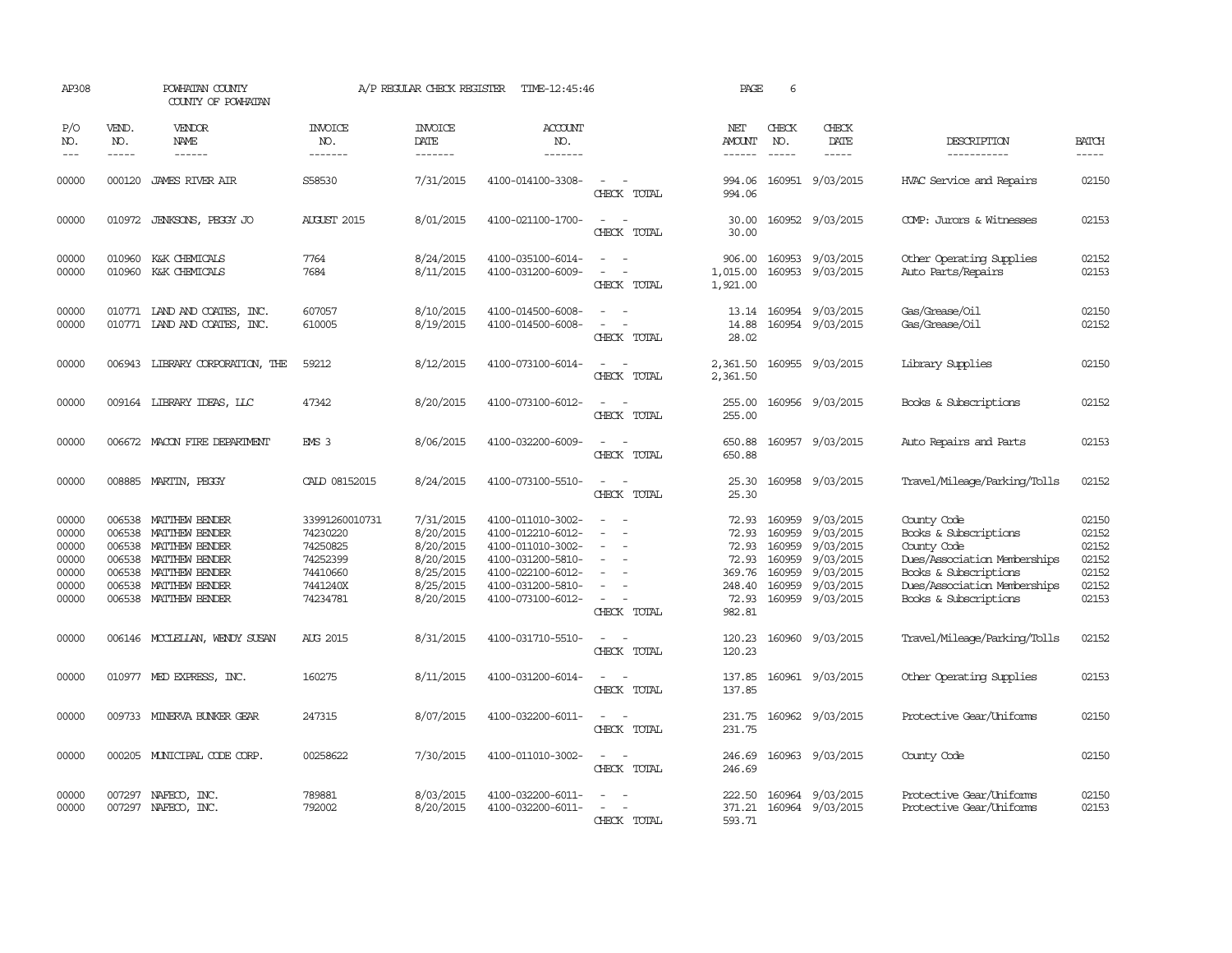AP308 POWHATAN COUNTY COUNTY OF POWHATAN A/P REGULAR CHECK REGISTER TIME-12:45:46 PAGE 6

| P/O NO. | VEND. NO. | VENDOR NAME | INVOICE NO. | INVOICE DATE | ACCOUNT NO. | | NET AMOUNT | CHECK NO. | CHECK DATE | DESCRIPTION | BATCH |
|---|---|---|---|---|---|---|---|---|---|---|---|
| 00000 | 000120 | JAMES RIVER AIR | S58530 | 7/31/2015 | 4100-014100-3308- | - - | 994.06 | 160951 | 9/03/2015 | HVAC Service and Repairs | 02150 |
| | | | | | | CHECK TOTAL | 994.06 | | | | |
| 00000 | 010972 | JENKSONS, PEGGY JO | AUGUST 2015 | 8/01/2015 | 4100-021100-1700- | - - | 30.00 | 160952 | 9/03/2015 | COMP: Jurors & Witnesses | 02153 |
| | | | | | | CHECK TOTAL | 30.00 | | | | |
| 00000 | 010960 | K&K CHEMICALS | 7764 | 8/24/2015 | 4100-035100-6014- | - - | 906.00 | 160953 | 9/03/2015 | Other Operating Supplies | 02152 |
| 00000 | 010960 | K&K CHEMICALS | 7684 | 8/11/2015 | 4100-031200-6009- | - - | 1,015.00 | 160953 | 9/03/2015 | Auto Parts/Repairs | 02153 |
| | | | | | | CHECK TOTAL | 1,921.00 | | | | |
| 00000 | 010771 | LAND AND COATES, INC. | 607057 | 8/10/2015 | 4100-014500-6008- | - - | 13.14 | 160954 | 9/03/2015 | Gas/Grease/Oil | 02150 |
| 00000 | 010771 | LAND AND COATES, INC. | 610005 | 8/19/2015 | 4100-014500-6008- | - - | 14.88 | 160954 | 9/03/2015 | Gas/Grease/Oil | 02152 |
| | | | | | | CHECK TOTAL | 28.02 | | | | |
| 00000 | 006943 | LIBRARY CORPORATION, THE | 59212 | 8/12/2015 | 4100-073100-6014- | - - | 2,361.50 | 160955 | 9/03/2015 | Library Supplies | 02150 |
| | | | | | | CHECK TOTAL | 2,361.50 | | | | |
| 00000 | 009164 | LIBRARY IDEAS, LLC | 47342 | 8/20/2015 | 4100-073100-6012- | - - | 255.00 | 160956 | 9/03/2015 | Books & Subscriptions | 02152 |
| | | | | | | CHECK TOTAL | 255.00 | | | | |
| 00000 | 006672 | MACON FIRE DEPARTMENT | EMS 3 | 8/06/2015 | 4100-032200-6009- | - - | 650.88 | 160957 | 9/03/2015 | Auto Repairs and Parts | 02153 |
| | | | | | | CHECK TOTAL | 650.88 | | | | |
| 00000 | 008885 | MARTIN, PEGGY | CALD 08152015 | 8/24/2015 | 4100-073100-5510- | - - | 25.30 | 160958 | 9/03/2015 | Travel/Mileage/Parking/Tolls | 02152 |
| | | | | | | CHECK TOTAL | 25.30 | | | | |
| 00000 | 006538 | MATTHEW BENDER | 33991260010731 | 7/31/2015 | 4100-011010-3002- | - - | 72.93 | 160959 | 9/03/2015 | County Code | 02150 |
| 00000 | 006538 | MATTHEW BENDER | 74230220 | 8/20/2015 | 4100-012210-6012- | - - | 72.93 | 160959 | 9/03/2015 | Books & Subscriptions | 02152 |
| 00000 | 006538 | MATTHEW BENDER | 74250825 | 8/20/2015 | 4100-011010-3002- | - - | 72.93 | 160959 | 9/03/2015 | County Code | 02152 |
| 00000 | 006538 | MATTHEW BENDER | 74252399 | 8/20/2015 | 4100-031200-5810- | - - | 72.93 | 160959 | 9/03/2015 | Dues/Association Memberships | 02152 |
| 00000 | 006538 | MATTHEW BENDER | 74410660 | 8/25/2015 | 4100-022100-6012- | - - | 369.76 | 160959 | 9/03/2015 | Books & Subscriptions | 02152 |
| 00000 | 006538 | MATTHEW BENDER | 7441240X | 8/25/2015 | 4100-031200-5810- | - - | 248.40 | 160959 | 9/03/2015 | Dues/Association Memberships | 02152 |
| 00000 | 006538 | MATTHEW BENDER | 74234781 | 8/20/2015 | 4100-073100-6012- | - - | 72.93 | 160959 | 9/03/2015 | Books & Subscriptions | 02153 |
| | | | | | | CHECK TOTAL | 982.81 | | | | |
| 00000 | 006146 | MCCLELLAN, WENDY SUSAN | AUG 2015 | 8/31/2015 | 4100-031710-5510- | - - | 120.23 | 160960 | 9/03/2015 | Travel/Mileage/Parking/Tolls | 02152 |
| | | | | | | CHECK TOTAL | 120.23 | | | | |
| 00000 | 010977 | MED EXPRESS, INC. | 160275 | 8/11/2015 | 4100-031200-6014- | - - | 137.85 | 160961 | 9/03/2015 | Other Operating Supplies | 02153 |
| | | | | | | CHECK TOTAL | 137.85 | | | | |
| 00000 | 009733 | MINERVA BUNKER GEAR | 247315 | 8/07/2015 | 4100-032200-6011- | - - | 231.75 | 160962 | 9/03/2015 | Protective Gear/Uniforms | 02150 |
| | | | | | | CHECK TOTAL | 231.75 | | | | |
| 00000 | 000205 | MUNICIPAL CODE CORP. | 00258622 | 7/30/2015 | 4100-011010-3002- | - - | 246.69 | 160963 | 9/03/2015 | County Code | 02150 |
| | | | | | | CHECK TOTAL | 246.69 | | | | |
| 00000 | 007297 | NAFECO, INC. | 789881 | 8/03/2015 | 4100-032200-6011- | - - | 222.50 | 160964 | 9/03/2015 | Protective Gear/Uniforms | 02150 |
| 00000 | 007297 | NAFECO, INC. | 792002 | 8/20/2015 | 4100-032200-6011- | - - | 371.21 | 160964 | 9/03/2015 | Protective Gear/Uniforms | 02153 |
| | | | | | | CHECK TOTAL | 593.71 | | | | |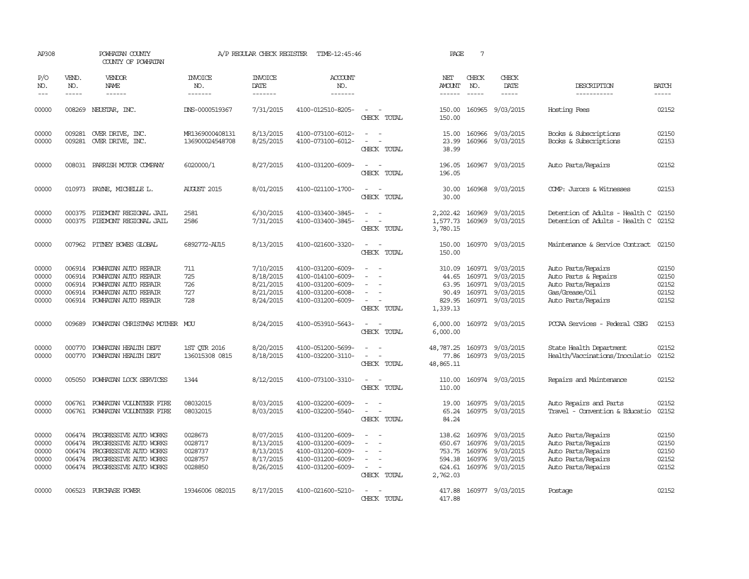AP308 POWHATAN COUNTY A/P REGULAR CHECK REGISTER TIME-12:45:46 PAGE 7

COUNTY OF POWHATAN

| P/O NO. | VEND. NO. | VENDOR NAME | INVOICE NO. | INVOICE DATE | ACCOUNT NO. | | NET AMOUNT | CHECK NO. | CHECK DATE | DESCRIPTION | BATCH |
|---|---|---|---|---|---|---|---|---|---|---|---|
| 00000 | 008269 | NEUSTAR, INC. | DNS-0000519367 | 7/31/2015 | 4100-012510-8205- | - - | 150.00 | 160965 | 9/03/2015 | Hosting Fees | 02152 |
| | | | | | | CHECK TOTAL | 150.00 | | | | |
| 00000 | 009281 | OVER DRIVE, INC. | MR1369000408131 | 8/13/2015 | 4100-073100-6012- | - - | 15.00 | 160966 | 9/03/2015 | Books & Subscriptions | 02150 |
| 00000 | 009281 | OVER DRIVE, INC. | 136900024548708 | 8/25/2015 | 4100-073100-6012- | - - | 23.99 | 160966 | 9/03/2015 | Books & Subscriptions | 02153 |
| | | | | | | CHECK TOTAL | 38.99 | | | | |
| 00000 | 008031 | PARRISH MOTOR COMPANY | 6020000/1 | 8/27/2015 | 4100-031200-6009- | - - | 196.05 | 160967 | 9/03/2015 | Auto Parts/Repairs | 02152 |
| | | | | | | CHECK TOTAL | 196.05 | | | | |
| 00000 | 010973 | PAYNE, MICHELLE L. | AUGUST 2015 | 8/01/2015 | 4100-021100-1700- | - - | 30.00 | 160968 | 9/03/2015 | COMP: Jurors & Witnesses | 02153 |
| | | | | | | CHECK TOTAL | 30.00 | | | | |
| 00000 | 000375 | PIEDMONT REGIONAL JAIL | 2581 | 6/30/2015 | 4100-033400-3845- | - - | 2,202.42 | 160969 | 9/03/2015 | Detention of Adults - Health C | 02150 |
| 00000 | 000375 | PIEDMONT REGIONAL JAIL | 2586 | 7/31/2015 | 4100-033400-3845- | - - | 1,577.73 | 160969 | 9/03/2015 | Detention of Adults - Health C | 02152 |
| | | | | | | CHECK TOTAL | 3,780.15 | | | | |
| 00000 | 007962 | PITNEY BOWES GLOBAL | 6892772-AU15 | 8/13/2015 | 4100-021600-3320- | - - | 150.00 | 160970 | 9/03/2015 | Maintenance & Service Contract | 02150 |
| | | | | | | CHECK TOTAL | 150.00 | | | | |
| 00000 | 006914 | POWHATAN AUTO REPAIR | 711 | 7/10/2015 | 4100-031200-6009- | - - | 310.09 | 160971 | 9/03/2015 | Auto Parts/Repairs | 02150 |
| 00000 | 006914 | POWHATAN AUTO REPAIR | 725 | 8/18/2015 | 4100-014100-6009- | - - | 44.65 | 160971 | 9/03/2015 | Auto Parts & Repairs | 02150 |
| 00000 | 006914 | POWHATAN AUTO REPAIR | 726 | 8/21/2015 | 4100-031200-6009- | - - | 63.95 | 160971 | 9/03/2015 | Auto Parts/Repairs | 02152 |
| 00000 | 006914 | POWHATAN AUTO REPAIR | 727 | 8/21/2015 | 4100-031200-6008- | - - | 90.49 | 160971 | 9/03/2015 | Gas/Grease/Oil | 02152 |
| 00000 | 006914 | POWHATAN AUTO REPAIR | 728 | 8/24/2015 | 4100-031200-6009- | - - | 829.95 | 160971 | 9/03/2015 | Auto Parts/Repairs | 02152 |
| | | | | | | CHECK TOTAL | 1,339.13 | | | | |
| 00000 | 009689 | POWHATAN CHRISTMAS MOTHER | MOU | 8/24/2015 | 4100-053910-5643- | - - | 6,000.00 | 160972 | 9/03/2015 | PCCAA Services - Federal CSBG | 02153 |
| | | | | | | CHECK TOTAL | 6,000.00 | | | | |
| 00000 | 000770 | POWHATAN HEALTH DEPT | 1ST QTR 2016 | 8/20/2015 | 4100-051200-5699- | - - | 48,787.25 | 160973 | 9/03/2015 | State Health Department | 02152 |
| 00000 | 000770 | POWHATAN HEALTH DEPT | 136015308 0815 | 8/18/2015 | 4100-032200-3110- | - - | 77.86 | 160973 | 9/03/2015 | Health/Vaccinations/Inoculatio | 02152 |
| | | | | | | CHECK TOTAL | 48,865.11 | | | | |
| 00000 | 005050 | POWHATAN LOCK SERVICES | 1344 | 8/12/2015 | 4100-073100-3310- | - - | 110.00 | 160974 | 9/03/2015 | Repairs and Maintenance | 02152 |
| | | | | | | CHECK TOTAL | 110.00 | | | | |
| 00000 | 006761 | POWHATAN VOLUNTEER FIRE | 08032015 | 8/03/2015 | 4100-032200-6009- | - - | 19.00 | 160975 | 9/03/2015 | Auto Repairs and Parts | 02152 |
| 00000 | 006761 | POWHATAN VOLUNTEER FIRE | 08032015 | 8/03/2015 | 4100-032200-5540- | - - | 65.24 | 160975 | 9/03/2015 | Travel - Convention & Educatio | 02152 |
| | | | | | | CHECK TOTAL | 84.24 | | | | |
| 00000 | 006474 | PROGRESSIVE AUTO WORKS | 0028673 | 8/07/2015 | 4100-031200-6009- | - - | 138.62 | 160976 | 9/03/2015 | Auto Parts/Repairs | 02150 |
| 00000 | 006474 | PROGRESSIVE AUTO WORKS | 0028717 | 8/13/2015 | 4100-031200-6009- | - - | 650.67 | 160976 | 9/03/2015 | Auto Parts/Repairs | 02150 |
| 00000 | 006474 | PROGRESSIVE AUTO WORKS | 0028737 | 8/13/2015 | 4100-031200-6009- | - - | 753.75 | 160976 | 9/03/2015 | Auto Parts/Repairs | 02150 |
| 00000 | 006474 | PROGRESSIVE AUTO WORKS | 0028757 | 8/17/2015 | 4100-031200-6009- | - - | 594.38 | 160976 | 9/03/2015 | Auto Parts/Repairs | 02152 |
| 00000 | 006474 | PROGRESSIVE AUTO WORKS | 0028850 | 8/26/2015 | 4100-031200-6009- | - - | 624.61 | 160976 | 9/03/2015 | Auto Parts/Repairs | 02152 |
| | | | | | | CHECK TOTAL | 2,762.03 | | | | |
| 00000 | 006523 | PURCHASE POWER | 19346006 082015 | 8/17/2015 | 4100-021600-5210- | - - | 417.88 | 160977 | 9/03/2015 | Postage | 02152 |
| | | | | | | CHECK TOTAL | 417.88 | | | | |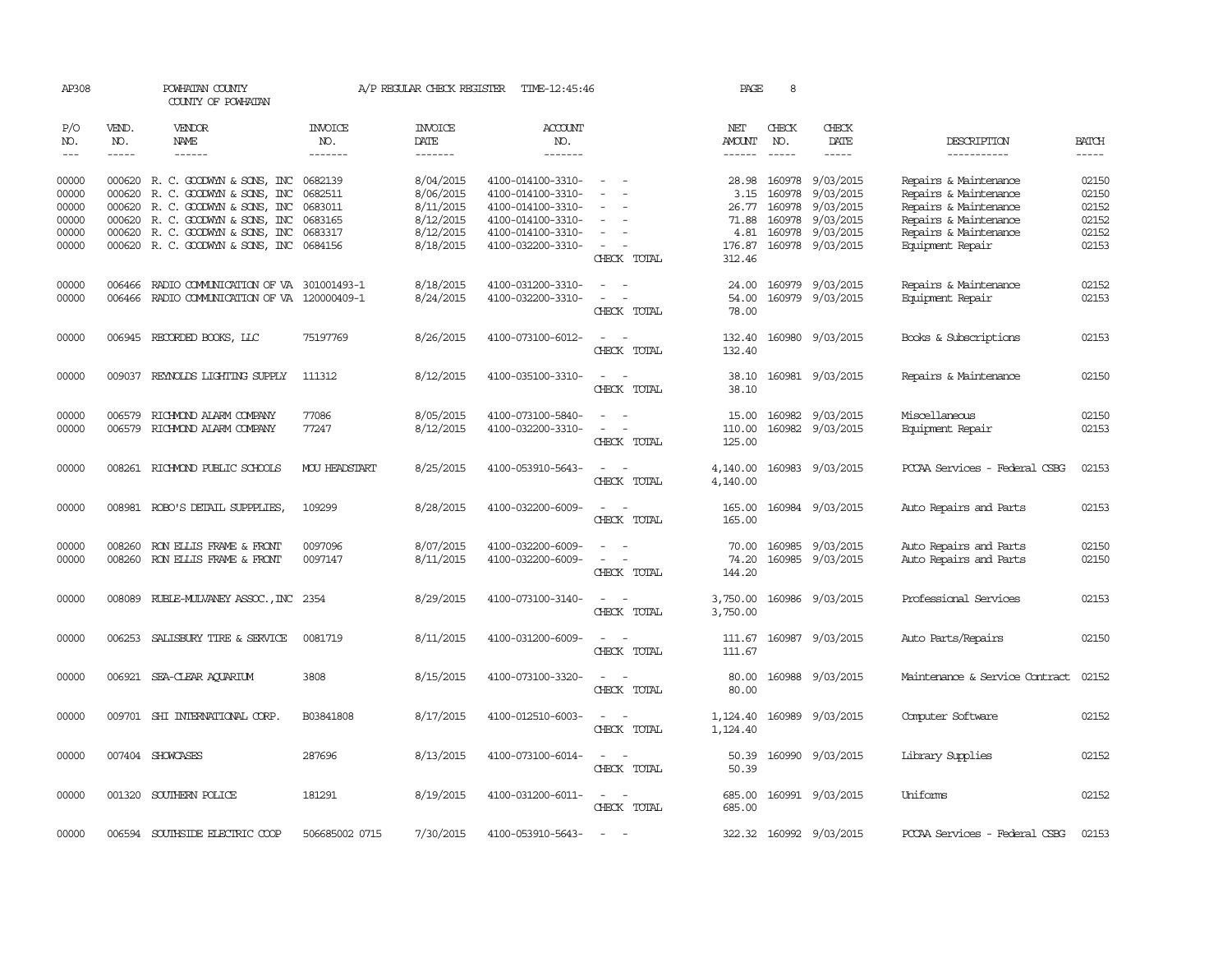AP308 POWHATAN COUNTY A/P REGULAR CHECK REGISTER TIME-12:45:46 PAGE 8
COUNTY OF POWHATAN

| P/O NO. | VEND. NO. | VENDOR NAME | INVOICE NO. | INVOICE DATE | ACCOUNT NO. | | NET AMOUNT | CHECK NO. | CHECK DATE | DESCRIPTION | BATCH |
|---|---|---|---|---|---|---|---|---|---|---|---|
| 00000 | 000620 | R. C. GOODWYN & SONS, INC | 0682139 | 8/04/2015 | 4100-014100-3310- | - - | 28.98 | 160978 | 9/03/2015 | Repairs & Maintenance | 02150 |
| 00000 | 000620 | R. C. GOODWYN & SONS, INC | 0682511 | 8/06/2015 | 4100-014100-3310- | - - | 3.15 | 160978 | 9/03/2015 | Repairs & Maintenance | 02150 |
| 00000 | 000620 | R. C. GOODWYN & SONS, INC | 0683011 | 8/11/2015 | 4100-014100-3310- | - - | 26.77 | 160978 | 9/03/2015 | Repairs & Maintenance | 02152 |
| 00000 | 000620 | R. C. GOODWYN & SONS, INC | 0683165 | 8/12/2015 | 4100-014100-3310- | - - | 71.88 | 160978 | 9/03/2015 | Repairs & Maintenance | 02152 |
| 00000 | 000620 | R. C. GOODWYN & SONS, INC | 0683317 | 8/12/2015 | 4100-014100-3310- | - - | 4.81 | 160978 | 9/03/2015 | Repairs & Maintenance | 02152 |
| 00000 | 000620 | R. C. GOODWYN & SONS, INC | 0684156 | 8/18/2015 | 4100-032200-3310- | - - | 176.87 | 160978 | 9/03/2015 | Equipment Repair | 02153 |
| | | | | | | CHECK TOTAL | 312.46 | | | | |
| 00000 | 006466 | RADIO COMMUNICATION OF VA | 301001493-1 | 8/18/2015 | 4100-031200-3310- | - - | 24.00 | 160979 | 9/03/2015 | Repairs & Maintenance | 02152 |
| 00000 | 006466 | RADIO COMMUNICATION OF VA | 120000409-1 | 8/24/2015 | 4100-032200-3310- | - - | 54.00 | 160979 | 9/03/2015 | Equipment Repair | 02153 |
| | | | | | | CHECK TOTAL | 78.00 | | | | |
| 00000 | 006945 | RECORDED BOOKS, LLC | 75197769 | 8/26/2015 | 4100-073100-6012- | - - | 132.40 | 160980 | 9/03/2015 | Books & Subscriptions | 02153 |
| | | | | | | CHECK TOTAL | 132.40 | | | | |
| 00000 | 009037 | REYNOLDS LIGHTING SUPPLY | 111312 | 8/12/2015 | 4100-035100-3310- | - - | 38.10 | 160981 | 9/03/2015 | Repairs & Maintenance | 02150 |
| | | | | | | CHECK TOTAL | 38.10 | | | | |
| 00000 | 006579 | RICHMOND ALARM COMPANY | 77086 | 8/05/2015 | 4100-073100-5840- | - - | 15.00 | 160982 | 9/03/2015 | Miscellaneous | 02150 |
| 00000 | 006579 | RICHMOND ALARM COMPANY | 77247 | 8/12/2015 | 4100-032200-3310- | - - | 110.00 | 160982 | 9/03/2015 | Equipment Repair | 02153 |
| | | | | | | CHECK TOTAL | 125.00 | | | | |
| 00000 | 008261 | RICHMOND PUBLIC SCHOOLS | MOU HEADSTART | 8/25/2015 | 4100-053910-5643- | - - | 4,140.00 | 160983 | 9/03/2015 | PCCAA Services - Federal CSBG | 02153 |
| | | | | | | CHECK TOTAL | 4,140.00 | | | | |
| 00000 | 008981 | ROBO'S DETAIL SUPPPLIES, | 109299 | 8/28/2015 | 4100-032200-6009- | - - | 165.00 | 160984 | 9/03/2015 | Auto Repairs and Parts | 02153 |
| | | | | | | CHECK TOTAL | 165.00 | | | | |
| 00000 | 008260 | RON ELLIS FRAME & FRONT | 0097096 | 8/07/2015 | 4100-032200-6009- | - - | 70.00 | 160985 | 9/03/2015 | Auto Repairs and Parts | 02150 |
| 00000 | 008260 | RON ELLIS FRAME & FRONT | 0097147 | 8/11/2015 | 4100-032200-6009- | - - | 74.20 | 160985 | 9/03/2015 | Auto Repairs and Parts | 02150 |
| | | | | | | CHECK TOTAL | 144.20 | | | | |
| 00000 | 008089 | RUBLE-MULVANEY ASSOC.,INC | 2354 | 8/29/2015 | 4100-073100-3140- | - - | 3,750.00 | 160986 | 9/03/2015 | Professional Services | 02153 |
| | | | | | | CHECK TOTAL | 3,750.00 | | | | |
| 00000 | 006253 | SALISBURY TIRE & SERVICE | 0081719 | 8/11/2015 | 4100-031200-6009- | - - | 111.67 | 160987 | 9/03/2015 | Auto Parts/Repairs | 02150 |
| | | | | | | CHECK TOTAL | 111.67 | | | | |
| 00000 | 006921 | SEA-CLEAR AQUARIUM | 3808 | 8/15/2015 | 4100-073100-3320- | - - | 80.00 | 160988 | 9/03/2015 | Maintenance & Service Contract | 02152 |
| | | | | | | CHECK TOTAL | 80.00 | | | | |
| 00000 | 009701 | SHI INTERNATIONAL CORP. | B03841808 | 8/17/2015 | 4100-012510-6003- | - - | 1,124.40 | 160989 | 9/03/2015 | Computer Software | 02152 |
| | | | | | | CHECK TOTAL | 1,124.40 | | | | |
| 00000 | 007404 | SHOWCASES | 287696 | 8/13/2015 | 4100-073100-6014- | - - | 50.39 | 160990 | 9/03/2015 | Library Supplies | 02152 |
| | | | | | | CHECK TOTAL | 50.39 | | | | |
| 00000 | 001320 | SOUTHERN POLICE | 181291 | 8/19/2015 | 4100-031200-6011- | - - | 685.00 | 160991 | 9/03/2015 | Uniforms | 02152 |
| | | | | | | CHECK TOTAL | 685.00 | | | | |
| 00000 | 006594 | SOUTHSIDE ELECTRIC COOP | 506685002 0715 | 7/30/2015 | 4100-053910-5643- | - - | 322.32 | 160992 | 9/03/2015 | PCCAA Services - Federal CSBG | 02153 |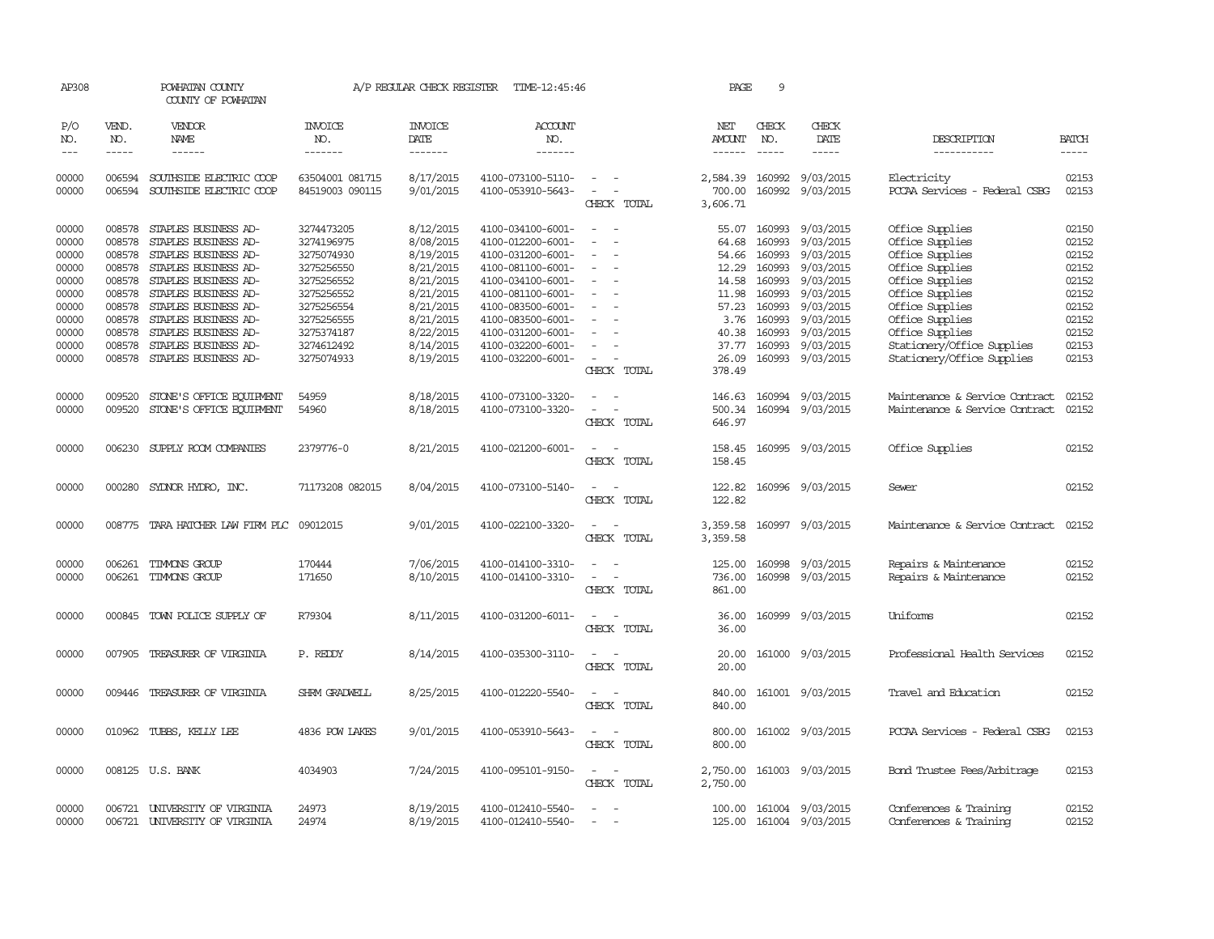AP308 POWHATAN COUNTY A/P REGULAR CHECK REGISTER TIME-12:45:46 PAGE 9

COUNTY OF POWHATAN

| P/O NO. | VEND. NO. | VENDOR NAME | INVOICE NO. | INVOICE DATE | ACCOUNT NO. | | NET AMOUNT | CHECK NO. | CHECK DATE | DESCRIPTION | BATCH |
|---|---|---|---|---|---|---|---|---|---|---|---|
| --- | ----- | ------ | ------- | ------- | ------- | | ------ | ----- | ----- | ----------- | ----- |
| 00000 | 006594 | SOUTHSIDE ELECTRIC COOP | 63504001 081715 | 8/17/2015 | 4100-073100-5110- | - - | 2,584.39 | 160992 | 9/03/2015 | Electricity | 02153 |
| 00000 | 006594 | SOUTHSIDE ELECTRIC COOP | 84519003 090115 | 9/01/2015 | 4100-053910-5643- | - - | 700.00 | 160992 | 9/03/2015 | PCCAA Services - Federal CSBG | 02153 |
| | | | | | | CHECK TOTAL | 3,606.71 | | | | |
| 00000 | 008578 | STAPLES BUSINESS AD- | 3274473205 | 8/12/2015 | 4100-034100-6001- | - - | 55.07 | 160993 | 9/03/2015 | Office Supplies | 02150 |
| 00000 | 008578 | STAPLES BUSINESS AD- | 3274196975 | 8/08/2015 | 4100-012200-6001- | - - | 64.68 | 160993 | 9/03/2015 | Office Supplies | 02152 |
| 00000 | 008578 | STAPLES BUSINESS AD- | 3275074930 | 8/19/2015 | 4100-031200-6001- | - - | 54.66 | 160993 | 9/03/2015 | Office Supplies | 02152 |
| 00000 | 008578 | STAPLES BUSINESS AD- | 3275256550 | 8/21/2015 | 4100-081100-6001- | - - | 12.29 | 160993 | 9/03/2015 | Office Supplies | 02152 |
| 00000 | 008578 | STAPLES BUSINESS AD- | 3275256552 | 8/21/2015 | 4100-034100-6001- | - - | 14.58 | 160993 | 9/03/2015 | Office Supplies | 02152 |
| 00000 | 008578 | STAPLES BUSINESS AD- | 3275256552 | 8/21/2015 | 4100-081100-6001- | - - | 11.98 | 160993 | 9/03/2015 | Office Supplies | 02152 |
| 00000 | 008578 | STAPLES BUSINESS AD- | 3275256554 | 8/21/2015 | 4100-083500-6001- | - - | 57.23 | 160993 | 9/03/2015 | Office Supplies | 02152 |
| 00000 | 008578 | STAPLES BUSINESS AD- | 3275256555 | 8/21/2015 | 4100-083500-6001- | - - | 3.76 | 160993 | 9/03/2015 | Office Supplies | 02152 |
| 00000 | 008578 | STAPLES BUSINESS AD- | 3275374187 | 8/22/2015 | 4100-031200-6001- | - - | 40.38 | 160993 | 9/03/2015 | Office Supplies | 02152 |
| 00000 | 008578 | STAPLES BUSINESS AD- | 3274612492 | 8/14/2015 | 4100-032200-6001- | - - | 37.77 | 160993 | 9/03/2015 | Stationery/Office Supplies | 02153 |
| 00000 | 008578 | STAPLES BUSINESS AD- | 3275074933 | 8/19/2015 | 4100-032200-6001- | - - | 26.09 | 160993 | 9/03/2015 | Stationery/Office Supplies | 02153 |
| | | | | | | CHECK TOTAL | 378.49 | | | | |
| 00000 | 009520 | STONE'S OFFICE EQUIPMENT | 54959 | 8/18/2015 | 4100-073100-3320- | - - | 146.63 | 160994 | 9/03/2015 | Maintenance & Service Contract | 02152 |
| 00000 | 009520 | STONE'S OFFICE EQUIPMENT | 54960 | 8/18/2015 | 4100-073100-3320- | - - | 500.34 | 160994 | 9/03/2015 | Maintenance & Service Contract | 02152 |
| | | | | | | CHECK TOTAL | 646.97 | | | | |
| 00000 | 006230 | SUPPLY ROOM COMPANIES | 2379776-0 | 8/21/2015 | 4100-021200-6001- | - - | 158.45 | 160995 | 9/03/2015 | Office Supplies | 02152 |
| | | | | | | CHECK TOTAL | 158.45 | | | | |
| 00000 | 000280 | SYDNOR HYDRO, INC. | 71173208 082015 | 8/04/2015 | 4100-073100-5140- | - - | 122.82 | 160996 | 9/03/2015 | Sewer | 02152 |
| | | | | | | CHECK TOTAL | 122.82 | | | | |
| 00000 | 008775 | TARA HATCHER LAW FIRM PLC | 09012015 | 9/01/2015 | 4100-022100-3320- | - - | 3,359.58 | 160997 | 9/03/2015 | Maintenance & Service Contract | 02152 |
| | | | | | | CHECK TOTAL | 3,359.58 | | | | |
| 00000 | 006261 | TIMMONS GROUP | 170444 | 7/06/2015 | 4100-014100-3310- | - - | 125.00 | 160998 | 9/03/2015 | Repairs & Maintenance | 02152 |
| 00000 | 006261 | TIMMONS GROUP | 171650 | 8/10/2015 | 4100-014100-3310- | - - | 736.00 | 160998 | 9/03/2015 | Repairs & Maintenance | 02152 |
| | | | | | | CHECK TOTAL | 861.00 | | | | |
| 00000 | 000845 | TOWN POLICE SUPPLY OF | R79304 | 8/11/2015 | 4100-031200-6011- | - - | 36.00 | 160999 | 9/03/2015 | Uniforms | 02152 |
| | | | | | | CHECK TOTAL | 36.00 | | | | |
| 00000 | 007905 | TREASURER OF VIRGINIA | P. REDDY | 8/14/2015 | 4100-035300-3110- | - - | 20.00 | 161000 | 9/03/2015 | Professional Health Services | 02152 |
| | | | | | | CHECK TOTAL | 20.00 | | | | |
| 00000 | 009446 | TREASURER OF VIRGINIA | SHRM GRADWELL | 8/25/2015 | 4100-012220-5540- | - - | 840.00 | 161001 | 9/03/2015 | Travel and Education | 02152 |
| | | | | | | CHECK TOTAL | 840.00 | | | | |
| 00000 | 010962 | TUBBS, KELLY LEE | 4836 POW LAKES | 9/01/2015 | 4100-053910-5643- | - - | 800.00 | 161002 | 9/03/2015 | PCCAA Services - Federal CSBG | 02153 |
| | | | | | | CHECK TOTAL | 800.00 | | | | |
| 00000 | 008125 | U.S. BANK | 4034903 | 7/24/2015 | 4100-095101-9150- | - - | 2,750.00 | 161003 | 9/03/2015 | Bond Trustee Fees/Arbitrage | 02153 |
| | | | | | | CHECK TOTAL | 2,750.00 | | | | |
| 00000 | 006721 | UNIVERSITY OF VIRGINIA | 24973 | 8/19/2015 | 4100-012410-5540- | - - | 100.00 | 161004 | 9/03/2015 | Conferences & Training | 02152 |
| 00000 | 006721 | UNIVERSITY OF VIRGINIA | 24974 | 8/19/2015 | 4100-012410-5540- | - - | 125.00 | 161004 | 9/03/2015 | Conferences & Training | 02152 |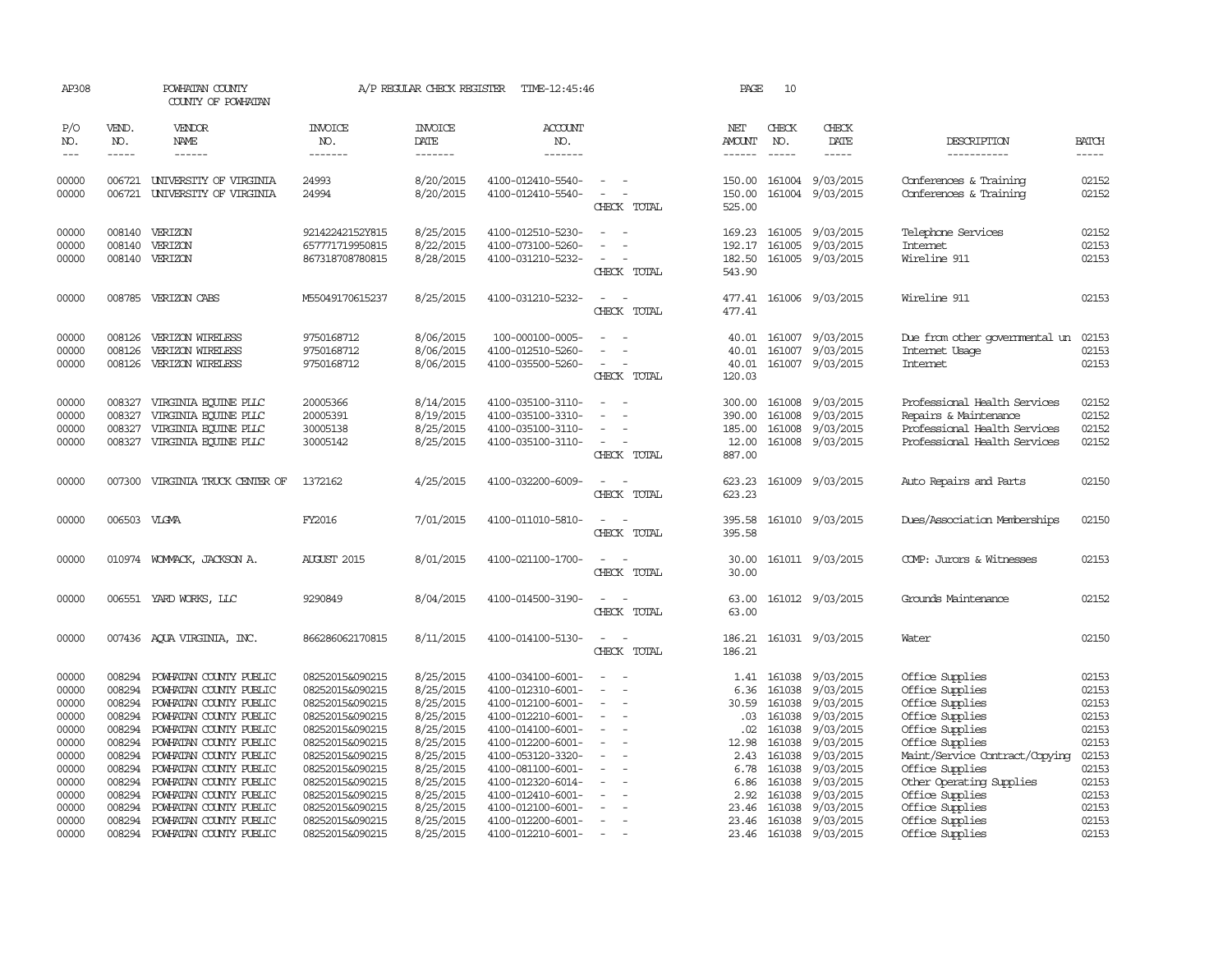AP308 POWHATAN COUNTY COUNTY OF POWHATAN A/P REGULAR CHECK REGISTER TIME-12:45:46 PAGE 10

| P/O NO. | VEND. NO. | VENDOR NAME | INVOICE NO. | INVOICE DATE | ACCOUNT NO. | | NET AMOUNT | CHECK NO. | CHECK DATE | DESCRIPTION | BATCH |
|---|---|---|---|---|---|---|---|---|---|---|---|
| 00000 | 006721 | UNIVERSITY OF VIRGINIA | 24993 | 8/20/2015 | 4100-012410-5540- | - - | 150.00 | 161004 | 9/03/2015 | Conferences & Training | 02152 |
| 00000 | 006721 | UNIVERSITY OF VIRGINIA | 24994 | 8/20/2015 | 4100-012410-5540- | - - | 150.00 | 161004 | 9/03/2015 | Conferences & Training | 02152 |
| | | | | | | CHECK TOTAL | 525.00 | | | | |
| 00000 | 008140 | VERIZON | 92142242152Y815 | 8/25/2015 | 4100-012510-5230- | - - | 169.23 | 161005 | 9/03/2015 | Telephone Services | 02152 |
| 00000 | 008140 | VERIZON | 657771719950815 | 8/22/2015 | 4100-073100-5260- | - - | 192.17 | 161005 | 9/03/2015 | Internet | 02153 |
| 00000 | 008140 | VERIZON | 867318708780815 | 8/28/2015 | 4100-031210-5232- | - - | 182.50 | 161005 | 9/03/2015 | Wireline 911 | 02153 |
| | | | | | | CHECK TOTAL | 543.90 | | | | |
| 00000 | 008785 | VERIZON CABS | M55049170615237 | 8/25/2015 | 4100-031210-5232- | - - | 477.41 | 161006 | 9/03/2015 | Wireline 911 | 02153 |
| | | | | | | CHECK TOTAL | 477.41 | | | | |
| 00000 | 008126 | VERIZON WIRELESS | 9750168712 | 8/06/2015 | 100-000100-0005- | - - | 40.01 | 161007 | 9/03/2015 | Due from other governmental un | 02153 |
| 00000 | 008126 | VERIZON WIRELESS | 9750168712 | 8/06/2015 | 4100-012510-5260- | - - | 40.01 | 161007 | 9/03/2015 | Internet Usage | 02153 |
| 00000 | 008126 | VERIZON WIRELESS | 9750168712 | 8/06/2015 | 4100-035500-5260- | - - | 40.01 | 161007 | 9/03/2015 | Internet | 02153 |
| | | | | | | CHECK TOTAL | 120.03 | | | | |
| 00000 | 008327 | VIRGINIA EQUINE PLLC | 20005366 | 8/14/2015 | 4100-035100-3110- | - - | 300.00 | 161008 | 9/03/2015 | Professional Health Services | 02152 |
| 00000 | 008327 | VIRGINIA EQUINE PLLC | 20005391 | 8/19/2015 | 4100-035100-3310- | - - | 390.00 | 161008 | 9/03/2015 | Repairs & Maintenance | 02152 |
| 00000 | 008327 | VIRGINIA EQUINE PLLC | 30005138 | 8/25/2015 | 4100-035100-3110- | - - | 185.00 | 161008 | 9/03/2015 | Professional Health Services | 02152 |
| 00000 | 008327 | VIRGINIA EQUINE PLLC | 30005142 | 8/25/2015 | 4100-035100-3110- | - - | 12.00 | 161008 | 9/03/2015 | Professional Health Services | 02152 |
| | | | | | | CHECK TOTAL | 887.00 | | | | |
| 00000 | 007300 | VIRGINIA TRUCK CENTER OF | 1372162 | 4/25/2015 | 4100-032200-6009- | - - | 623.23 | 161009 | 9/03/2015 | Auto Repairs and Parts | 02150 |
| | | | | | | CHECK TOTAL | 623.23 | | | | |
| 00000 | 006503 | VLGMA | FY2016 | 7/01/2015 | 4100-011010-5810- | - - | 395.58 | 161010 | 9/03/2015 | Dues/Association Memberships | 02150 |
| | | | | | | CHECK TOTAL | 395.58 | | | | |
| 00000 | 010974 | WOMMACK, JACKSON A. | AUGUST 2015 | 8/01/2015 | 4100-021100-1700- | - - | 30.00 | 161011 | 9/03/2015 | COMP: Jurors & Witnesses | 02153 |
| | | | | | | CHECK TOTAL | 30.00 | | | | |
| 00000 | 006551 | YARD WORKS, LLC | 9290849 | 8/04/2015 | 4100-014500-3190- | - - | 63.00 | 161012 | 9/03/2015 | Grounds Maintenance | 02152 |
| | | | | | | CHECK TOTAL | 63.00 | | | | |
| 00000 | 007436 | AQUA VIRGINIA, INC. | 866286062170815 | 8/11/2015 | 4100-014100-5130- | - - | 186.21 | 161031 | 9/03/2015 | Water | 02150 |
| | | | | | | CHECK TOTAL | 186.21 | | | | |
| 00000 | 008294 | POWHATAN COUNTY PUBLIC | 08252015&090215 | 8/25/2015 | 4100-034100-6001- | - - | 1.41 | 161038 | 9/03/2015 | Office Supplies | 02153 |
| 00000 | 008294 | POWHATAN COUNTY PUBLIC | 08252015&090215 | 8/25/2015 | 4100-012310-6001- | - - | 6.36 | 161038 | 9/03/2015 | Office Supplies | 02153 |
| 00000 | 008294 | POWHATAN COUNTY PUBLIC | 08252015&090215 | 8/25/2015 | 4100-012100-6001- | - - | 30.59 | 161038 | 9/03/2015 | Office Supplies | 02153 |
| 00000 | 008294 | POWHATAN COUNTY PUBLIC | 08252015&090215 | 8/25/2015 | 4100-012210-6001- | - - | .03 | 161038 | 9/03/2015 | Office Supplies | 02153 |
| 00000 | 008294 | POWHATAN COUNTY PUBLIC | 08252015&090215 | 8/25/2015 | 4100-014100-6001- | - - | .02 | 161038 | 9/03/2015 | Office Supplies | 02153 |
| 00000 | 008294 | POWHATAN COUNTY PUBLIC | 08252015&090215 | 8/25/2015 | 4100-012200-6001- | - - | 12.98 | 161038 | 9/03/2015 | Office Supplies | 02153 |
| 00000 | 008294 | POWHATAN COUNTY PUBLIC | 08252015&090215 | 8/25/2015 | 4100-053120-3320- | - - | 2.43 | 161038 | 9/03/2015 | Maint/Service Contract/Copying | 02153 |
| 00000 | 008294 | POWHATAN COUNTY PUBLIC | 08252015&090215 | 8/25/2015 | 4100-081100-6001- | - - | 6.78 | 161038 | 9/03/2015 | Office Supplies | 02153 |
| 00000 | 008294 | POWHATAN COUNTY PUBLIC | 08252015&090215 | 8/25/2015 | 4100-012320-6014- | - - | 6.86 | 161038 | 9/03/2015 | Other Operating Supplies | 02153 |
| 00000 | 008294 | POWHATAN COUNTY PUBLIC | 08252015&090215 | 8/25/2015 | 4100-012410-6001- | - - | 2.92 | 161038 | 9/03/2015 | Office Supplies | 02153 |
| 00000 | 008294 | POWHATAN COUNTY PUBLIC | 08252015&090215 | 8/25/2015 | 4100-012100-6001- | - - | 23.46 | 161038 | 9/03/2015 | Office Supplies | 02153 |
| 00000 | 008294 | POWHATAN COUNTY PUBLIC | 08252015&090215 | 8/25/2015 | 4100-012200-6001- | - - | 23.46 | 161038 | 9/03/2015 | Office Supplies | 02153 |
| 00000 | 008294 | POWHATAN COUNTY PUBLIC | 08252015&090215 | 8/25/2015 | 4100-012210-6001- | - - | 23.46 | 161038 | 9/03/2015 | Office Supplies | 02153 |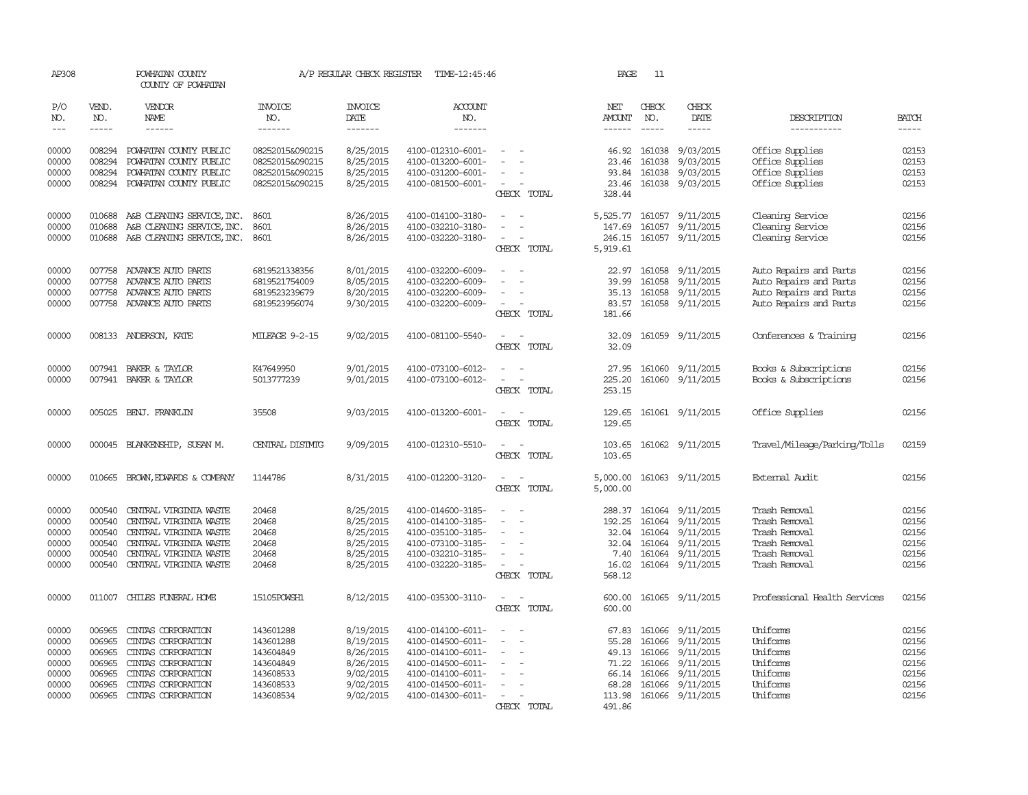AP308 POWHATAN COUNTY COUNTY OF POWHATAN A/P REGULAR CHECK REGISTER TIME-12:45:46

| P/O NO. | VEND. NO. | VENDOR NAME | INVOICE NO. | INVOICE DATE | ACCOUNT NO. | | NET AMOUNT | CHECK NO. | CHECK DATE | DESCRIPTION | BATCH |
|---|---|---|---|---|---|---|---|---|---|---|---|
| 00000 | 008294 | POWHATAN COUNTY PUBLIC | 08252015&090215 | 8/25/2015 | 4100-012310-6001- | - - | 46.92 | 161038 | 9/03/2015 | Office Supplies | 02153 |
| 00000 | 008294 | POWHATAN COUNTY PUBLIC | 08252015&090215 | 8/25/2015 | 4100-013200-6001- | - - | 23.46 | 161038 | 9/03/2015 | Office Supplies | 02153 |
| 00000 | 008294 | POWHATAN COUNTY PUBLIC | 08252015&090215 | 8/25/2015 | 4100-031200-6001- | - - | 93.84 | 161038 | 9/03/2015 | Office Supplies | 02153 |
| 00000 | 008294 | POWHATAN COUNTY PUBLIC | 08252015&090215 | 8/25/2015 | 4100-081500-6001- | - - | 23.46 | 161038 | 9/03/2015 | Office Supplies | 02153 |
| | | | | | | CHECK TOTAL | 328.44 | | | | |
| 00000 | 010688 | A&B CLEANING SERVICE, INC. | 8601 | 8/26/2015 | 4100-014100-3180- | - - | 5,525.77 | 161057 | 9/11/2015 | Cleaning Service | 02156 |
| 00000 | 010688 | A&B CLEANING SERVICE, INC. | 8601 | 8/26/2015 | 4100-032210-3180- | - - | 147.69 | 161057 | 9/11/2015 | Cleaning Service | 02156 |
| 00000 | 010688 | A&B CLEANING SERVICE, INC. | 8601 | 8/26/2015 | 4100-032220-3180- | - - | 246.15 | 161057 | 9/11/2015 | Cleaning Service | 02156 |
| | | | | | | CHECK TOTAL | 5,919.61 | | | | |
| 00000 | 007758 | ADVANCE AUTO PARTS | 6819521338356 | 8/01/2015 | 4100-032200-6009- | - - | 22.97 | 161058 | 9/11/2015 | Auto Repairs and Parts | 02156 |
| 00000 | 007758 | ADVANCE AUTO PARTS | 6819521754009 | 8/05/2015 | 4100-032200-6009- | - - | 39.99 | 161058 | 9/11/2015 | Auto Repairs and Parts | 02156 |
| 00000 | 007758 | ADVANCE AUTO PARTS | 6819523239679 | 8/20/2015 | 4100-032200-6009- | - - | 35.13 | 161058 | 9/11/2015 | Auto Repairs and Parts | 02156 |
| 00000 | 007758 | ADVANCE AUTO PARTS | 6819523956074 | 9/30/2015 | 4100-032200-6009- | - - | 83.57 | 161058 | 9/11/2015 | Auto Repairs and Parts | 02156 |
| | | | | | | CHECK TOTAL | 181.66 | | | | |
| 00000 | 008133 | ANDERSON, KATE | MILEAGE 9-2-15 | 9/02/2015 | 4100-081100-5540- | - - | 32.09 | 161059 | 9/11/2015 | Conferences & Training | 02156 |
| | | | | | | CHECK TOTAL | 32.09 | | | | |
| 00000 | 007941 | BAKER & TAYLOR | K47649950 | 9/01/2015 | 4100-073100-6012- | - - | 27.95 | 161060 | 9/11/2015 | Books & Subscriptions | 02156 |
| 00000 | 007941 | BAKER & TAYLOR | 5013777239 | 9/01/2015 | 4100-073100-6012- | - - | 225.20 | 161060 | 9/11/2015 | Books & Subscriptions | 02156 |
| | | | | | | CHECK TOTAL | 253.15 | | | | |
| 00000 | 005025 | BENJ. FRANKLIN | 35508 | 9/03/2015 | 4100-013200-6001- | - - | 129.65 | 161061 | 9/11/2015 | Office Supplies | 02156 |
| | | | | | | CHECK TOTAL | 129.65 | | | | |
| 00000 | 000045 | BLANKENSHIP, SUSAN M. | CENTRAL DISTMTG | 9/09/2015 | 4100-012310-5510- | - - | 103.65 | 161062 | 9/11/2015 | Travel/Mileage/Parking/Tolls | 02159 |
| | | | | | | CHECK TOTAL | 103.65 | | | | |
| 00000 | 010665 | BROWN,EDWARDS & COMPANY | 1144786 | 8/31/2015 | 4100-012200-3120- | - - | 5,000.00 | 161063 | 9/11/2015 | External Audit | 02156 |
| | | | | | | CHECK TOTAL | 5,000.00 | | | | |
| 00000 | 000540 | CENTRAL VIRGINIA WASTE | 20468 | 8/25/2015 | 4100-014600-3185- | - - | 288.37 | 161064 | 9/11/2015 | Trash Removal | 02156 |
| 00000 | 000540 | CENTRAL VIRGINIA WASTE | 20468 | 8/25/2015 | 4100-014100-3185- | - - | 192.25 | 161064 | 9/11/2015 | Trash Removal | 02156 |
| 00000 | 000540 | CENTRAL VIRGINIA WASTE | 20468 | 8/25/2015 | 4100-035100-3185- | - - | 32.04 | 161064 | 9/11/2015 | Trash Removal | 02156 |
| 00000 | 000540 | CENTRAL VIRGINIA WASTE | 20468 | 8/25/2015 | 4100-073100-3185- | - - | 32.04 | 161064 | 9/11/2015 | Trash Removal | 02156 |
| 00000 | 000540 | CENTRAL VIRGINIA WASTE | 20468 | 8/25/2015 | 4100-032210-3185- | - - | 7.40 | 161064 | 9/11/2015 | Trash Removal | 02156 |
| 00000 | 000540 | CENTRAL VIRGINIA WASTE | 20468 | 8/25/2015 | 4100-032220-3185- | - - | 16.02 | 161064 | 9/11/2015 | Trash Removal | 02156 |
| | | | | | | CHECK TOTAL | 568.12 | | | | |
| 00000 | 011007 | CHILES FUNERAL HOME | 15105POWSH1 | 8/12/2015 | 4100-035300-3110- | - - | 600.00 | 161065 | 9/11/2015 | Professional Health Services | 02156 |
| | | | | | | CHECK TOTAL | 600.00 | | | | |
| 00000 | 006965 | CINTAS CORPORATION | 143601288 | 8/19/2015 | 4100-014100-6011- | - - | 67.83 | 161066 | 9/11/2015 | Uniforms | 02156 |
| 00000 | 006965 | CINTAS CORPORATION | 143601288 | 8/19/2015 | 4100-014500-6011- | - - | 55.28 | 161066 | 9/11/2015 | Uniforms | 02156 |
| 00000 | 006965 | CINTAS CORPORATION | 143604849 | 8/26/2015 | 4100-014100-6011- | - - | 49.13 | 161066 | 9/11/2015 | Uniforms | 02156 |
| 00000 | 006965 | CINTAS CORPORATION | 143604849 | 8/26/2015 | 4100-014500-6011- | - - | 71.22 | 161066 | 9/11/2015 | Uniforms | 02156 |
| 00000 | 006965 | CINTAS CORPORATION | 143608533 | 9/02/2015 | 4100-014100-6011- | - - | 66.14 | 161066 | 9/11/2015 | Uniforms | 02156 |
| 00000 | 006965 | CINTAS CORPORATION | 143608533 | 9/02/2015 | 4100-014500-6011- | - - | 68.28 | 161066 | 9/11/2015 | Uniforms | 02156 |
| 00000 | 006965 | CINTAS CORPORATION | 143608534 | 9/02/2015 | 4100-014300-6011- | - - | 113.98 | 161066 | 9/11/2015 | Uniforms | 02156 |
| | | | | | | CHECK TOTAL | 491.86 | | | | |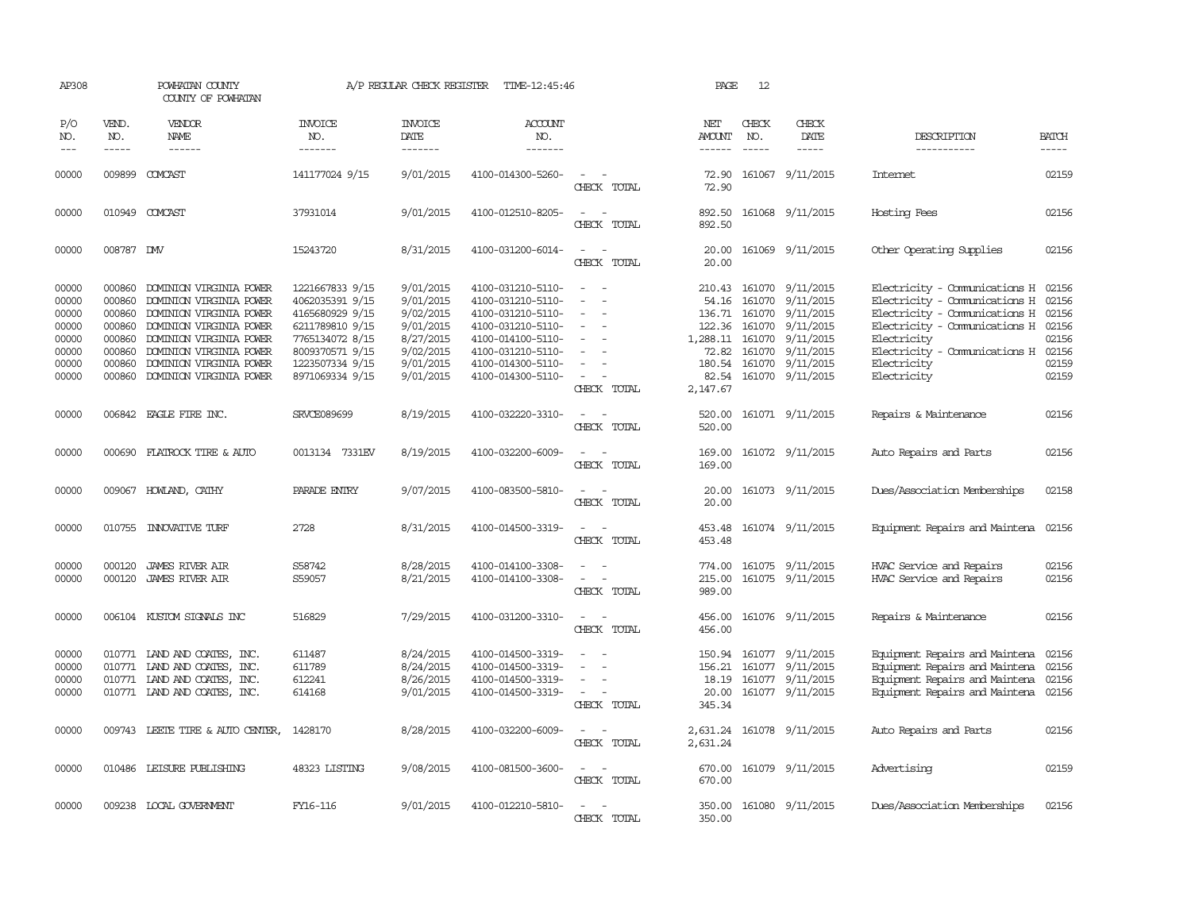AP308 POWHATAN COUNTY A/P REGULAR CHECK REGISTER TIME-12:45:46 PAGE 12

COUNTY OF POWHATAN

| P/O NO. | VEND. NO. | VENDOR NAME | INVOICE NO. | INVOICE DATE | ACCOUNT NO. | | NET AMOUNT | CHECK NO. | CHECK DATE | DESCRIPTION | BATCH |
|---|---|---|---|---|---|---|---|---|---|---|---|
| --- | ----- | ------ | ------- | ------- | ------- | | ------ | ----- | ----- | ----------- | ----- |
| 00000 | 009899 | COMCAST | 141177024 9/15 | 9/01/2015 | 4100-014300-5260- | - - | 72.90 | 161067 | 9/11/2015 | Internet | 02159 |
| | | | | | | CHECK TOTAL | 72.90 | | | | |
| 00000 | 010949 | COMCAST | 37931014 | 9/01/2015 | 4100-012510-8205- | - - | 892.50 | 161068 | 9/11/2015 | Hosting Fees | 02156 |
| | | | | | | CHECK TOTAL | 892.50 | | | | |
| 00000 | 008787 | DMV | 15243720 | 8/31/2015 | 4100-031200-6014- | - - | 20.00 | 161069 | 9/11/2015 | Other Operating Supplies | 02156 |
| | | | | | | CHECK TOTAL | 20.00 | | | | |
| 00000 | 000860 | DOMINION VIRGINIA POWER | 1221667833 9/15 | 9/01/2015 | 4100-031210-5110- | - - | 210.43 | 161070 | 9/11/2015 | Electricity - Communications H | 02156 |
| 00000 | 000860 | DOMINION VIRGINIA POWER | 4062035391 9/15 | 9/01/2015 | 4100-031210-5110- | - - | 54.16 | 161070 | 9/11/2015 | Electricity - Communications H | 02156 |
| 00000 | 000860 | DOMINION VIRGINIA POWER | 4165680929 9/15 | 9/02/2015 | 4100-031210-5110- | - - | 136.71 | 161070 | 9/11/2015 | Electricity - Communications H | 02156 |
| 00000 | 000860 | DOMINION VIRGINIA POWER | 6211789810 9/15 | 9/01/2015 | 4100-031210-5110- | - - | 122.36 | 161070 | 9/11/2015 | Electricity - Communications H | 02156 |
| 00000 | 000860 | DOMINION VIRGINIA POWER | 7765134072 8/15 | 8/27/2015 | 4100-014100-5110- | - - | 1,288.11 | 161070 | 9/11/2015 | Electricity | 02156 |
| 00000 | 000860 | DOMINION VIRGINIA POWER | 8009370571 9/15 | 9/02/2015 | 4100-031210-5110- | - - | 72.82 | 161070 | 9/11/2015 | Electricity - Communications H | 02156 |
| 00000 | 000860 | DOMINION VIRGINIA POWER | 1223507334 9/15 | 9/01/2015 | 4100-014300-5110- | - - | 180.54 | 161070 | 9/11/2015 | Electricity | 02159 |
| 00000 | 000860 | DOMINION VIRGINIA POWER | 8971069334 9/15 | 9/01/2015 | 4100-014300-5110- | - - | 82.54 | 161070 | 9/11/2015 | Electricity | 02159 |
| | | | | | | CHECK TOTAL | 2,147.67 | | | | |
| 00000 | 006842 | EAGLE FIRE INC. | SRVCE089699 | 8/19/2015 | 4100-032220-3310- | - - | 520.00 | 161071 | 9/11/2015 | Repairs & Maintenance | 02156 |
| | | | | | | CHECK TOTAL | 520.00 | | | | |
| 00000 | 000690 | FLATROCK TIRE & AUTO | 0013134 7331EV | 8/19/2015 | 4100-032200-6009- | - - | 169.00 | 161072 | 9/11/2015 | Auto Repairs and Parts | 02156 |
| | | | | | | CHECK TOTAL | 169.00 | | | | |
| 00000 | 009067 | HOWLAND, CATHY | PARADE ENTRY | 9/07/2015 | 4100-083500-5810- | - - | 20.00 | 161073 | 9/11/2015 | Dues/Association Memberships | 02158 |
| | | | | | | CHECK TOTAL | 20.00 | | | | |
| 00000 | 010755 | INNOVATIVE TURF | 2728 | 8/31/2015 | 4100-014500-3319- | - - | 453.48 | 161074 | 9/11/2015 | Equipment Repairs and Maintena | 02156 |
| | | | | | | CHECK TOTAL | 453.48 | | | | |
| 00000 | 000120 | JAMES RIVER AIR | S58742 | 8/28/2015 | 4100-014100-3308- | - - | 774.00 | 161075 | 9/11/2015 | HVAC Service and Repairs | 02156 |
| 00000 | 000120 | JAMES RIVER AIR | S59057 | 8/21/2015 | 4100-014100-3308- | - - | 215.00 | 161075 | 9/11/2015 | HVAC Service and Repairs | 02156 |
| | | | | | | CHECK TOTAL | 989.00 | | | | |
| 00000 | 006104 | KUSTOM SIGNALS INC | 516829 | 7/29/2015 | 4100-031200-3310- | - - | 456.00 | 161076 | 9/11/2015 | Repairs & Maintenance | 02156 |
| | | | | | | CHECK TOTAL | 456.00 | | | | |
| 00000 | 010771 | LAND AND COATES, INC. | 611487 | 8/24/2015 | 4100-014500-3319- | - - | 150.94 | 161077 | 9/11/2015 | Equipment Repairs and Maintena | 02156 |
| 00000 | 010771 | LAND AND COATES, INC. | 611789 | 8/24/2015 | 4100-014500-3319- | - - | 156.21 | 161077 | 9/11/2015 | Equipment Repairs and Maintena | 02156 |
| 00000 | 010771 | LAND AND COATES, INC. | 612241 | 8/26/2015 | 4100-014500-3319- | - - | 18.19 | 161077 | 9/11/2015 | Equipment Repairs and Maintena | 02156 |
| 00000 | 010771 | LAND AND COATES, INC. | 614168 | 9/01/2015 | 4100-014500-3319- | - - | 20.00 | 161077 | 9/11/2015 | Equipment Repairs and Maintena | 02156 |
| | | | | | | CHECK TOTAL | 345.34 | | | | |
| 00000 | 009743 | LEETE TIRE & AUTO CENTER, | 1428170 | 8/28/2015 | 4100-032200-6009- | - - | 2,631.24 | 161078 | 9/11/2015 | Auto Repairs and Parts | 02156 |
| | | | | | | CHECK TOTAL | 2,631.24 | | | | |
| 00000 | 010486 | LEISURE PUBLISHING | 48323 LISTING | 9/08/2015 | 4100-081500-3600- | - - | 670.00 | 161079 | 9/11/2015 | Advertising | 02159 |
| | | | | | | CHECK TOTAL | 670.00 | | | | |
| 00000 | 009238 | LOCAL GOVERNMENT | FY16-116 | 9/01/2015 | 4100-012210-5810- | - - | 350.00 | 161080 | 9/11/2015 | Dues/Association Memberships | 02156 |
| | | | | | | CHECK TOTAL | 350.00 | | | | |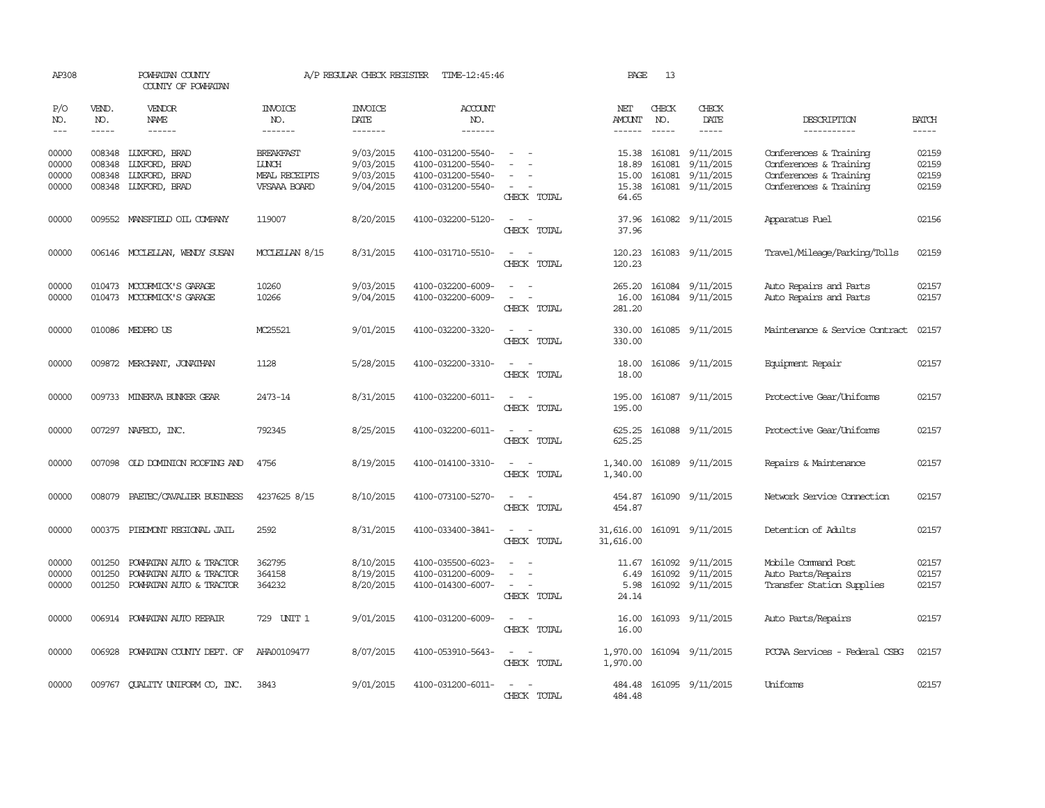AP308 POWHATAN COUNTY COUNTY OF POWHATAN A/P REGULAR CHECK REGISTER TIME-12:45:46 PAGE 13

| P/O NO. | VEND. NO. | VENDOR NAME | INVOICE NO. | INVOICE DATE | ACCOUNT NO. | | NET AMOUNT | CHECK NO. | CHECK DATE | DESCRIPTION | BATCH |
|---|---|---|---|---|---|---|---|---|---|---|---|
| 00000 | 008348 | LUXFORD, BRAD | BREAKFAST | 9/03/2015 | 4100-031200-5540- | - - | 15.38 | 161081 | 9/11/2015 | Conferences & Training | 02159 |
| 00000 | 008348 | LUXFORD, BRAD | LUNCH | 9/03/2015 | 4100-031200-5540- | - - | 18.89 | 161081 | 9/11/2015 | Conferences & Training | 02159 |
| 00000 | 008348 | LUXFORD, BRAD | MEAL RECEIPTS | 9/03/2015 | 4100-031200-5540- | - - | 15.00 | 161081 | 9/11/2015 | Conferences & Training | 02159 |
| 00000 | 008348 | LUXFORD, BRAD | VFSAAA BOARD | 9/04/2015 | 4100-031200-5540- | - - | 15.38 | 161081 | 9/11/2015 | Conferences & Training | 02159 |
| | | | | | | CHECK TOTAL | 64.65 | | | | |
| 00000 | 009552 | MANSFIELD OIL COMPANY | 119007 | 8/20/2015 | 4100-032200-5120- | - - | 37.96 | 161082 | 9/11/2015 | Apparatus Fuel | 02156 |
| | | | | | | CHECK TOTAL | 37.96 | | | | |
| 00000 | 006146 | MCCLELLAN, WENDY SUSAN | MCCLELLAN 8/15 | 8/31/2015 | 4100-031710-5510- | - - | 120.23 | 161083 | 9/11/2015 | Travel/Mileage/Parking/Tolls | 02159 |
| | | | | | | CHECK TOTAL | 120.23 | | | | |
| 00000 | 010473 | MCCORMICK'S GARAGE | 10260 | 9/03/2015 | 4100-032200-6009- | - - | 265.20 | 161084 | 9/11/2015 | Auto Repairs and Parts | 02157 |
| 00000 | 010473 | MCCORMICK'S GARAGE | 10266 | 9/04/2015 | 4100-032200-6009- | - - | 16.00 | 161084 | 9/11/2015 | Auto Repairs and Parts | 02157 |
| | | | | | | CHECK TOTAL | 281.20 | | | | |
| 00000 | 010086 | MEDPRO US | MC25521 | 9/01/2015 | 4100-032200-3320- | - - | 330.00 | 161085 | 9/11/2015 | Maintenance & Service Contract | 02157 |
| | | | | | | CHECK TOTAL | 330.00 | | | | |
| 00000 | 009872 | MERCHANT, JONATHAN | 1128 | 5/28/2015 | 4100-032200-3310- | - - | 18.00 | 161086 | 9/11/2015 | Equipment Repair | 02157 |
| | | | | | | CHECK TOTAL | 18.00 | | | | |
| 00000 | 009733 | MINERVA BUNKER GEAR | 2473-14 | 8/31/2015 | 4100-032200-6011- | - - | 195.00 | 161087 | 9/11/2015 | Protective Gear/Uniforms | 02157 |
| | | | | | | CHECK TOTAL | 195.00 | | | | |
| 00000 | 007297 | NAFECO, INC. | 792345 | 8/25/2015 | 4100-032200-6011- | - - | 625.25 | 161088 | 9/11/2015 | Protective Gear/Uniforms | 02157 |
| | | | | | | CHECK TOTAL | 625.25 | | | | |
| 00000 | 007098 | OLD DOMINION ROOFING AND | 4756 | 8/19/2015 | 4100-014100-3310- | - - | 1,340.00 | 161089 | 9/11/2015 | Repairs & Maintenance | 02157 |
| | | | | | | CHECK TOTAL | 1,340.00 | | | | |
| 00000 | 008079 | PAETEC/CAVALIER BUSINESS | 4237625 8/15 | 8/10/2015 | 4100-073100-5270- | - - | 454.87 | 161090 | 9/11/2015 | Network Service Connection | 02157 |
| | | | | | | CHECK TOTAL | 454.87 | | | | |
| 00000 | 000375 | PIEDMONT REGIONAL JAIL | 2592 | 8/31/2015 | 4100-033400-3841- | - - | 31,616.00 | 161091 | 9/11/2015 | Detention of Adults | 02157 |
| | | | | | | CHECK TOTAL | 31,616.00 | | | | |
| 00000 | 001250 | POWHATAN AUTO & TRACTOR | 362795 | 8/10/2015 | 4100-035500-6023- | - - | 11.67 | 161092 | 9/11/2015 | Mobile Command Post | 02157 |
| 00000 | 001250 | POWHATAN AUTO & TRACTOR | 364158 | 8/19/2015 | 4100-031200-6009- | - - | 6.49 | 161092 | 9/11/2015 | Auto Parts/Repairs | 02157 |
| 00000 | 001250 | POWHATAN AUTO & TRACTOR | 364232 | 8/20/2015 | 4100-014300-6007- | - - | 5.98 | 161092 | 9/11/2015 | Transfer Station Supplies | 02157 |
| | | | | | | CHECK TOTAL | 24.14 | | | | |
| 00000 | 006914 | POWHATAN AUTO REPAIR | 729 UNIT 1 | 9/01/2015 | 4100-031200-6009- | - - | 16.00 | 161093 | 9/11/2015 | Auto Parts/Repairs | 02157 |
| | | | | | | CHECK TOTAL | 16.00 | | | | |
| 00000 | 006928 | POWHATAN COUNTY DEPT. OF | AHA00109477 | 8/07/2015 | 4100-053910-5643- | - - | 1,970.00 | 161094 | 9/11/2015 | PCCAA Services - Federal CSBG | 02157 |
| | | | | | | CHECK TOTAL | 1,970.00 | | | | |
| 00000 | 009767 | QUALITY UNIFORM CO, INC. | 3843 | 9/01/2015 | 4100-031200-6011- | - - | 484.48 | 161095 | 9/11/2015 | Uniforms | 02157 |
| | | | | | | CHECK TOTAL | 484.48 | | | | |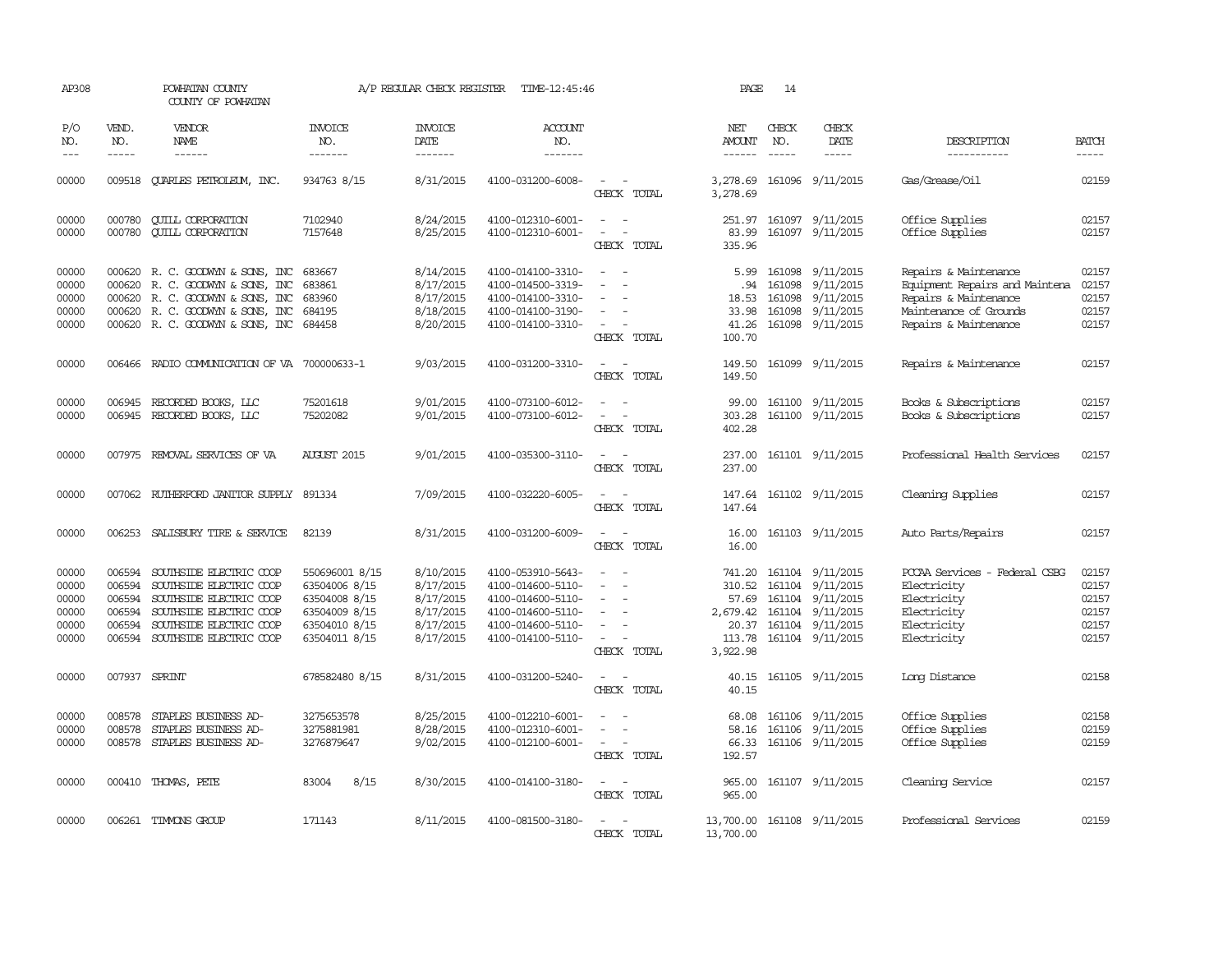AP308 POWHATAN COUNTY A/P REGULAR CHECK REGISTER TIME-12:45:46

COUNTY OF POWHATAN

| P/O NO. | VEND. NO. | VENDOR NAME | INVOICE NO. | INVOICE DATE | ACCOUNT NO. | | NET AMOUNT | CHECK NO. | CHECK DATE | DESCRIPTION | BATCH |
|---|---|---|---|---|---|---|---|---|---|---|---|
| --- | ----- | ------ | ------- | ------- | ------- | | ------ | ----- | ----- | ----------- | ----- |
| 00000 | 009518 | QUARLES PETROLEUM, INC. | 934763 8/15 | 8/31/2015 | 4100-031200-6008- | - - | 3,278.69 | 161096 | 9/11/2015 | Gas/Grease/Oil | 02159 |
| | | | | | | CHECK TOTAL | 3,278.69 | | | | |
| 00000 | 000780 | QUILL CORPORATION | 7102940 | 8/24/2015 | 4100-012310-6001- | - - | 251.97 | 161097 | 9/11/2015 | Office Supplies | 02157 |
| 00000 | 000780 | QUILL CORPORATION | 7157648 | 8/25/2015 | 4100-012310-6001- | - - | 83.99 | 161097 | 9/11/2015 | Office Supplies | 02157 |
| | | | | | | CHECK TOTAL | 335.96 | | | | |
| 00000 | 000620 | R. C. GOODWYN & SONS, INC | 683667 | 8/14/2015 | 4100-014100-3310- | - - | 5.99 | 161098 | 9/11/2015 | Repairs & Maintenance | 02157 |
| 00000 | 000620 | R. C. GOODWYN & SONS, INC | 683861 | 8/17/2015 | 4100-014500-3319- | - - | .94 | 161098 | 9/11/2015 | Equipment Repairs and Maintena | 02157 |
| 00000 | 000620 | R. C. GOODWYN & SONS, INC | 683960 | 8/17/2015 | 4100-014100-3310- | - - | 18.53 | 161098 | 9/11/2015 | Repairs & Maintenance | 02157 |
| 00000 | 000620 | R. C. GOODWYN & SONS, INC | 684195 | 8/18/2015 | 4100-014100-3190- | - - | 33.98 | 161098 | 9/11/2015 | Maintenance of Grounds | 02157 |
| 00000 | 000620 | R. C. GOODWYN & SONS, INC | 684458 | 8/20/2015 | 4100-014100-3310- | - - | 41.26 | 161098 | 9/11/2015 | Repairs & Maintenance | 02157 |
| | | | | | | CHECK TOTAL | 100.70 | | | | |
| 00000 | 006466 | RADIO COMMUNICATION OF VA | 700000633-1 | 9/03/2015 | 4100-031200-3310- | - - | 149.50 | 161099 | 9/11/2015 | Repairs & Maintenance | 02157 |
| | | | | | | CHECK TOTAL | 149.50 | | | | |
| 00000 | 006945 | RECORDED BOOKS, LLC | 75201618 | 9/01/2015 | 4100-073100-6012- | - - | 99.00 | 161100 | 9/11/2015 | Books & Subscriptions | 02157 |
| 00000 | 006945 | RECORDED BOOKS, LLC | 75202082 | 9/01/2015 | 4100-073100-6012- | - - | 303.28 | 161100 | 9/11/2015 | Books & Subscriptions | 02157 |
| | | | | | | CHECK TOTAL | 402.28 | | | | |
| 00000 | 007975 | REMOVAL SERVICES OF VA | AUGUST 2015 | 9/01/2015 | 4100-035300-3110- | - - | 237.00 | 161101 | 9/11/2015 | Professional Health Services | 02157 |
| | | | | | | CHECK TOTAL | 237.00 | | | | |
| 00000 | 007062 | RUTHERFORD JANITOR SUPPLY | 891334 | 7/09/2015 | 4100-032220-6005- | - - | 147.64 | 161102 | 9/11/2015 | Cleaning Supplies | 02157 |
| | | | | | | CHECK TOTAL | 147.64 | | | | |
| 00000 | 006253 | SALISBURY TIRE & SERVICE | 82139 | 8/31/2015 | 4100-031200-6009- | - - | 16.00 | 161103 | 9/11/2015 | Auto Parts/Repairs | 02157 |
| | | | | | | CHECK TOTAL | 16.00 | | | | |
| 00000 | 006594 | SOUTHSIDE ELECTRIC COOP | 550696001 8/15 | 8/10/2015 | 4100-053910-5643- | - - | 741.20 | 161104 | 9/11/2015 | PCCAA Services - Federal CSBG | 02157 |
| 00000 | 006594 | SOUTHSIDE ELECTRIC COOP | 63504006 8/15 | 8/17/2015 | 4100-014600-5110- | - - | 310.52 | 161104 | 9/11/2015 | Electricity | 02157 |
| 00000 | 006594 | SOUTHSIDE ELECTRIC COOP | 63504008 8/15 | 8/17/2015 | 4100-014600-5110- | - - | 57.69 | 161104 | 9/11/2015 | Electricity | 02157 |
| 00000 | 006594 | SOUTHSIDE ELECTRIC COOP | 63504009 8/15 | 8/17/2015 | 4100-014600-5110- | - - | 2,679.42 | 161104 | 9/11/2015 | Electricity | 02157 |
| 00000 | 006594 | SOUTHSIDE ELECTRIC COOP | 63504010 8/15 | 8/17/2015 | 4100-014600-5110- | - - | 20.37 | 161104 | 9/11/2015 | Electricity | 02157 |
| 00000 | 006594 | SOUTHSIDE ELECTRIC COOP | 63504011 8/15 | 8/17/2015 | 4100-014100-5110- | - - | 113.78 | 161104 | 9/11/2015 | Electricity | 02157 |
| | | | | | | CHECK TOTAL | 3,922.98 | | | | |
| 00000 | 007937 | SPRINT | 678582480 8/15 | 8/31/2015 | 4100-031200-5240- | - - | 40.15 | 161105 | 9/11/2015 | Long Distance | 02158 |
| | | | | | | CHECK TOTAL | 40.15 | | | | |
| 00000 | 008578 | STAPLES BUSINESS AD- | 3275653578 | 8/25/2015 | 4100-012210-6001- | - - | 68.08 | 161106 | 9/11/2015 | Office Supplies | 02158 |
| 00000 | 008578 | STAPLES BUSINESS AD- | 3275881981 | 8/28/2015 | 4100-012310-6001- | - - | 58.16 | 161106 | 9/11/2015 | Office Supplies | 02159 |
| 00000 | 008578 | STAPLES BUSINESS AD- | 3276879647 | 9/02/2015 | 4100-012100-6001- | - - | 66.33 | 161106 | 9/11/2015 | Office Supplies | 02159 |
| | | | | | | CHECK TOTAL | 192.57 | | | | |
| 00000 | 000410 | THOMAS, PETE | 83004 8/15 | 8/30/2015 | 4100-014100-3180- | - - | 965.00 | 161107 | 9/11/2015 | Cleaning Service | 02157 |
| | | | | | | CHECK TOTAL | 965.00 | | | | |
| 00000 | 006261 | TIMMONS GROUP | 171143 | 8/11/2015 | 4100-081500-3180- | - - | 13,700.00 | 161108 | 9/11/2015 | Professional Services | 02159 |
| | | | | | | CHECK TOTAL | 13,700.00 | | | | |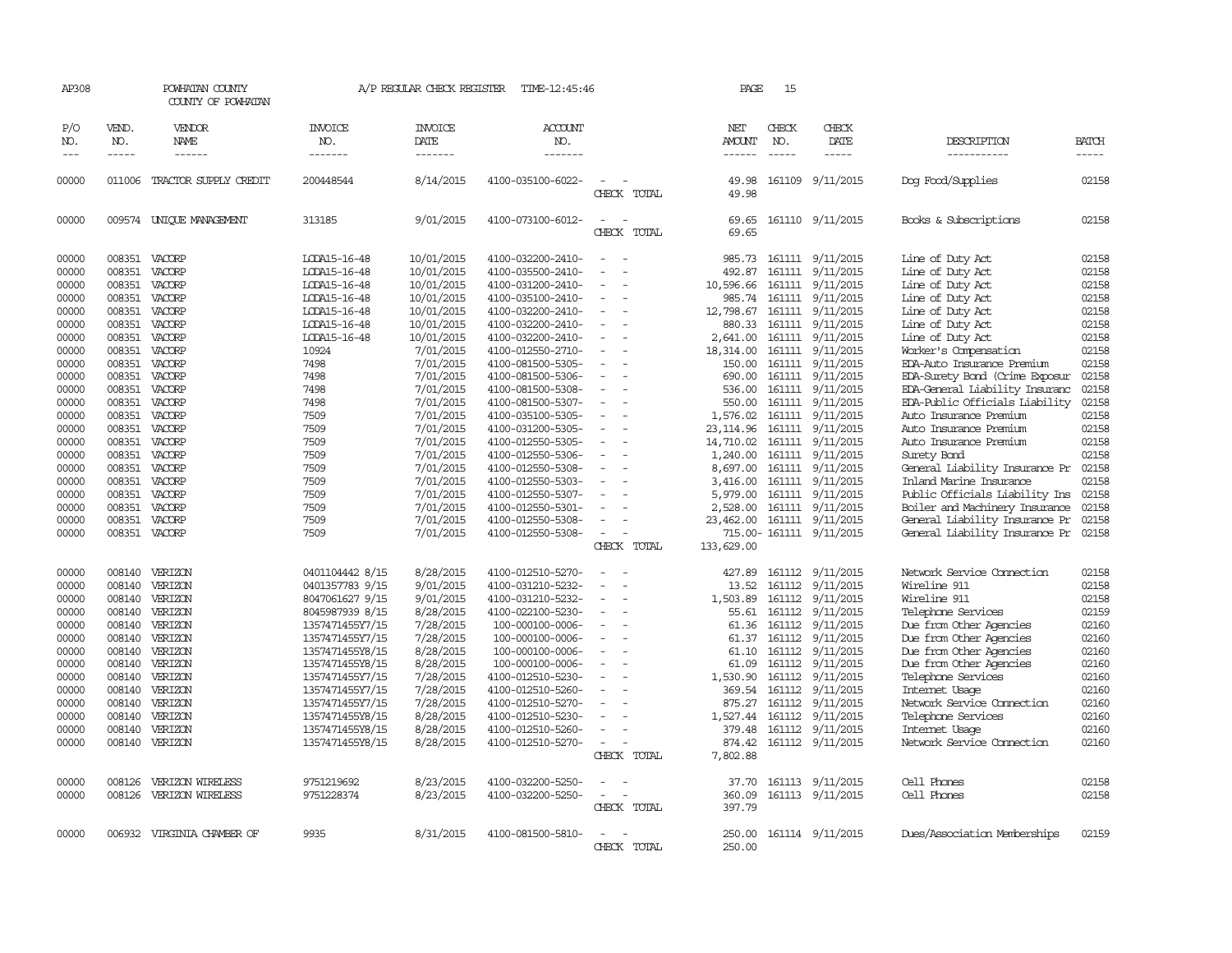AP308 POWHATAN COUNTY A/P REGULAR CHECK REGISTER TIME-12:45:46

COUNTY OF POWHATAN

| P/O NO. | VEND. NO. | VENDOR NAME | INVOICE NO. | INVOICE DATE | ACCOUNT NO. | | NET AMOUNT | CHECK NO. | CHECK DATE | DESCRIPTION | BATCH |
|---|---|---|---|---|---|---|---|---|---|---|---|
| 00000 | 011006 | TRACTOR SUPPLY CREDIT | 200448544 | 8/14/2015 | 4100-035100-6022- | - - | 49.98 | 161109 | 9/11/2015 | Dog Food/Supplies | 02158 |
| | | | | | | CHECK TOTAL | 49.98 | | | | |
| 00000 | 009574 | UNIQUE MANAGEMENT | 313185 | 9/01/2015 | 4100-073100-6012- | - - | 69.65 | 161110 | 9/11/2015 | Books & Subscriptions | 02158 |
| | | | | | | CHECK TOTAL | 69.65 | | | | |
| 00000 | 008351 | VACORP | LODA15-16-48 | 10/01/2015 | 4100-032200-2410- | - - | 985.73 | 161111 | 9/11/2015 | Line of Duty Act | 02158 |
| 00000 | 008351 | VACORP | LODA15-16-48 | 10/01/2015 | 4100-035500-2410- | - - | 492.87 | 161111 | 9/11/2015 | Line of Duty Act | 02158 |
| 00000 | 008351 | VACORP | LODA15-16-48 | 10/01/2015 | 4100-031200-2410- | - - | 10,596.66 | 161111 | 9/11/2015 | Line of Duty Act | 02158 |
| 00000 | 008351 | VACORP | LODA15-16-48 | 10/01/2015 | 4100-035100-2410- | - - | 985.74 | 161111 | 9/11/2015 | Line of Duty Act | 02158 |
| 00000 | 008351 | VACORP | LODA15-16-48 | 10/01/2015 | 4100-032200-2410- | - - | 12,798.67 | 161111 | 9/11/2015 | Line of Duty Act | 02158 |
| 00000 | 008351 | VACORP | LODA15-16-48 | 10/01/2015 | 4100-032200-2410- | - - | 880.33 | 161111 | 9/11/2015 | Line of Duty Act | 02158 |
| 00000 | 008351 | VACORP | LODA15-16-48 | 10/01/2015 | 4100-032200-2410- | - - | 2,641.00 | 161111 | 9/11/2015 | Line of Duty Act | 02158 |
| 00000 | 008351 | VACORP | 10924 | 7/01/2015 | 4100-012550-2710- | - - | 18,314.00 | 161111 | 9/11/2015 | Worker's Compensation | 02158 |
| 00000 | 008351 | VACORP | 7498 | 7/01/2015 | 4100-081500-5305- | - - | 150.00 | 161111 | 9/11/2015 | EDA-Auto Insurance Premium | 02158 |
| 00000 | 008351 | VACORP | 7498 | 7/01/2015 | 4100-081500-5306- | - - | 690.00 | 161111 | 9/11/2015 | EDA-Surety Bond (Crime Exposur | 02158 |
| 00000 | 008351 | VACORP | 7498 | 7/01/2015 | 4100-081500-5308- | - - | 536.00 | 161111 | 9/11/2015 | EDA-General Liability Insuranc | 02158 |
| 00000 | 008351 | VACORP | 7498 | 7/01/2015 | 4100-081500-5307- | - - | 550.00 | 161111 | 9/11/2015 | EDA-Public Officials Liability | 02158 |
| 00000 | 008351 | VACORP | 7509 | 7/01/2015 | 4100-035100-5305- | - - | 1,576.02 | 161111 | 9/11/2015 | Auto Insurance Premium | 02158 |
| 00000 | 008351 | VACORP | 7509 | 7/01/2015 | 4100-031200-5305- | - - | 23,114.96 | 161111 | 9/11/2015 | Auto Insurance Premium | 02158 |
| 00000 | 008351 | VACORP | 7509 | 7/01/2015 | 4100-012550-5305- | - - | 14,710.02 | 161111 | 9/11/2015 | Auto Insurance Premium | 02158 |
| 00000 | 008351 | VACORP | 7509 | 7/01/2015 | 4100-012550-5306- | - - | 1,240.00 | 161111 | 9/11/2015 | Surety Bond | 02158 |
| 00000 | 008351 | VACORP | 7509 | 7/01/2015 | 4100-012550-5308- | - - | 8,697.00 | 161111 | 9/11/2015 | General Liability Insurance Pr | 02158 |
| 00000 | 008351 | VACORP | 7509 | 7/01/2015 | 4100-012550-5303- | - - | 3,416.00 | 161111 | 9/11/2015 | Inland Marine Insurance | 02158 |
| 00000 | 008351 | VACORP | 7509 | 7/01/2015 | 4100-012550-5307- | - - | 5,979.00 | 161111 | 9/11/2015 | Public Officials Liability Ins | 02158 |
| 00000 | 008351 | VACORP | 7509 | 7/01/2015 | 4100-012550-5301- | - - | 2,528.00 | 161111 | 9/11/2015 | Boiler and Machinery Insurance | 02158 |
| 00000 | 008351 | VACORP | 7509 | 7/01/2015 | 4100-012550-5308- | - - | 23,462.00 | 161111 | 9/11/2015 | General Liability Insurance Pr | 02158 |
| 00000 | 008351 | VACORP | 7509 | 7/01/2015 | 4100-012550-5308- | - - | 715.00- | 161111 | 9/11/2015 | General Liability Insurance Pr | 02158 |
| | | | | | | CHECK TOTAL | 133,629.00 | | | | |
| 00000 | 008140 | VERIZON | 0401104442 8/15 | 8/28/2015 | 4100-012510-5270- | - - | 427.89 | 161112 | 9/11/2015 | Network Service Connection | 02158 |
| 00000 | 008140 | VERIZON | 0401357783 9/15 | 9/01/2015 | 4100-031210-5232- | - - | 13.52 | 161112 | 9/11/2015 | Wireline 911 | 02158 |
| 00000 | 008140 | VERIZON | 8047061627 9/15 | 9/01/2015 | 4100-031210-5232- | - - | 1,503.89 | 161112 | 9/11/2015 | Wireline 911 | 02158 |
| 00000 | 008140 | VERIZON | 8045987939 8/15 | 8/28/2015 | 4100-022100-5230- | - - | 55.61 | 161112 | 9/11/2015 | Telephone Services | 02159 |
| 00000 | 008140 | VERIZON | 1357471455Y7/15 | 7/28/2015 | 100-000100-0006- | - - | 61.36 | 161112 | 9/11/2015 | Due from Other Agencies | 02160 |
| 00000 | 008140 | VERIZON | 1357471455Y7/15 | 7/28/2015 | 100-000100-0006- | - - | 61.37 | 161112 | 9/11/2015 | Due from Other Agencies | 02160 |
| 00000 | 008140 | VERIZON | 1357471455Y8/15 | 8/28/2015 | 100-000100-0006- | - - | 61.10 | 161112 | 9/11/2015 | Due from Other Agencies | 02160 |
| 00000 | 008140 | VERIZON | 1357471455Y8/15 | 8/28/2015 | 100-000100-0006- | - - | 61.09 | 161112 | 9/11/2015 | Due from Other Agencies | 02160 |
| 00000 | 008140 | VERIZON | 1357471455Y7/15 | 7/28/2015 | 4100-012510-5230- | - - | 1,530.90 | 161112 | 9/11/2015 | Telephone Services | 02160 |
| 00000 | 008140 | VERIZON | 1357471455Y7/15 | 7/28/2015 | 4100-012510-5260- | - - | 369.54 | 161112 | 9/11/2015 | Internet Usage | 02160 |
| 00000 | 008140 | VERIZON | 1357471455Y7/15 | 7/28/2015 | 4100-012510-5270- | - - | 875.27 | 161112 | 9/11/2015 | Network Service Connection | 02160 |
| 00000 | 008140 | VERIZON | 1357471455Y8/15 | 8/28/2015 | 4100-012510-5230- | - - | 1,527.44 | 161112 | 9/11/2015 | Telephone Services | 02160 |
| 00000 | 008140 | VERIZON | 1357471455Y8/15 | 8/28/2015 | 4100-012510-5260- | - - | 379.48 | 161112 | 9/11/2015 | Internet Usage | 02160 |
| 00000 | 008140 | VERIZON | 1357471455Y8/15 | 8/28/2015 | 4100-012510-5270- | - - | 874.42 | 161112 | 9/11/2015 | Network Service Connection | 02160 |
| | | | | | | CHECK TOTAL | 7,802.88 | | | | |
| 00000 | 008126 | VERIZON WIRELESS | 9751219692 | 8/23/2015 | 4100-032200-5250- | - - | 37.70 | 161113 | 9/11/2015 | Cell Phones | 02158 |
| 00000 | 008126 | VERIZON WIRELESS | 9751228374 | 8/23/2015 | 4100-032200-5250- | - - | 360.09 | 161113 | 9/11/2015 | Cell Phones | 02158 |
| | | | | | | CHECK TOTAL | 397.79 | | | | |
| 00000 | 006932 | VIRGINIA CHAMBER OF | 9935 | 8/31/2015 | 4100-081500-5810- | - - | 250.00 | 161114 | 9/11/2015 | Dues/Association Memberships | 02159 |
| | | | | | | CHECK TOTAL | 250.00 | | | | |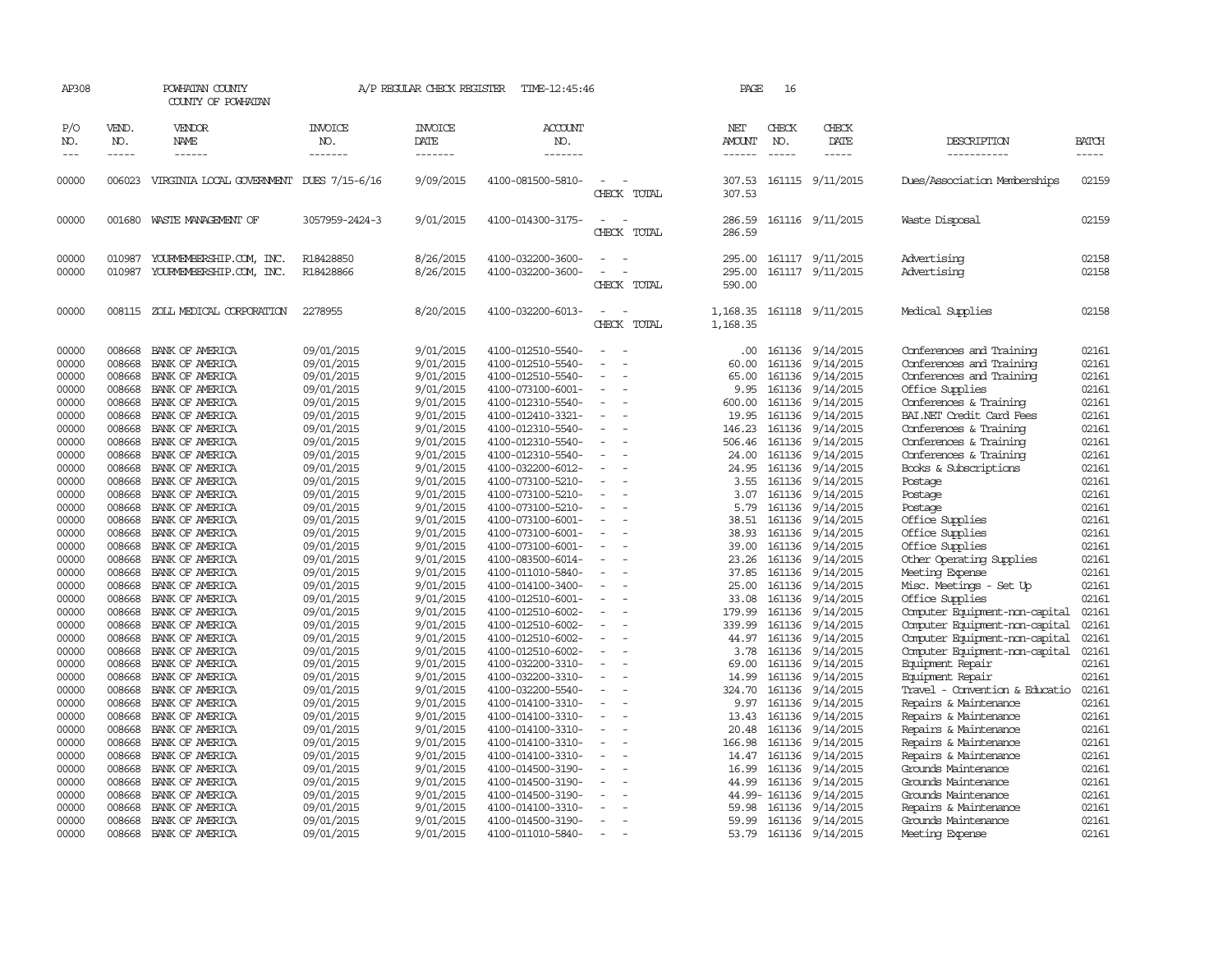AP308 POWHATAN COUNTY A/P REGULAR CHECK REGISTER TIME-12:45:46 PAGE 16
COUNTY OF POWHATAN

| P/O NO. | VEND. NO. | VENDOR NAME | INVOICE NO. | INVOICE DATE | ACCOUNT NO. | | NET AMOUNT | CHECK NO. | CHECK DATE | DESCRIPTION | BATCH |
|---|---|---|---|---|---|---|---|---|---|---|---|
| 00000 | 006023 | VIRGINIA LOCAL GOVERNMENT | DUES 7/15-6/16 | 9/09/2015 | 4100-081500-5810- | - - | 307.53 | 161115 | 9/11/2015 | Dues/Association Memberships | 02159 |
| | | | | | | CHECK TOTAL | 307.53 | | | | |
| 00000 | 001680 | WASTE MANAGEMENT OF | 3057959-2424-3 | 9/01/2015 | 4100-014300-3175- | - - | 286.59 | 161116 | 9/11/2015 | Waste Disposal | 02159 |
| | | | | | | CHECK TOTAL | 286.59 | | | | |
| 00000 | 010987 | YOURMEMBERSHIP.COM, INC. | R18428850 | 8/26/2015 | 4100-032200-3600- | - - | 295.00 | 161117 | 9/11/2015 | Advertising | 02158 |
| 00000 | 010987 | YOURMEMBERSHIP.COM, INC. | R18428866 | 8/26/2015 | 4100-032200-3600- | - - | 295.00 | 161117 | 9/11/2015 | Advertising | 02158 |
| | | | | | | CHECK TOTAL | 590.00 | | | | |
| 00000 | 008115 | ZOLL MEDICAL CORPORATION | 2278955 | 8/20/2015 | 4100-032200-6013- | - - | 1,168.35 | 161118 | 9/11/2015 | Medical Supplies | 02158 |
| | | | | | | CHECK TOTAL | 1,168.35 | | | | |
| 00000 | 008668 | BANK OF AMERICA | 09/01/2015 | 9/01/2015 | 4100-012510-5540- | - - | .00 | 161136 | 9/14/2015 | Conferences and Training | 02161 |
| 00000 | 008668 | BANK OF AMERICA | 09/01/2015 | 9/01/2015 | 4100-012510-5540- | - - | 60.00 | 161136 | 9/14/2015 | Conferences and Training | 02161 |
| 00000 | 008668 | BANK OF AMERICA | 09/01/2015 | 9/01/2015 | 4100-012510-5540- | - - | 65.00 | 161136 | 9/14/2015 | Conferences and Training | 02161 |
| 00000 | 008668 | BANK OF AMERICA | 09/01/2015 | 9/01/2015 | 4100-073100-6001- | - - | 9.95 | 161136 | 9/14/2015 | Office Supplies | 02161 |
| 00000 | 008668 | BANK OF AMERICA | 09/01/2015 | 9/01/2015 | 4100-012310-5540- | - - | 600.00 | 161136 | 9/14/2015 | Conferences & Training | 02161 |
| 00000 | 008668 | BANK OF AMERICA | 09/01/2015 | 9/01/2015 | 4100-012410-3321- | - - | 19.95 | 161136 | 9/14/2015 | BAI.NET Credit Card Fees | 02161 |
| 00000 | 008668 | BANK OF AMERICA | 09/01/2015 | 9/01/2015 | 4100-012310-5540- | - - | 146.23 | 161136 | 9/14/2015 | Conferences & Training | 02161 |
| 00000 | 008668 | BANK OF AMERICA | 09/01/2015 | 9/01/2015 | 4100-012310-5540- | - - | 506.46 | 161136 | 9/14/2015 | Conferences & Training | 02161 |
| 00000 | 008668 | BANK OF AMERICA | 09/01/2015 | 9/01/2015 | 4100-012310-5540- | - - | 24.00 | 161136 | 9/14/2015 | Conferences & Training | 02161 |
| 00000 | 008668 | BANK OF AMERICA | 09/01/2015 | 9/01/2015 | 4100-032200-6012- | - - | 24.95 | 161136 | 9/14/2015 | Books & Subscriptions | 02161 |
| 00000 | 008668 | BANK OF AMERICA | 09/01/2015 | 9/01/2015 | 4100-073100-5210- | - - | 3.55 | 161136 | 9/14/2015 | Postage | 02161 |
| 00000 | 008668 | BANK OF AMERICA | 09/01/2015 | 9/01/2015 | 4100-073100-5210- | - - | 3.07 | 161136 | 9/14/2015 | Postage | 02161 |
| 00000 | 008668 | BANK OF AMERICA | 09/01/2015 | 9/01/2015 | 4100-073100-5210- | - - | 5.79 | 161136 | 9/14/2015 | Postage | 02161 |
| 00000 | 008668 | BANK OF AMERICA | 09/01/2015 | 9/01/2015 | 4100-073100-6001- | - - | 38.51 | 161136 | 9/14/2015 | Office Supplies | 02161 |
| 00000 | 008668 | BANK OF AMERICA | 09/01/2015 | 9/01/2015 | 4100-073100-6001- | - - | 38.93 | 161136 | 9/14/2015 | Office Supplies | 02161 |
| 00000 | 008668 | BANK OF AMERICA | 09/01/2015 | 9/01/2015 | 4100-073100-6001- | - - | 39.00 | 161136 | 9/14/2015 | Office Supplies | 02161 |
| 00000 | 008668 | BANK OF AMERICA | 09/01/2015 | 9/01/2015 | 4100-083500-6014- | - - | 23.26 | 161136 | 9/14/2015 | Other Operating Supplies | 02161 |
| 00000 | 008668 | BANK OF AMERICA | 09/01/2015 | 9/01/2015 | 4100-011010-5840- | - - | 37.85 | 161136 | 9/14/2015 | Meeting Expense | 02161 |
| 00000 | 008668 | BANK OF AMERICA | 09/01/2015 | 9/01/2015 | 4100-014100-3400- | - - | 25.00 | 161136 | 9/14/2015 | Misc. Meetings - Set Up | 02161 |
| 00000 | 008668 | BANK OF AMERICA | 09/01/2015 | 9/01/2015 | 4100-012510-6001- | - - | 33.08 | 161136 | 9/14/2015 | Office Supplies | 02161 |
| 00000 | 008668 | BANK OF AMERICA | 09/01/2015 | 9/01/2015 | 4100-012510-6002- | - - | 179.99 | 161136 | 9/14/2015 | Computer Equipment-non-capital | 02161 |
| 00000 | 008668 | BANK OF AMERICA | 09/01/2015 | 9/01/2015 | 4100-012510-6002- | - - | 339.99 | 161136 | 9/14/2015 | Computer Equipment-non-capital | 02161 |
| 00000 | 008668 | BANK OF AMERICA | 09/01/2015 | 9/01/2015 | 4100-012510-6002- | - - | 44.97 | 161136 | 9/14/2015 | Computer Equipment-non-capital | 02161 |
| 00000 | 008668 | BANK OF AMERICA | 09/01/2015 | 9/01/2015 | 4100-012510-6002- | - - | 3.78 | 161136 | 9/14/2015 | Computer Equipment-non-capital | 02161 |
| 00000 | 008668 | BANK OF AMERICA | 09/01/2015 | 9/01/2015 | 4100-032200-3310- | - - | 69.00 | 161136 | 9/14/2015 | Equipment Repair | 02161 |
| 00000 | 008668 | BANK OF AMERICA | 09/01/2015 | 9/01/2015 | 4100-032200-3310- | - - | 14.99 | 161136 | 9/14/2015 | Equipment Repair | 02161 |
| 00000 | 008668 | BANK OF AMERICA | 09/01/2015 | 9/01/2015 | 4100-032200-5540- | - - | 324.70 | 161136 | 9/14/2015 | Travel - Convention & Educatio | 02161 |
| 00000 | 008668 | BANK OF AMERICA | 09/01/2015 | 9/01/2015 | 4100-014100-3310- | - - | 9.97 | 161136 | 9/14/2015 | Repairs & Maintenance | 02161 |
| 00000 | 008668 | BANK OF AMERICA | 09/01/2015 | 9/01/2015 | 4100-014100-3310- | - - | 13.43 | 161136 | 9/14/2015 | Repairs & Maintenance | 02161 |
| 00000 | 008668 | BANK OF AMERICA | 09/01/2015 | 9/01/2015 | 4100-014100-3310- | - - | 20.48 | 161136 | 9/14/2015 | Repairs & Maintenance | 02161 |
| 00000 | 008668 | BANK OF AMERICA | 09/01/2015 | 9/01/2015 | 4100-014100-3310- | - - | 166.98 | 161136 | 9/14/2015 | Repairs & Maintenance | 02161 |
| 00000 | 008668 | BANK OF AMERICA | 09/01/2015 | 9/01/2015 | 4100-014100-3310- | - - | 14.47 | 161136 | 9/14/2015 | Repairs & Maintenance | 02161 |
| 00000 | 008668 | BANK OF AMERICA | 09/01/2015 | 9/01/2015 | 4100-014500-3190- | - - | 16.99 | 161136 | 9/14/2015 | Grounds Maintenance | 02161 |
| 00000 | 008668 | BANK OF AMERICA | 09/01/2015 | 9/01/2015 | 4100-014500-3190- | - - | 44.99 | 161136 | 9/14/2015 | Grounds Maintenance | 02161 |
| 00000 | 008668 | BANK OF AMERICA | 09/01/2015 | 9/01/2015 | 4100-014500-3190- | - - | 44.99- | 161136 | 9/14/2015 | Grounds Maintenance | 02161 |
| 00000 | 008668 | BANK OF AMERICA | 09/01/2015 | 9/01/2015 | 4100-014100-3310- | - - | 59.98 | 161136 | 9/14/2015 | Repairs & Maintenance | 02161 |
| 00000 | 008668 | BANK OF AMERICA | 09/01/2015 | 9/01/2015 | 4100-014500-3190- | - - | 59.99 | 161136 | 9/14/2015 | Grounds Maintenance | 02161 |
| 00000 | 008668 | BANK OF AMERICA | 09/01/2015 | 9/01/2015 | 4100-011010-5840- | - - | 53.79 | 161136 | 9/14/2015 | Meeting Expense | 02161 |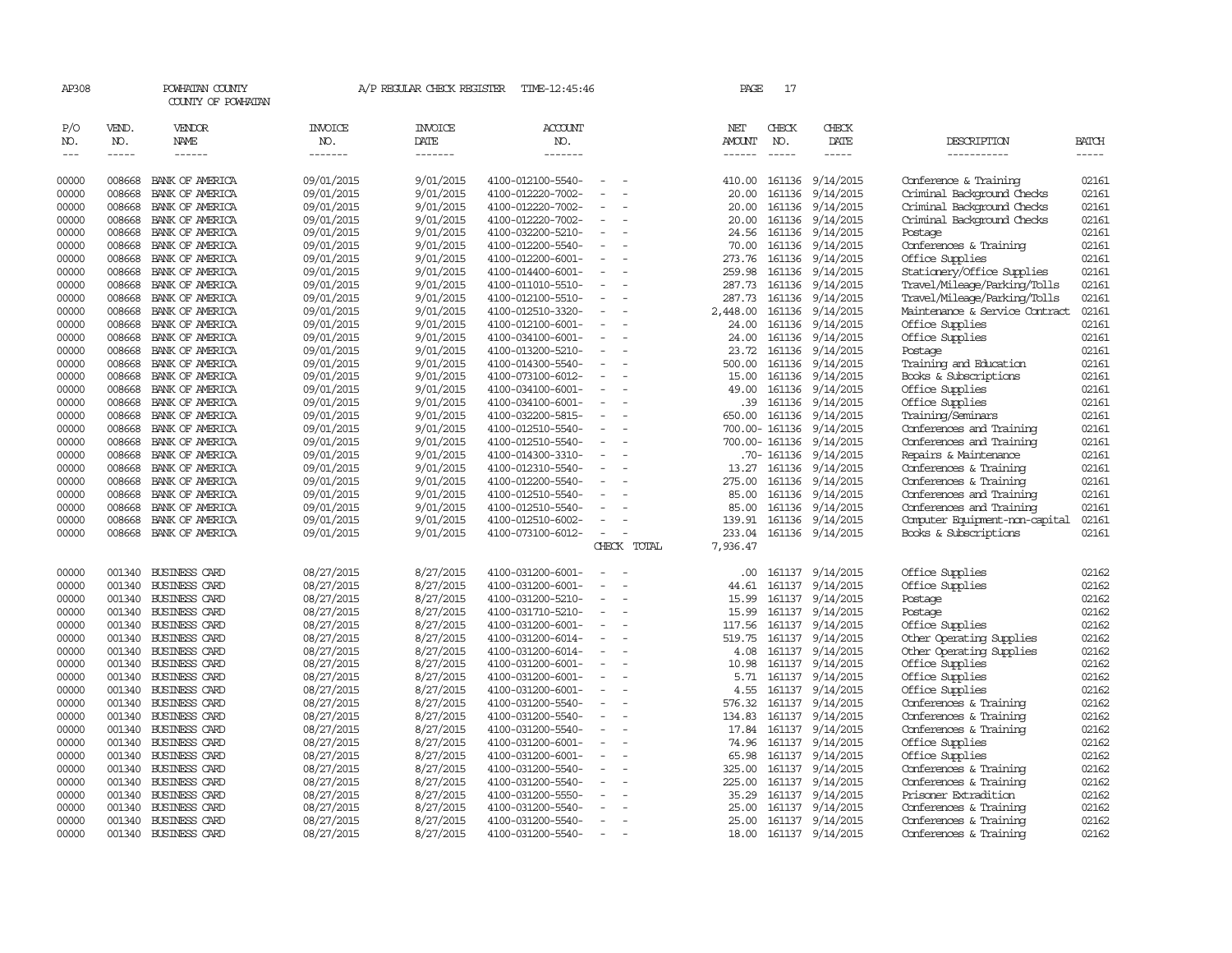AP308 POWHATAN COUNTY A/P REGULAR CHECK REGISTER TIME-12:45:46 PAGE 17

COUNTY OF POWHATAN

| P/O NO. | VEND. NO. | VENDOR NAME | INVOICE NO. | INVOICE DATE | ACCOUNT NO. | | NET AMOUNT | CHECK NO. | CHECK DATE | DESCRIPTION | BATCH |
|---|---|---|---|---|---|---|---|---|---|---|---|
| --- | ----- | ------ | ------- | ------- | ------- | | ------ | ----- | ----- | ----------- | ----- |
| 00000 | 008668 | BANK OF AMERICA | 09/01/2015 | 9/01/2015 | 4100-012100-5540- | - - | 410.00 | 161136 | 9/14/2015 | Conference & Training | 02161 |
| 00000 | 008668 | BANK OF AMERICA | 09/01/2015 | 9/01/2015 | 4100-012220-7002- | - - | 20.00 | 161136 | 9/14/2015 | Criminal Background Checks | 02161 |
| 00000 | 008668 | BANK OF AMERICA | 09/01/2015 | 9/01/2015 | 4100-012220-7002- | - - | 20.00 | 161136 | 9/14/2015 | Criminal Background Checks | 02161 |
| 00000 | 008668 | BANK OF AMERICA | 09/01/2015 | 9/01/2015 | 4100-012220-7002- | - - | 20.00 | 161136 | 9/14/2015 | Criminal Background Checks | 02161 |
| 00000 | 008668 | BANK OF AMERICA | 09/01/2015 | 9/01/2015 | 4100-032200-5210- | - - | 24.56 | 161136 | 9/14/2015 | Postage | 02161 |
| 00000 | 008668 | BANK OF AMERICA | 09/01/2015 | 9/01/2015 | 4100-012200-5540- | - - | 70.00 | 161136 | 9/14/2015 | Conferences & Training | 02161 |
| 00000 | 008668 | BANK OF AMERICA | 09/01/2015 | 9/01/2015 | 4100-012200-6001- | - - | 273.76 | 161136 | 9/14/2015 | Office Supplies | 02161 |
| 00000 | 008668 | BANK OF AMERICA | 09/01/2015 | 9/01/2015 | 4100-014400-6001- | - - | 259.98 | 161136 | 9/14/2015 | Stationery/Office Supplies | 02161 |
| 00000 | 008668 | BANK OF AMERICA | 09/01/2015 | 9/01/2015 | 4100-011010-5510- | - - | 287.73 | 161136 | 9/14/2015 | Travel/Mileage/Parking/Tolls | 02161 |
| 00000 | 008668 | BANK OF AMERICA | 09/01/2015 | 9/01/2015 | 4100-012100-5510- | - - | 287.73 | 161136 | 9/14/2015 | Travel/Mileage/Parking/Tolls | 02161 |
| 00000 | 008668 | BANK OF AMERICA | 09/01/2015 | 9/01/2015 | 4100-012510-3320- | - - | 2,448.00 | 161136 | 9/14/2015 | Maintenance & Service Contract | 02161 |
| 00000 | 008668 | BANK OF AMERICA | 09/01/2015 | 9/01/2015 | 4100-012100-6001- | - - | 24.00 | 161136 | 9/14/2015 | Office Supplies | 02161 |
| 00000 | 008668 | BANK OF AMERICA | 09/01/2015 | 9/01/2015 | 4100-034100-6001- | - - | 24.00 | 161136 | 9/14/2015 | Office Supplies | 02161 |
| 00000 | 008668 | BANK OF AMERICA | 09/01/2015 | 9/01/2015 | 4100-013200-5210- | - - | 23.72 | 161136 | 9/14/2015 | Postage | 02161 |
| 00000 | 008668 | BANK OF AMERICA | 09/01/2015 | 9/01/2015 | 4100-014300-5540- | - - | 500.00 | 161136 | 9/14/2015 | Training and Education | 02161 |
| 00000 | 008668 | BANK OF AMERICA | 09/01/2015 | 9/01/2015 | 4100-073100-6012- | - - | 15.00 | 161136 | 9/14/2015 | Books & Subscriptions | 02161 |
| 00000 | 008668 | BANK OF AMERICA | 09/01/2015 | 9/01/2015 | 4100-034100-6001- | - - | 49.00 | 161136 | 9/14/2015 | Office Supplies | 02161 |
| 00000 | 008668 | BANK OF AMERICA | 09/01/2015 | 9/01/2015 | 4100-034100-6001- | - - | .39 | 161136 | 9/14/2015 | Office Supplies | 02161 |
| 00000 | 008668 | BANK OF AMERICA | 09/01/2015 | 9/01/2015 | 4100-032200-5815- | - - | 650.00 | 161136 | 9/14/2015 | Training/Seminars | 02161 |
| 00000 | 008668 | BANK OF AMERICA | 09/01/2015 | 9/01/2015 | 4100-012510-5540- | - - | 700.00- | 161136 | 9/14/2015 | Conferences and Training | 02161 |
| 00000 | 008668 | BANK OF AMERICA | 09/01/2015 | 9/01/2015 | 4100-012510-5540- | - - | 700.00- | 161136 | 9/14/2015 | Conferences and Training | 02161 |
| 00000 | 008668 | BANK OF AMERICA | 09/01/2015 | 9/01/2015 | 4100-014300-3310- | - - | .70- | 161136 | 9/14/2015 | Repairs & Maintenance | 02161 |
| 00000 | 008668 | BANK OF AMERICA | 09/01/2015 | 9/01/2015 | 4100-012310-5540- | - - | 13.27 | 161136 | 9/14/2015 | Conferences & Training | 02161 |
| 00000 | 008668 | BANK OF AMERICA | 09/01/2015 | 9/01/2015 | 4100-012200-5540- | - - | 275.00 | 161136 | 9/14/2015 | Conferences & Training | 02161 |
| 00000 | 008668 | BANK OF AMERICA | 09/01/2015 | 9/01/2015 | 4100-012510-5540- | - - | 85.00 | 161136 | 9/14/2015 | Conferences and Training | 02161 |
| 00000 | 008668 | BANK OF AMERICA | 09/01/2015 | 9/01/2015 | 4100-012510-5540- | - - | 85.00 | 161136 | 9/14/2015 | Conferences and Training | 02161 |
| 00000 | 008668 | BANK OF AMERICA | 09/01/2015 | 9/01/2015 | 4100-012510-6002- | - - | 139.91 | 161136 | 9/14/2015 | Computer Equipment-non-capital | 02161 |
| 00000 | 008668 | BANK OF AMERICA | 09/01/2015 | 9/01/2015 | 4100-073100-6012- | - - | 233.04 | 161136 | 9/14/2015 | Books & Subscriptions | 02161 |
| | | | | | | CHECK TOTAL | 7,936.47 | | | | |
| 00000 | 001340 | BUSINESS CARD | 08/27/2015 | 8/27/2015 | 4100-031200-6001- | - - | .00 | 161137 | 9/14/2015 | Office Supplies | 02162 |
| 00000 | 001340 | BUSINESS CARD | 08/27/2015 | 8/27/2015 | 4100-031200-6001- | - - | 44.61 | 161137 | 9/14/2015 | Office Supplies | 02162 |
| 00000 | 001340 | BUSINESS CARD | 08/27/2015 | 8/27/2015 | 4100-031200-5210- | - - | 15.99 | 161137 | 9/14/2015 | Postage | 02162 |
| 00000 | 001340 | BUSINESS CARD | 08/27/2015 | 8/27/2015 | 4100-031710-5210- | - - | 15.99 | 161137 | 9/14/2015 | Postage | 02162 |
| 00000 | 001340 | BUSINESS CARD | 08/27/2015 | 8/27/2015 | 4100-031200-6001- | - - | 117.56 | 161137 | 9/14/2015 | Office Supplies | 02162 |
| 00000 | 001340 | BUSINESS CARD | 08/27/2015 | 8/27/2015 | 4100-031200-6014- | - - | 519.75 | 161137 | 9/14/2015 | Other Operating Supplies | 02162 |
| 00000 | 001340 | BUSINESS CARD | 08/27/2015 | 8/27/2015 | 4100-031200-6014- | - - | 4.08 | 161137 | 9/14/2015 | Other Operating Supplies | 02162 |
| 00000 | 001340 | BUSINESS CARD | 08/27/2015 | 8/27/2015 | 4100-031200-6001- | - - | 10.98 | 161137 | 9/14/2015 | Office Supplies | 02162 |
| 00000 | 001340 | BUSINESS CARD | 08/27/2015 | 8/27/2015 | 4100-031200-6001- | - - | 5.71 | 161137 | 9/14/2015 | Office Supplies | 02162 |
| 00000 | 001340 | BUSINESS CARD | 08/27/2015 | 8/27/2015 | 4100-031200-6001- | - - | 4.55 | 161137 | 9/14/2015 | Office Supplies | 02162 |
| 00000 | 001340 | BUSINESS CARD | 08/27/2015 | 8/27/2015 | 4100-031200-5540- | - - | 576.32 | 161137 | 9/14/2015 | Conferences & Training | 02162 |
| 00000 | 001340 | BUSINESS CARD | 08/27/2015 | 8/27/2015 | 4100-031200-5540- | - - | 134.83 | 161137 | 9/14/2015 | Conferences & Training | 02162 |
| 00000 | 001340 | BUSINESS CARD | 08/27/2015 | 8/27/2015 | 4100-031200-5540- | - - | 17.84 | 161137 | 9/14/2015 | Conferences & Training | 02162 |
| 00000 | 001340 | BUSINESS CARD | 08/27/2015 | 8/27/2015 | 4100-031200-6001- | - - | 74.96 | 161137 | 9/14/2015 | Office Supplies | 02162 |
| 00000 | 001340 | BUSINESS CARD | 08/27/2015 | 8/27/2015 | 4100-031200-6001- | - - | 65.98 | 161137 | 9/14/2015 | Office Supplies | 02162 |
| 00000 | 001340 | BUSINESS CARD | 08/27/2015 | 8/27/2015 | 4100-031200-5540- | - - | 325.00 | 161137 | 9/14/2015 | Conferences & Training | 02162 |
| 00000 | 001340 | BUSINESS CARD | 08/27/2015 | 8/27/2015 | 4100-031200-5540- | - - | 225.00 | 161137 | 9/14/2015 | Conferences & Training | 02162 |
| 00000 | 001340 | BUSINESS CARD | 08/27/2015 | 8/27/2015 | 4100-031200-5550- | - - | 35.29 | 161137 | 9/14/2015 | Prisoner Extradition | 02162 |
| 00000 | 001340 | BUSINESS CARD | 08/27/2015 | 8/27/2015 | 4100-031200-5540- | - - | 25.00 | 161137 | 9/14/2015 | Conferences & Training | 02162 |
| 00000 | 001340 | BUSINESS CARD | 08/27/2015 | 8/27/2015 | 4100-031200-5540- | - - | 25.00 | 161137 | 9/14/2015 | Conferences & Training | 02162 |
| 00000 | 001340 | BUSINESS CARD | 08/27/2015 | 8/27/2015 | 4100-031200-5540- | - - | 18.00 | 161137 | 9/14/2015 | Conferences & Training | 02162 |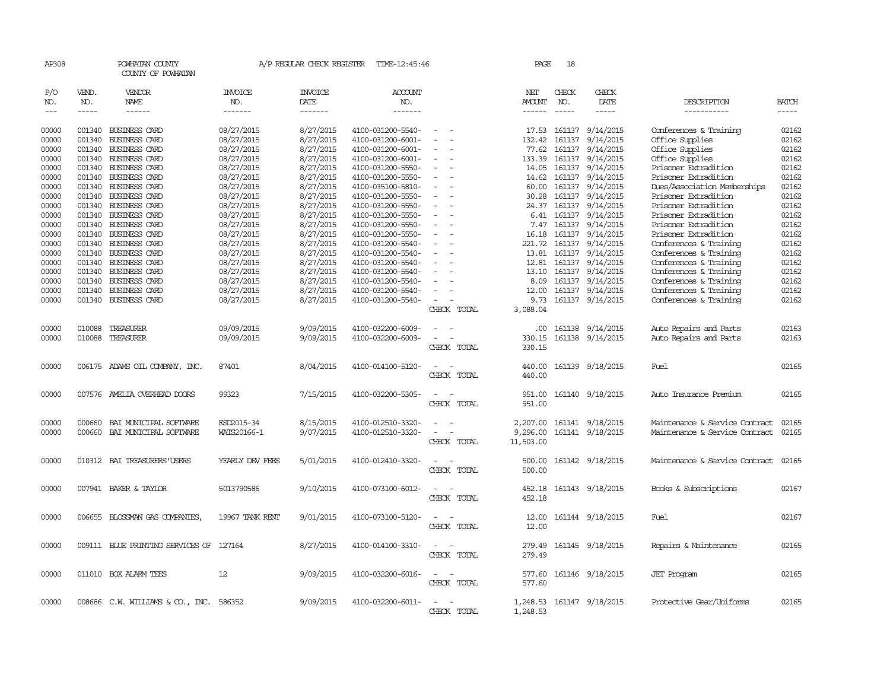AP308 POWHATAN COUNTY A/P REGULAR CHECK REGISTER TIME-12:45:46 PAGE 18

COUNTY OF POWHATAN

| P/O NO. | VEND. NO. | VENDOR NAME | INVOICE NO. | INVOICE DATE | ACCOUNT NO. | | NET AMOUNT | CHECK NO. | CHECK DATE | DESCRIPTION | BATCH |
|---|---|---|---|---|---|---|---|---|---|---|---|
| 00000 | 001340 | BUSINESS CARD | 08/27/2015 | 8/27/2015 | 4100-031200-5540- | - - | 17.53 | 161137 | 9/14/2015 | Conferences & Training | 02162 |
| 00000 | 001340 | BUSINESS CARD | 08/27/2015 | 8/27/2015 | 4100-031200-6001- | - - | 132.42 | 161137 | 9/14/2015 | Office Supplies | 02162 |
| 00000 | 001340 | BUSINESS CARD | 08/27/2015 | 8/27/2015 | 4100-031200-6001- | - - | 77.62 | 161137 | 9/14/2015 | Office Supplies | 02162 |
| 00000 | 001340 | BUSINESS CARD | 08/27/2015 | 8/27/2015 | 4100-031200-6001- | - - | 133.39 | 161137 | 9/14/2015 | Office Supplies | 02162 |
| 00000 | 001340 | BUSINESS CARD | 08/27/2015 | 8/27/2015 | 4100-031200-5550- | - - | 14.05 | 161137 | 9/14/2015 | Prisoner Extradition | 02162 |
| 00000 | 001340 | BUSINESS CARD | 08/27/2015 | 8/27/2015 | 4100-031200-5550- | - - | 14.62 | 161137 | 9/14/2015 | Prisoner Extradition | 02162 |
| 00000 | 001340 | BUSINESS CARD | 08/27/2015 | 8/27/2015 | 4100-035100-5810- | - - | 60.00 | 161137 | 9/14/2015 | Dues/Association Memberships | 02162 |
| 00000 | 001340 | BUSINESS CARD | 08/27/2015 | 8/27/2015 | 4100-031200-5550- | - - | 30.28 | 161137 | 9/14/2015 | Prisoner Extradition | 02162 |
| 00000 | 001340 | BUSINESS CARD | 08/27/2015 | 8/27/2015 | 4100-031200-5550- | - - | 24.37 | 161137 | 9/14/2015 | Prisoner Extradition | 02162 |
| 00000 | 001340 | BUSINESS CARD | 08/27/2015 | 8/27/2015 | 4100-031200-5550- | - - | 6.41 | 161137 | 9/14/2015 | Prisoner Extradition | 02162 |
| 00000 | 001340 | BUSINESS CARD | 08/27/2015 | 8/27/2015 | 4100-031200-5550- | - - | 7.47 | 161137 | 9/14/2015 | Prisoner Extradition | 02162 |
| 00000 | 001340 | BUSINESS CARD | 08/27/2015 | 8/27/2015 | 4100-031200-5550- | - - | 16.18 | 161137 | 9/14/2015 | Prisoner Extradition | 02162 |
| 00000 | 001340 | BUSINESS CARD | 08/27/2015 | 8/27/2015 | 4100-031200-5540- | - - | 221.72 | 161137 | 9/14/2015 | Conferences & Training | 02162 |
| 00000 | 001340 | BUSINESS CARD | 08/27/2015 | 8/27/2015 | 4100-031200-5540- | - - | 13.81 | 161137 | 9/14/2015 | Conferences & Training | 02162 |
| 00000 | 001340 | BUSINESS CARD | 08/27/2015 | 8/27/2015 | 4100-031200-5540- | - - | 12.81 | 161137 | 9/14/2015 | Conferences & Training | 02162 |
| 00000 | 001340 | BUSINESS CARD | 08/27/2015 | 8/27/2015 | 4100-031200-5540- | - - | 13.10 | 161137 | 9/14/2015 | Conferences & Training | 02162 |
| 00000 | 001340 | BUSINESS CARD | 08/27/2015 | 8/27/2015 | 4100-031200-5540- | - - | 8.09 | 161137 | 9/14/2015 | Conferences & Training | 02162 |
| 00000 | 001340 | BUSINESS CARD | 08/27/2015 | 8/27/2015 | 4100-031200-5540- | - - | 12.00 | 161137 | 9/14/2015 | Conferences & Training | 02162 |
| 00000 | 001340 | BUSINESS CARD | 08/27/2015 | 8/27/2015 | 4100-031200-5540- | - - | 9.73 | 161137 | 9/14/2015 | Conferences & Training | 02162 |
| | | | | | | CHECK TOTAL | 3,088.04 | | | | |
| 00000 | 010088 | TREASURER | 09/09/2015 | 9/09/2015 | 4100-032200-6009- | - - | .00 | 161138 | 9/14/2015 | Auto Repairs and Parts | 02163 |
| 00000 | 010088 | TREASURER | 09/09/2015 | 9/09/2015 | 4100-032200-6009- | - - | 330.15 | 161138 | 9/14/2015 | Auto Repairs and Parts | 02163 |
| | | | | | | CHECK TOTAL | 330.15 | | | | |
| 00000 | 006175 | ADAMS OIL COMPANY, INC. | 87401 | 8/04/2015 | 4100-014100-5120- | - - | 440.00 | 161139 | 9/18/2015 | Fuel | 02165 |
| | | | | | | CHECK TOTAL | 440.00 | | | | |
| 00000 | 007576 | AMELIA OVERHEAD DOORS | 99323 | 7/15/2015 | 4100-032200-5305- | - - | 951.00 | 161140 | 9/18/2015 | Auto Insurance Premium | 02165 |
| | | | | | | CHECK TOTAL | 951.00 | | | | |
| 00000 | 000660 | BAI MUNICIPAL SOFTWARE | ESD2015-34 | 8/15/2015 | 4100-012510-3320- | - - | 2,207.00 | 161141 | 9/18/2015 | Maintenance & Service Contract | 02165 |
| 00000 | 000660 | BAI MUNICIPAL SOFTWARE | WATS20166-1 | 9/07/2015 | 4100-012510-3320- | - - | 9,296.00 | 161141 | 9/18/2015 | Maintenance & Service Contract | 02165 |
| | | | | | | CHECK TOTAL | 11,503.00 | | | | |
| 00000 | 010312 | BAI TREASURERS'USERS | YEARLY DEV FEES | 5/01/2015 | 4100-012410-3320- | - - | 500.00 | 161142 | 9/18/2015 | Maintenance & Service Contract | 02165 |
| | | | | | | CHECK TOTAL | 500.00 | | | | |
| 00000 | 007941 | BAKER & TAYLOR | 5013790586 | 9/10/2015 | 4100-073100-6012- | - - | 452.18 | 161143 | 9/18/2015 | Books & Subscriptions | 02167 |
| | | | | | | CHECK TOTAL | 452.18 | | | | |
| 00000 | 006655 | BLOSSMAN GAS COMPANIES, | 19967 TANK RENT | 9/01/2015 | 4100-073100-5120- | - - | 12.00 | 161144 | 9/18/2015 | Fuel | 02167 |
| | | | | | | CHECK TOTAL | 12.00 | | | | |
| 00000 | 009111 | BLUE PRINTING SERVICES OF | 127164 | 8/27/2015 | 4100-014100-3310- | - - | 279.49 | 161145 | 9/18/2015 | Repairs & Maintenance | 02165 |
| | | | | | | CHECK TOTAL | 279.49 | | | | |
| 00000 | 011010 | BOX ALARM TEES | 12 | 9/09/2015 | 4100-032200-6016- | - - | 577.60 | 161146 | 9/18/2015 | JET Program | 02165 |
| | | | | | | CHECK TOTAL | 577.60 | | | | |
| 00000 | 008686 | C.W. WILLIAMS & CO., INC. | 586352 | 9/09/2015 | 4100-032200-6011- | - - | 1,248.53 | 161147 | 9/18/2015 | Protective Gear/Uniforms | 02165 |
| | | | | | | CHECK TOTAL | 1,248.53 | | | | |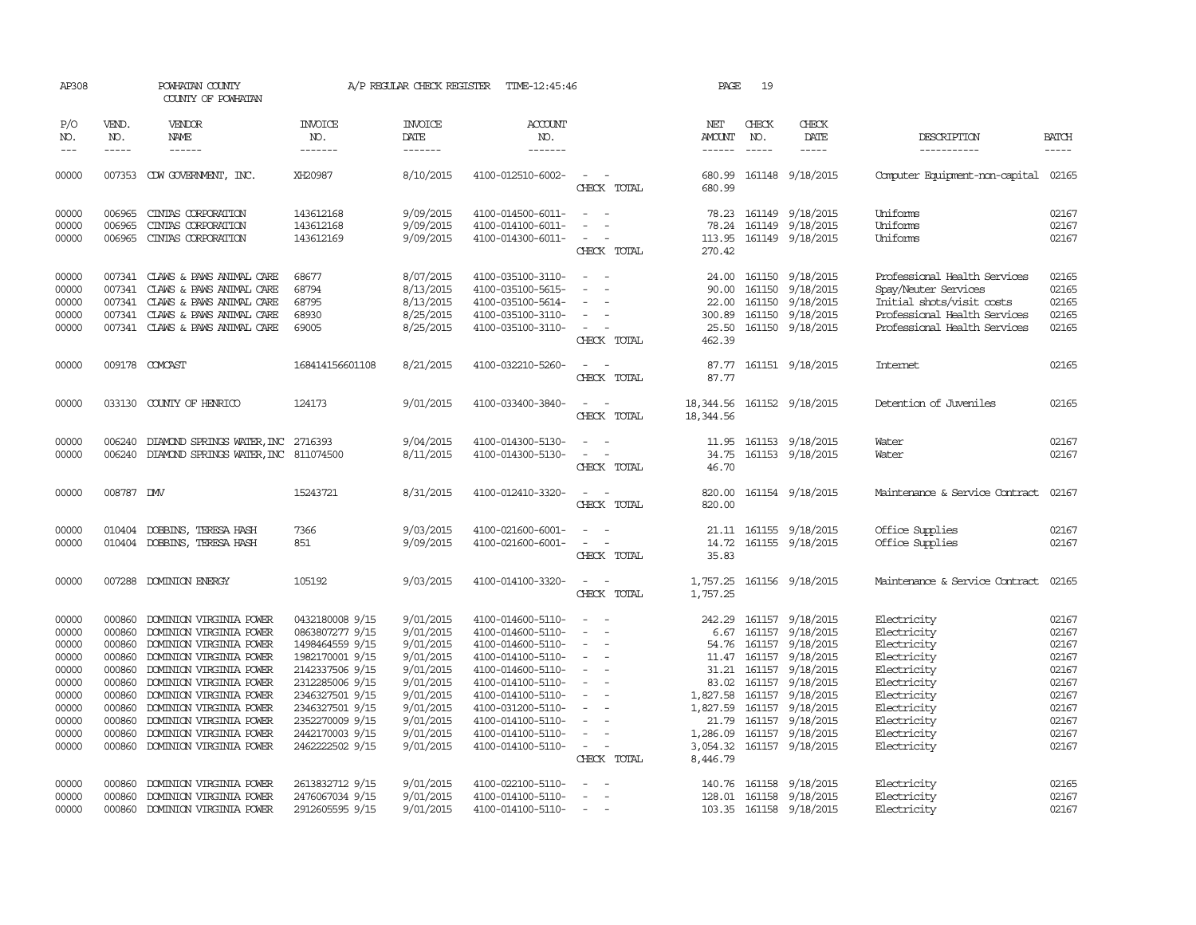AP308 POWHATAN COUNTY COUNTY OF POWHATAN A/P REGULAR CHECK REGISTER TIME-12:45:46 PAGE 19

| P/O NO. | VEND. NO. | VENDOR NAME | INVOICE NO. | INVOICE DATE | ACCOUNT NO. | | NET AMOUNT | CHECK NO. | CHECK DATE | DESCRIPTION | BATCH |
|---|---|---|---|---|---|---|---|---|---|---|---|
| 00000 | 007353 | CDW GOVERNMENT, INC. | XH20987 | 8/10/2015 | 4100-012510-6002- | - - | 680.99 | 161148 | 9/18/2015 | Computer Equipment-non-capital | 02165 |
| | | | | | | CHECK TOTAL | 680.99 | | | | |
| 00000 | 006965 | CINTAS CORPORATION | 143612168 | 9/09/2015 | 4100-014500-6011- | - - | 78.23 | 161149 | 9/18/2015 | Uniforms | 02167 |
| 00000 | 006965 | CINTAS CORPORATION | 143612168 | 9/09/2015 | 4100-014100-6011- | - - | 78.24 | 161149 | 9/18/2015 | Uniforms | 02167 |
| 00000 | 006965 | CINTAS CORPORATION | 143612169 | 9/09/2015 | 4100-014300-6011- | - - | 113.95 | 161149 | 9/18/2015 | Uniforms | 02167 |
| | | | | | | CHECK TOTAL | 270.42 | | | | |
| 00000 | 007341 | CLAWS & PAWS ANIMAL CARE | 68677 | 8/07/2015 | 4100-035100-3110- | - - | 24.00 | 161150 | 9/18/2015 | Professional Health Services | 02165 |
| 00000 | 007341 | CLAWS & PAWS ANIMAL CARE | 68794 | 8/13/2015 | 4100-035100-5615- | - - | 90.00 | 161150 | 9/18/2015 | Spay/Neuter Services | 02165 |
| 00000 | 007341 | CLAWS & PAWS ANIMAL CARE | 68795 | 8/13/2015 | 4100-035100-5614- | - - | 22.00 | 161150 | 9/18/2015 | Initial shots/visit costs | 02165 |
| 00000 | 007341 | CLAWS & PAWS ANIMAL CARE | 68930 | 8/25/2015 | 4100-035100-3110- | - - | 300.89 | 161150 | 9/18/2015 | Professional Health Services | 02165 |
| 00000 | 007341 | CLAWS & PAWS ANIMAL CARE | 69005 | 8/25/2015 | 4100-035100-3110- | - - | 25.50 | 161150 | 9/18/2015 | Professional Health Services | 02165 |
| | | | | | | CHECK TOTAL | 462.39 | | | | |
| 00000 | 009178 | COMCAST | 168414156601108 | 8/21/2015 | 4100-032210-5260- | - - | 87.77 | 161151 | 9/18/2015 | Internet | 02165 |
| | | | | | | CHECK TOTAL | 87.77 | | | | |
| 00000 | 033130 | COUNTY OF HENRICO | 124173 | 9/01/2015 | 4100-033400-3840- | - - | 18,344.56 | 161152 | 9/18/2015 | Detention of Juveniles | 02165 |
| | | | | | | CHECK TOTAL | 18,344.56 | | | | |
| 00000 | 006240 | DIAMOND SPRINGS WATER,INC | 2716393 | 9/04/2015 | 4100-014300-5130- | - - | 11.95 | 161153 | 9/18/2015 | Water | 02167 |
| 00000 | 006240 | DIAMOND SPRINGS WATER,INC | 811074500 | 8/11/2015 | 4100-014300-5130- | - - | 34.75 | 161153 | 9/18/2015 | Water | 02167 |
| | | | | | | CHECK TOTAL | 46.70 | | | | |
| 00000 | 008787 | DMV | 15243721 | 8/31/2015 | 4100-012410-3320- | - - | 820.00 | 161154 | 9/18/2015 | Maintenance & Service Contract | 02167 |
| | | | | | | CHECK TOTAL | 820.00 | | | | |
| 00000 | 010404 | DOBBINS, TERESA HASH | 7366 | 9/03/2015 | 4100-021600-6001- | - - | 21.11 | 161155 | 9/18/2015 | Office Supplies | 02167 |
| 00000 | 010404 | DOBBINS, TERESA HASH | 851 | 9/09/2015 | 4100-021600-6001- | - - | 14.72 | 161155 | 9/18/2015 | Office Supplies | 02167 |
| | | | | | | CHECK TOTAL | 35.83 | | | | |
| 00000 | 007288 | DOMINION ENERGY | 105192 | 9/03/2015 | 4100-014100-3320- | - - | 1,757.25 | 161156 | 9/18/2015 | Maintenance & Service Contract | 02165 |
| | | | | | | CHECK TOTAL | 1,757.25 | | | | |
| 00000 | 000860 | DOMINION VIRGINIA POWER | 0432180008 9/15 | 9/01/2015 | 4100-014600-5110- | - - | 242.29 | 161157 | 9/18/2015 | Electricity | 02167 |
| 00000 | 000860 | DOMINION VIRGINIA POWER | 0863807277 9/15 | 9/01/2015 | 4100-014600-5110- | - - | 6.67 | 161157 | 9/18/2015 | Electricity | 02167 |
| 00000 | 000860 | DOMINION VIRGINIA POWER | 1498464559 9/15 | 9/01/2015 | 4100-014600-5110- | - - | 54.76 | 161157 | 9/18/2015 | Electricity | 02167 |
| 00000 | 000860 | DOMINION VIRGINIA POWER | 1982170001 9/15 | 9/01/2015 | 4100-014100-5110- | - - | 11.47 | 161157 | 9/18/2015 | Electricity | 02167 |
| 00000 | 000860 | DOMINION VIRGINIA POWER | 2142337506 9/15 | 9/01/2015 | 4100-014600-5110- | - - | 31.21 | 161157 | 9/18/2015 | Electricity | 02167 |
| 00000 | 000860 | DOMINION VIRGINIA POWER | 2312285006 9/15 | 9/01/2015 | 4100-014100-5110- | - - | 83.02 | 161157 | 9/18/2015 | Electricity | 02167 |
| 00000 | 000860 | DOMINION VIRGINIA POWER | 2346327501 9/15 | 9/01/2015 | 4100-014100-5110- | - - | 1,827.58 | 161157 | 9/18/2015 | Electricity | 02167 |
| 00000 | 000860 | DOMINION VIRGINIA POWER | 2346327501 9/15 | 9/01/2015 | 4100-031200-5110- | - - | 1,827.59 | 161157 | 9/18/2015 | Electricity | 02167 |
| 00000 | 000860 | DOMINION VIRGINIA POWER | 2352270009 9/15 | 9/01/2015 | 4100-014100-5110- | - - | 21.79 | 161157 | 9/18/2015 | Electricity | 02167 |
| 00000 | 000860 | DOMINION VIRGINIA POWER | 2442170003 9/15 | 9/01/2015 | 4100-014100-5110- | - - | 1,286.09 | 161157 | 9/18/2015 | Electricity | 02167 |
| 00000 | 000860 | DOMINION VIRGINIA POWER | 2462222502 9/15 | 9/01/2015 | 4100-014100-5110- | - - | 3,054.32 | 161157 | 9/18/2015 | Electricity | 02167 |
| | | | | | | CHECK TOTAL | 8,446.79 | | | | |
| 00000 | 000860 | DOMINION VIRGINIA POWER | 2613832712 9/15 | 9/01/2015 | 4100-022100-5110- | - - | 140.76 | 161158 | 9/18/2015 | Electricity | 02165 |
| 00000 | 000860 | DOMINION VIRGINIA POWER | 2476067034 9/15 | 9/01/2015 | 4100-014100-5110- | - - | 128.01 | 161158 | 9/18/2015 | Electricity | 02167 |
| 00000 | 000860 | DOMINION VIRGINIA POWER | 2912605595 9/15 | 9/01/2015 | 4100-014100-5110- | - - | 103.35 | 161158 | 9/18/2015 | Electricity | 02167 |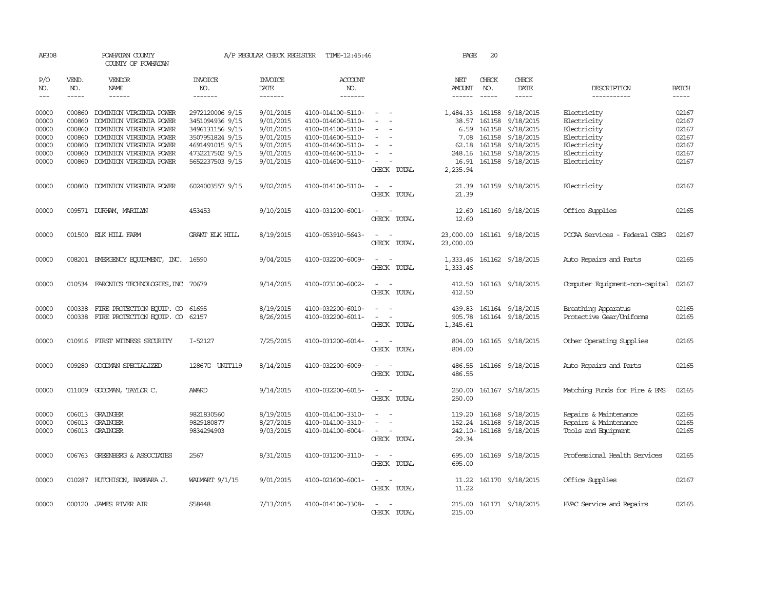AP308 POWHATAN COUNTY A/P REGULAR CHECK REGISTER TIME-12:45:46 PAGE 20

COUNTY OF POWHATAN

| P/O NO. | VEND. NO. | VENDOR NAME | INVOICE NO. | INVOICE DATE | ACCOUNT NO. | | NET AMOUNT | CHECK NO. | CHECK DATE | DESCRIPTION | BATCH |
|---|---|---|---|---|---|---|---|---|---|---|---|
| --- | ----- | ------ | ------- | ------- | ------- | | ------ | ----- | ----- | ----------- | ----- |
| 00000 | 000860 | DOMINION VIRGINIA POWER | 2972120006 9/15 | 9/01/2015 | 4100-014100-5110- | - - | 1,484.33 | 161158 | 9/18/2015 | Electricity | 02167 |
| 00000 | 000860 | DOMINION VIRGINIA POWER | 3451094936 9/15 | 9/01/2015 | 4100-014600-5110- | - - | 38.57 | 161158 | 9/18/2015 | Electricity | 02167 |
| 00000 | 000860 | DOMINION VIRGINIA POWER | 3496131156 9/15 | 9/01/2015 | 4100-014100-5110- | - - | 6.59 | 161158 | 9/18/2015 | Electricity | 02167 |
| 00000 | 000860 | DOMINION VIRGINIA POWER | 3507951824 9/15 | 9/01/2015 | 4100-014600-5110- | - - | 7.08 | 161158 | 9/18/2015 | Electricity | 02167 |
| 00000 | 000860 | DOMINION VIRGINIA POWER | 4691491015 9/15 | 9/01/2015 | 4100-014600-5110- | - - | 62.18 | 161158 | 9/18/2015 | Electricity | 02167 |
| 00000 | 000860 | DOMINION VIRGINIA POWER | 4732217502 9/15 | 9/01/2015 | 4100-014600-5110- | - - | 248.16 | 161158 | 9/18/2015 | Electricity | 02167 |
| 00000 | 000860 | DOMINION VIRGINIA POWER | 5652237503 9/15 | 9/01/2015 | 4100-014600-5110- | - - | 16.91 | 161158 | 9/18/2015 | Electricity | 02167 |
| | | | | | | CHECK TOTAL | 2,235.94 | | | | |
| 00000 | 000860 | DOMINION VIRGINIA POWER | 6024003557 9/15 | 9/02/2015 | 4100-014100-5110- | - - | 21.39 | 161159 | 9/18/2015 | Electricity | 02167 |
| | | | | | | CHECK TOTAL | 21.39 | | | | |
| 00000 | 009571 | DURHAM, MARILYN | 453453 | 9/10/2015 | 4100-031200-6001- | - - | 12.60 | 161160 | 9/18/2015 | Office Supplies | 02165 |
| | | | | | | CHECK TOTAL | 12.60 | | | | |
| 00000 | 001500 | ELK HILL FARM | GRANT ELK HILL | 8/19/2015 | 4100-053910-5643- | - - | 23,000.00 | 161161 | 9/18/2015 | PCCAA Services - Federal CSBG | 02167 |
| | | | | | | CHECK TOTAL | 23,000.00 | | | | |
| 00000 | 008201 | EMERGENCY EQUIPMENT, INC. | 16590 | 9/04/2015 | 4100-032200-6009- | - - | 1,333.46 | 161162 | 9/18/2015 | Auto Repairs and Parts | 02165 |
| | | | | | | CHECK TOTAL | 1,333.46 | | | | |
| 00000 | 010534 | FARONICS TECHNOLOGIES,INC | 70679 | 9/14/2015 | 4100-073100-6002- | - - | 412.50 | 161163 | 9/18/2015 | Computer Equipment-non-capital | 02167 |
| | | | | | | CHECK TOTAL | 412.50 | | | | |
| 00000 | 000338 | FIRE PROTECTION EQUIP. CO | 61695 | 8/19/2015 | 4100-032200-6010- | - - | 439.83 | 161164 | 9/18/2015 | Breathing Apparatus | 02165 |
| 00000 | 000338 | FIRE PROTECTION EQUIP. CO | 62157 | 8/26/2015 | 4100-032200-6011- | - - | 905.78 | 161164 | 9/18/2015 | Protective Gear/Uniforms | 02165 |
| | | | | | | CHECK TOTAL | 1,345.61 | | | | |
| 00000 | 010916 | FIRST WITNESS SECURITY | I-52127 | 7/25/2015 | 4100-031200-6014- | - - | 804.00 | 161165 | 9/18/2015 | Other Operating Supplies | 02165 |
| | | | | | | CHECK TOTAL | 804.00 | | | | |
| 00000 | 009280 | GOODMAN SPECIALIZED | 12867G UNIT119 | 8/14/2015 | 4100-032200-6009- | - - | 486.55 | 161166 | 9/18/2015 | Auto Repairs and Parts | 02165 |
| | | | | | | CHECK TOTAL | 486.55 | | | | |
| 00000 | 011009 | GOODMAN, TAYLOR C. | AWARD | 9/14/2015 | 4100-032200-6015- | - - | 250.00 | 161167 | 9/18/2015 | Matching Funds for Fire & EMS | 02165 |
| | | | | | | CHECK TOTAL | 250.00 | | | | |
| 00000 | 006013 | GRAINGER | 9821830560 | 8/19/2015 | 4100-014100-3310- | - - | 119.20 | 161168 | 9/18/2015 | Repairs & Maintenance | 02165 |
| 00000 | 006013 | GRAINGER | 9829180877 | 8/27/2015 | 4100-014100-3310- | - - | 152.24 | 161168 | 9/18/2015 | Repairs & Maintenance | 02165 |
| 00000 | 006013 | GRAINGER | 9834294903 | 9/03/2015 | 4100-014100-6004- | - - | 242.10- | 161168 | 9/18/2015 | Tools and Equipment | 02165 |
| | | | | | | CHECK TOTAL | 29.34 | | | | |
| 00000 | 006763 | GREENBERG & ASSOCIATES | 2567 | 8/31/2015 | 4100-031200-3110- | - - | 695.00 | 161169 | 9/18/2015 | Professional Health Services | 02165 |
| | | | | | | CHECK TOTAL | 695.00 | | | | |
| 00000 | 010287 | HUTCHISON, BARBARA J. | WALMART 9/1/15 | 9/01/2015 | 4100-021600-6001- | - - | 11.22 | 161170 | 9/18/2015 | Office Supplies | 02167 |
| | | | | | | CHECK TOTAL | 11.22 | | | | |
| 00000 | 000120 | JAMES RIVER AIR | S58448 | 7/13/2015 | 4100-014100-3308- | - - | 215.00 | 161171 | 9/18/2015 | HVAC Service and Repairs | 02165 |
| | | | | | | CHECK TOTAL | 215.00 | | | | |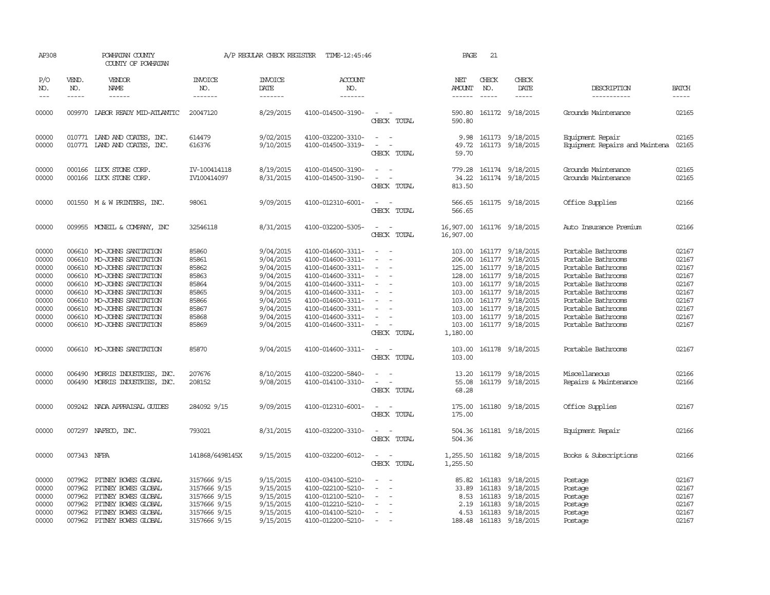AP308 POWHATAN COUNTY COUNTY OF POWHATAN A/P REGULAR CHECK REGISTER TIME-12:45:46 PAGE 21

| P/O NO. | VEND. NO. | VENDOR NAME | INVOICE NO. | INVOICE DATE | ACCOUNT NO. | | NET AMOUNT | CHECK NO. | CHECK DATE | DESCRIPTION | BATCH |
|---|---|---|---|---|---|---|---|---|---|---|---|
| 00000 | 009970 | LABOR READY MID-ATLANTIC | 20047120 | 8/29/2015 | 4100-014500-3190- | - - | 590.80 | 161172 | 9/18/2015 | Grounds Maintenance | 02165 |
| | | | | | | CHECK TOTAL | 590.80 | | | | |
| 00000 | 010771 | LAND AND COATES, INC. | 614479 | 9/02/2015 | 4100-032200-3310- | - - | 9.98 | 161173 | 9/18/2015 | Equipment Repair | 02165 |
| 00000 | 010771 | LAND AND COATES, INC. | 616376 | 9/10/2015 | 4100-014500-3319- | - - | 49.72 | 161173 | 9/18/2015 | Equipment Repairs and Maintena | 02165 |
| | | | | | | CHECK TOTAL | 59.70 | | | | |
| 00000 | 000166 | LUCK STONE CORP. | IV-100414118 | 8/19/2015 | 4100-014500-3190- | - - | 779.28 | 161174 | 9/18/2015 | Grounds Maintenance | 02165 |
| 00000 | 000166 | LUCK STONE CORP. | IV100414097 | 8/31/2015 | 4100-014500-3190- | - - | 34.22 | 161174 | 9/18/2015 | Grounds Maintenance | 02165 |
| | | | | | | CHECK TOTAL | 813.50 | | | | |
| 00000 | 001550 | M & W PRINTERS, INC. | 98061 | 9/09/2015 | 4100-012310-6001- | - - | 566.65 | 161175 | 9/18/2015 | Office Supplies | 02166 |
| | | | | | | CHECK TOTAL | 566.65 | | | | |
| 00000 | 009955 | MCNEIL & COMPANY, INC | 32546118 | 8/31/2015 | 4100-032200-5305- | - - | 16,907.00 | 161176 | 9/18/2015 | Auto Insurance Premium | 02166 |
| | | | | | | CHECK TOTAL | 16,907.00 | | | | |
| 00000 | 006610 | MO-JOHNS SANITATION | 85860 | 9/04/2015 | 4100-014600-3311- | - - | 103.00 | 161177 | 9/18/2015 | Portable Bathrooms | 02167 |
| 00000 | 006610 | MO-JOHNS SANITATION | 85861 | 9/04/2015 | 4100-014600-3311- | - - | 206.00 | 161177 | 9/18/2015 | Portable Bathrooms | 02167 |
| 00000 | 006610 | MO-JOHNS SANITATION | 85862 | 9/04/2015 | 4100-014600-3311- | - - | 125.00 | 161177 | 9/18/2015 | Portable Bathrooms | 02167 |
| 00000 | 006610 | MO-JOHNS SANITATION | 85863 | 9/04/2015 | 4100-014600-3311- | - - | 128.00 | 161177 | 9/18/2015 | Portable Bathrooms | 02167 |
| 00000 | 006610 | MO-JOHNS SANITATION | 85864 | 9/04/2015 | 4100-014600-3311- | - - | 103.00 | 161177 | 9/18/2015 | Portable Bathrooms | 02167 |
| 00000 | 006610 | MO-JOHNS SANITATION | 85865 | 9/04/2015 | 4100-014600-3311- | - - | 103.00 | 161177 | 9/18/2015 | Portable Bathrooms | 02167 |
| 00000 | 006610 | MO-JOHNS SANITATION | 85866 | 9/04/2015 | 4100-014600-3311- | - - | 103.00 | 161177 | 9/18/2015 | Portable Bathrooms | 02167 |
| 00000 | 006610 | MO-JOHNS SANITATION | 85867 | 9/04/2015 | 4100-014600-3311- | - - | 103.00 | 161177 | 9/18/2015 | Portable Bathrooms | 02167 |
| 00000 | 006610 | MO-JOHNS SANITATION | 85868 | 9/04/2015 | 4100-014600-3311- | - - | 103.00 | 161177 | 9/18/2015 | Portable Bathrooms | 02167 |
| 00000 | 006610 | MO-JOHNS SANITATION | 85869 | 9/04/2015 | 4100-014600-3311- | - - | 103.00 | 161177 | 9/18/2015 | Portable Bathrooms | 02167 |
| | | | | | | CHECK TOTAL | 1,180.00 | | | | |
| 00000 | 006610 | MO-JOHNS SANITATION | 85870 | 9/04/2015 | 4100-014600-3311- | - - | 103.00 | 161178 | 9/18/2015 | Portable Bathrooms | 02167 |
| | | | | | | CHECK TOTAL | 103.00 | | | | |
| 00000 | 006490 | MORRIS INDUSTRIES, INC. | 207676 | 8/10/2015 | 4100-032200-5840- | - - | 13.20 | 161179 | 9/18/2015 | Miscellaneous | 02166 |
| 00000 | 006490 | MORRIS INDUSTRIES, INC. | 208152 | 9/08/2015 | 4100-014100-3310- | - - | 55.08 | 161179 | 9/18/2015 | Repairs & Maintenance | 02166 |
| | | | | | | CHECK TOTAL | 68.28 | | | | |
| 00000 | 009242 | NADA APPRAISAL GUIDES | 284092 9/15 | 9/09/2015 | 4100-012310-6001- | - - | 175.00 | 161180 | 9/18/2015 | Office Supplies | 02167 |
| | | | | | | CHECK TOTAL | 175.00 | | | | |
| 00000 | 007297 | NAFECO, INC. | 793021 | 8/31/2015 | 4100-032200-3310- | - - | 504.36 | 161181 | 9/18/2015 | Equipment Repair | 02166 |
| | | | | | | CHECK TOTAL | 504.36 | | | | |
| 00000 | 007343 | NFPA | 141868/6498145X | 9/15/2015 | 4100-032200-6012- | - - | 1,255.50 | 161182 | 9/18/2015 | Books & Subscriptions | 02166 |
| | | | | | | CHECK TOTAL | 1,255.50 | | | | |
| 00000 | 007962 | PITNEY BOWES GLOBAL | 3157666 9/15 | 9/15/2015 | 4100-034100-5210- | - - | 85.82 | 161183 | 9/18/2015 | Postage | 02167 |
| 00000 | 007962 | PITNEY BOWES GLOBAL | 3157666 9/15 | 9/15/2015 | 4100-022100-5210- | - - | 33.89 | 161183 | 9/18/2015 | Postage | 02167 |
| 00000 | 007962 | PITNEY BOWES GLOBAL | 3157666 9/15 | 9/15/2015 | 4100-012100-5210- | - - | 8.53 | 161183 | 9/18/2015 | Postage | 02167 |
| 00000 | 007962 | PITNEY BOWES GLOBAL | 3157666 9/15 | 9/15/2015 | 4100-012210-5210- | - - | 2.19 | 161183 | 9/18/2015 | Postage | 02167 |
| 00000 | 007962 | PITNEY BOWES GLOBAL | 3157666 9/15 | 9/15/2015 | 4100-014100-5210- | - - | 4.53 | 161183 | 9/18/2015 | Postage | 02167 |
| 00000 | 007962 | PITNEY BOWES GLOBAL | 3157666 9/15 | 9/15/2015 | 4100-012200-5210- | - - | 188.48 | 161183 | 9/18/2015 | Postage | 02167 |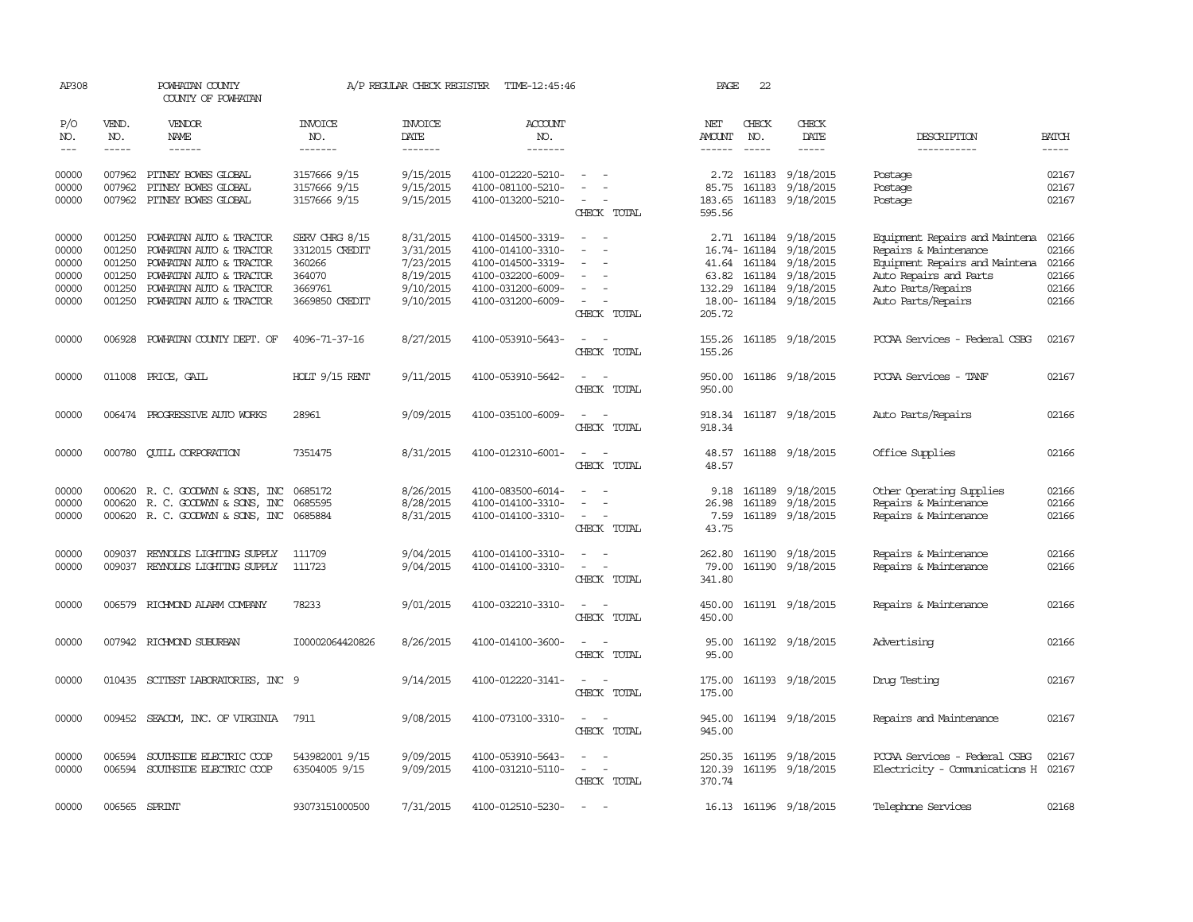AP308 POWHATAN COUNTY A/P REGULAR CHECK REGISTER TIME-12:45:46 PAGE 22

COUNTY OF POWHATAN

| P/O NO. | VEND. NO. | VENDOR NAME | INVOICE NO. | INVOICE DATE | ACCOUNT NO. | | NET AMOUNT | CHECK NO. | CHECK DATE | DESCRIPTION | BATCH |
|---|---|---|---|---|---|---|---|---|---|---|---|
| --- | ----- | ------ | ------- | ------- | ------- | | ------ | ----- | ----- | ----------- | ----- |
| 00000 | 007962 | PITNEY BOWES GLOBAL | 3157666 9/15 | 9/15/2015 | 4100-012220-5210- | - - | 2.72 | 161183 | 9/18/2015 | Postage | 02167 |
| 00000 | 007962 | PITNEY BOWES GLOBAL | 3157666 9/15 | 9/15/2015 | 4100-081100-5210- | - - | 85.75 | 161183 | 9/18/2015 | Postage | 02167 |
| 00000 | 007962 | PITNEY BOWES GLOBAL | 3157666 9/15 | 9/15/2015 | 4100-013200-5210- | - - | 183.65 | 161183 | 9/18/2015 | Postage | 02167 |
| | | | | | | CHECK TOTAL | 595.56 | | | | |
| 00000 | 001250 | POWHATAN AUTO & TRACTOR | SERV CHRG 8/15 | 8/31/2015 | 4100-014500-3319- | - - | 2.71 | 161184 | 9/18/2015 | Equipment Repairs and Maintena | 02166 |
| 00000 | 001250 | POWHATAN AUTO & TRACTOR | 3312015 CREDIT | 3/31/2015 | 4100-014100-3310- | - - | 16.74- | 161184 | 9/18/2015 | Repairs & Maintenance | 02166 |
| 00000 | 001250 | POWHATAN AUTO & TRACTOR | 360266 | 7/23/2015 | 4100-014500-3319- | - - | 41.64 | 161184 | 9/18/2015 | Equipment Repairs and Maintena | 02166 |
| 00000 | 001250 | POWHATAN AUTO & TRACTOR | 364070 | 8/19/2015 | 4100-032200-6009- | - - | 63.82 | 161184 | 9/18/2015 | Auto Repairs and Parts | 02166 |
| 00000 | 001250 | POWHATAN AUTO & TRACTOR | 3669761 | 9/10/2015 | 4100-031200-6009- | - - | 132.29 | 161184 | 9/18/2015 | Auto Parts/Repairs | 02166 |
| 00000 | 001250 | POWHATAN AUTO & TRACTOR | 3669850 CREDIT | 9/10/2015 | 4100-031200-6009- | - - | 18.00- | 161184 | 9/18/2015 | Auto Parts/Repairs | 02166 |
| | | | | | | CHECK TOTAL | 205.72 | | | | |
| 00000 | 006928 | POWHATAN COUNTY DEPT. OF | 4096-71-37-16 | 8/27/2015 | 4100-053910-5643- | - - | 155.26 | 161185 | 9/18/2015 | PCCAA Services - Federal CSBG | 02167 |
| | | | | | | CHECK TOTAL | 155.26 | | | | |
| 00000 | 011008 | PRICE, GAIL | HOLT 9/15 RENT | 9/11/2015 | 4100-053910-5642- | - - | 950.00 | 161186 | 9/18/2015 | PCCAA Services - TANF | 02167 |
| | | | | | | CHECK TOTAL | 950.00 | | | | |
| 00000 | 006474 | PROGRESSIVE AUTO WORKS | 28961 | 9/09/2015 | 4100-035100-6009- | - - | 918.34 | 161187 | 9/18/2015 | Auto Parts/Repairs | 02166 |
| | | | | | | CHECK TOTAL | 918.34 | | | | |
| 00000 | 000780 | QUILL CORPORATION | 7351475 | 8/31/2015 | 4100-012310-6001- | - - | 48.57 | 161188 | 9/18/2015 | Office Supplies | 02166 |
| | | | | | | CHECK TOTAL | 48.57 | | | | |
| 00000 | 000620 | R. C. GOODWYN & SONS, INC | 0685172 | 8/26/2015 | 4100-083500-6014- | - - | 9.18 | 161189 | 9/18/2015 | Other Operating Supplies | 02166 |
| 00000 | 000620 | R. C. GOODWYN & SONS, INC | 0685595 | 8/28/2015 | 4100-014100-3310- | - - | 26.98 | 161189 | 9/18/2015 | Repairs & Maintenance | 02166 |
| 00000 | 000620 | R. C. GOODWYN & SONS, INC | 0685884 | 8/31/2015 | 4100-014100-3310- | - - | 7.59 | 161189 | 9/18/2015 | Repairs & Maintenance | 02166 |
| | | | | | | CHECK TOTAL | 43.75 | | | | |
| 00000 | 009037 | REYNOLDS LIGHTING SUPPLY | 111709 | 9/04/2015 | 4100-014100-3310- | - - | 262.80 | 161190 | 9/18/2015 | Repairs & Maintenance | 02166 |
| 00000 | 009037 | REYNOLDS LIGHTING SUPPLY | 111723 | 9/04/2015 | 4100-014100-3310- | - - | 79.00 | 161190 | 9/18/2015 | Repairs & Maintenance | 02166 |
| | | | | | | CHECK TOTAL | 341.80 | | | | |
| 00000 | 006579 | RICHMOND ALARM COMPANY | 78233 | 9/01/2015 | 4100-032210-3310- | - - | 450.00 | 161191 | 9/18/2015 | Repairs & Maintenance | 02166 |
| | | | | | | CHECK TOTAL | 450.00 | | | | |
| 00000 | 007942 | RICHMOND SUBURBAN | I00002064420826 | 8/26/2015 | 4100-014100-3600- | - - | 95.00 | 161192 | 9/18/2015 | Advertising | 02166 |
| | | | | | | CHECK TOTAL | 95.00 | | | | |
| 00000 | 010435 | SCITEST LABORATORIES, INC | 9 | 9/14/2015 | 4100-012220-3141- | - - | 175.00 | 161193 | 9/18/2015 | Drug Testing | 02167 |
| | | | | | | CHECK TOTAL | 175.00 | | | | |
| 00000 | 009452 | SEACOM, INC. OF VIRGINIA | 7911 | 9/08/2015 | 4100-073100-3310- | - - | 945.00 | 161194 | 9/18/2015 | Repairs and Maintenance | 02167 |
| | | | | | | CHECK TOTAL | 945.00 | | | | |
| 00000 | 006594 | SOUTHSIDE ELECTRIC COOP | 543982001 9/15 | 9/09/2015 | 4100-053910-5643- | - - | 250.35 | 161195 | 9/18/2015 | PCCAA Services - Federal CSBG | 02167 |
| 00000 | 006594 | SOUTHSIDE ELECTRIC COOP | 63504005 9/15 | 9/09/2015 | 4100-031210-5110- | - - | 120.39 | 161195 | 9/18/2015 | Electricity - Communications H | 02167 |
| | | | | | | CHECK TOTAL | 370.74 | | | | |
| 00000 | 006565 | SPRINT | 93073151000500 | 7/31/2015 | 4100-012510-5230- | - - | 16.13 | 161196 | 9/18/2015 | Telephone Services | 02168 |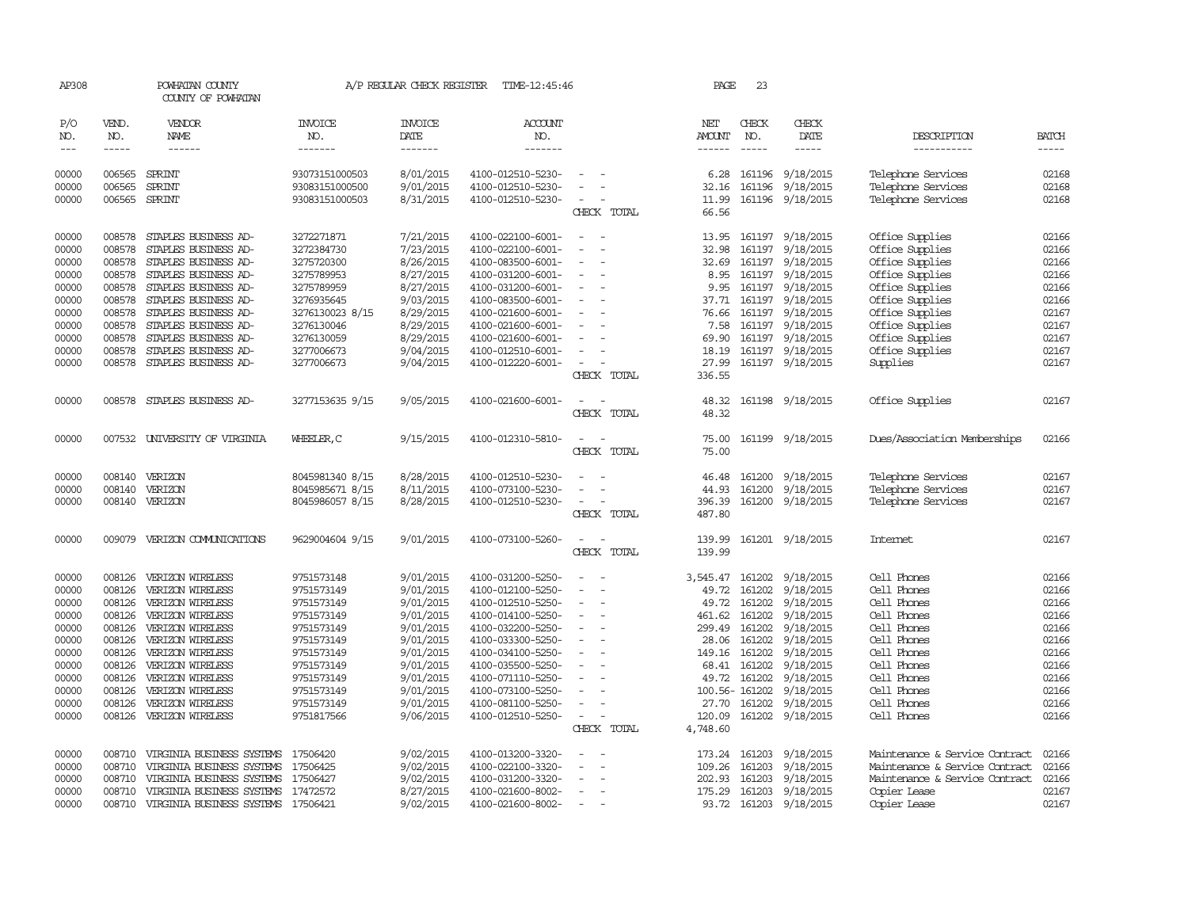AP308 POWHATAN COUNTY A/P REGULAR CHECK REGISTER TIME-12:45:46
COUNTY OF POWHATAN

| P/O NO. | VEND. NO. | VENDOR NAME | INVOICE NO. | INVOICE DATE | ACCOUNT NO. | | NET AMOUNT | CHECK NO. | CHECK DATE | DESCRIPTION | BATCH |
|---|---|---|---|---|---|---|---|---|---|---|---|
| 00000 | 006565 | SPRINT | 93073151000503 | 8/01/2015 | 4100-012510-5230- | - - | 6.28 | 161196 | 9/18/2015 | Telephone Services | 02168 |
| 00000 | 006565 | SPRINT | 93083151000500 | 9/01/2015 | 4100-012510-5230- | - - | 32.16 | 161196 | 9/18/2015 | Telephone Services | 02168 |
| 00000 | 006565 | SPRINT | 93083151000503 | 8/31/2015 | 4100-012510-5230- | - - | 11.99 | 161196 | 9/18/2015 | Telephone Services | 02168 |
| | | | | | | CHECK TOTAL | 66.56 | | | | |
| 00000 | 008578 | STAPLES BUSINESS AD- | 3272271871 | 7/21/2015 | 4100-022100-6001- | - - | 13.95 | 161197 | 9/18/2015 | Office Supplies | 02166 |
| 00000 | 008578 | STAPLES BUSINESS AD- | 3272384730 | 7/23/2015 | 4100-022100-6001- | - - | 32.98 | 161197 | 9/18/2015 | Office Supplies | 02166 |
| 00000 | 008578 | STAPLES BUSINESS AD- | 3275720300 | 8/26/2015 | 4100-083500-6001- | - - | 32.69 | 161197 | 9/18/2015 | Office Supplies | 02166 |
| 00000 | 008578 | STAPLES BUSINESS AD- | 3275789953 | 8/27/2015 | 4100-031200-6001- | - - | 8.95 | 161197 | 9/18/2015 | Office Supplies | 02166 |
| 00000 | 008578 | STAPLES BUSINESS AD- | 3275789959 | 8/27/2015 | 4100-031200-6001- | - - | 9.95 | 161197 | 9/18/2015 | Office Supplies | 02166 |
| 00000 | 008578 | STAPLES BUSINESS AD- | 3276935645 | 9/03/2015 | 4100-083500-6001- | - - | 37.71 | 161197 | 9/18/2015 | Office Supplies | 02166 |
| 00000 | 008578 | STAPLES BUSINESS AD- | 3276130023 8/15 | 8/29/2015 | 4100-021600-6001- | - - | 76.66 | 161197 | 9/18/2015 | Office Supplies | 02167 |
| 00000 | 008578 | STAPLES BUSINESS AD- | 3276130046 | 8/29/2015 | 4100-021600-6001- | - - | 7.58 | 161197 | 9/18/2015 | Office Supplies | 02167 |
| 00000 | 008578 | STAPLES BUSINESS AD- | 3276130059 | 8/29/2015 | 4100-021600-6001- | - - | 69.90 | 161197 | 9/18/2015 | Office Supplies | 02167 |
| 00000 | 008578 | STAPLES BUSINESS AD- | 3277006673 | 9/04/2015 | 4100-012510-6001- | - - | 18.19 | 161197 | 9/18/2015 | Office Supplies | 02167 |
| 00000 | 008578 | STAPLES BUSINESS AD- | 3277006673 | 9/04/2015 | 4100-012220-6001- | - - | 27.99 | 161197 | 9/18/2015 | Supplies | 02167 |
| | | | | | | CHECK TOTAL | 336.55 | | | | |
| 00000 | 008578 | STAPLES BUSINESS AD- | 3277153635 9/15 | 9/05/2015 | 4100-021600-6001- | - - | 48.32 | 161198 | 9/18/2015 | Office Supplies | 02167 |
| | | | | | | CHECK TOTAL | 48.32 | | | | |
| 00000 | 007532 | UNIVERSITY OF VIRGINIA | WHEELER,C | 9/15/2015 | 4100-012310-5810- | - - | 75.00 | 161199 | 9/18/2015 | Dues/Association Memberships | 02166 |
| | | | | | | CHECK TOTAL | 75.00 | | | | |
| 00000 | 008140 | VERIZON | 8045981340 8/15 | 8/28/2015 | 4100-012510-5230- | - - | 46.48 | 161200 | 9/18/2015 | Telephone Services | 02167 |
| 00000 | 008140 | VERIZON | 8045985671 8/15 | 8/11/2015 | 4100-073100-5230- | - - | 44.93 | 161200 | 9/18/2015 | Telephone Services | 02167 |
| 00000 | 008140 | VERIZON | 8045986057 8/15 | 8/28/2015 | 4100-012510-5230- | - - | 396.39 | 161200 | 9/18/2015 | Telephone Services | 02167 |
| | | | | | | CHECK TOTAL | 487.80 | | | | |
| 00000 | 009079 | VERIZON COMMUNICATIONS | 9629004604 9/15 | 9/01/2015 | 4100-073100-5260- | - - | 139.99 | 161201 | 9/18/2015 | Internet | 02167 |
| | | | | | | CHECK TOTAL | 139.99 | | | | |
| 00000 | 008126 | VERIZON WIRELESS | 9751573148 | 9/01/2015 | 4100-031200-5250- | - - | 3,545.47 | 161202 | 9/18/2015 | Cell Phones | 02166 |
| 00000 | 008126 | VERIZON WIRELESS | 9751573149 | 9/01/2015 | 4100-012100-5250- | - - | 49.72 | 161202 | 9/18/2015 | Cell Phones | 02166 |
| 00000 | 008126 | VERIZON WIRELESS | 9751573149 | 9/01/2015 | 4100-012510-5250- | - - | 49.72 | 161202 | 9/18/2015 | Cell Phones | 02166 |
| 00000 | 008126 | VERIZON WIRELESS | 9751573149 | 9/01/2015 | 4100-014100-5250- | - - | 461.62 | 161202 | 9/18/2015 | Cell Phones | 02166 |
| 00000 | 008126 | VERIZON WIRELESS | 9751573149 | 9/01/2015 | 4100-032200-5250- | - - | 299.49 | 161202 | 9/18/2015 | Cell Phones | 02166 |
| 00000 | 008126 | VERIZON WIRELESS | 9751573149 | 9/01/2015 | 4100-033300-5250- | - - | 28.06 | 161202 | 9/18/2015 | Cell Phones | 02166 |
| 00000 | 008126 | VERIZON WIRELESS | 9751573149 | 9/01/2015 | 4100-034100-5250- | - - | 149.16 | 161202 | 9/18/2015 | Cell Phones | 02166 |
| 00000 | 008126 | VERIZON WIRELESS | 9751573149 | 9/01/2015 | 4100-035500-5250- | - - | 68.41 | 161202 | 9/18/2015 | Cell Phones | 02166 |
| 00000 | 008126 | VERIZON WIRELESS | 9751573149 | 9/01/2015 | 4100-071110-5250- | - - | 49.72 | 161202 | 9/18/2015 | Cell Phones | 02166 |
| 00000 | 008126 | VERIZON WIRELESS | 9751573149 | 9/01/2015 | 4100-073100-5250- | - - | 100.56- | 161202 | 9/18/2015 | Cell Phones | 02166 |
| 00000 | 008126 | VERIZON WIRELESS | 9751573149 | 9/01/2015 | 4100-081100-5250- | - - | 27.70 | 161202 | 9/18/2015 | Cell Phones | 02166 |
| 00000 | 008126 | VERIZON WIRELESS | 9751817566 | 9/06/2015 | 4100-012510-5250- | - - | 120.09 | 161202 | 9/18/2015 | Cell Phones | 02166 |
| | | | | | | CHECK TOTAL | 4,748.60 | | | | |
| 00000 | 008710 | VIRGINIA BUSINESS SYSTEMS | 17506420 | 9/02/2015 | 4100-013200-3320- | - - | 173.24 | 161203 | 9/18/2015 | Maintenance & Service Contract | 02166 |
| 00000 | 008710 | VIRGINIA BUSINESS SYSTEMS | 17506425 | 9/02/2015 | 4100-022100-3320- | - - | 109.26 | 161203 | 9/18/2015 | Maintenance & Service Contract | 02166 |
| 00000 | 008710 | VIRGINIA BUSINESS SYSTEMS | 17506427 | 9/02/2015 | 4100-031200-3320- | - - | 202.93 | 161203 | 9/18/2015 | Maintenance & Service Contract | 02166 |
| 00000 | 008710 | VIRGINIA BUSINESS SYSTEMS | 17472572 | 8/27/2015 | 4100-021600-8002- | - - | 175.29 | 161203 | 9/18/2015 | Copier Lease | 02167 |
| 00000 | 008710 | VIRGINIA BUSINESS SYSTEMS | 17506421 | 9/02/2015 | 4100-021600-8002- | - - | 93.72 | 161203 | 9/18/2015 | Copier Lease | 02167 |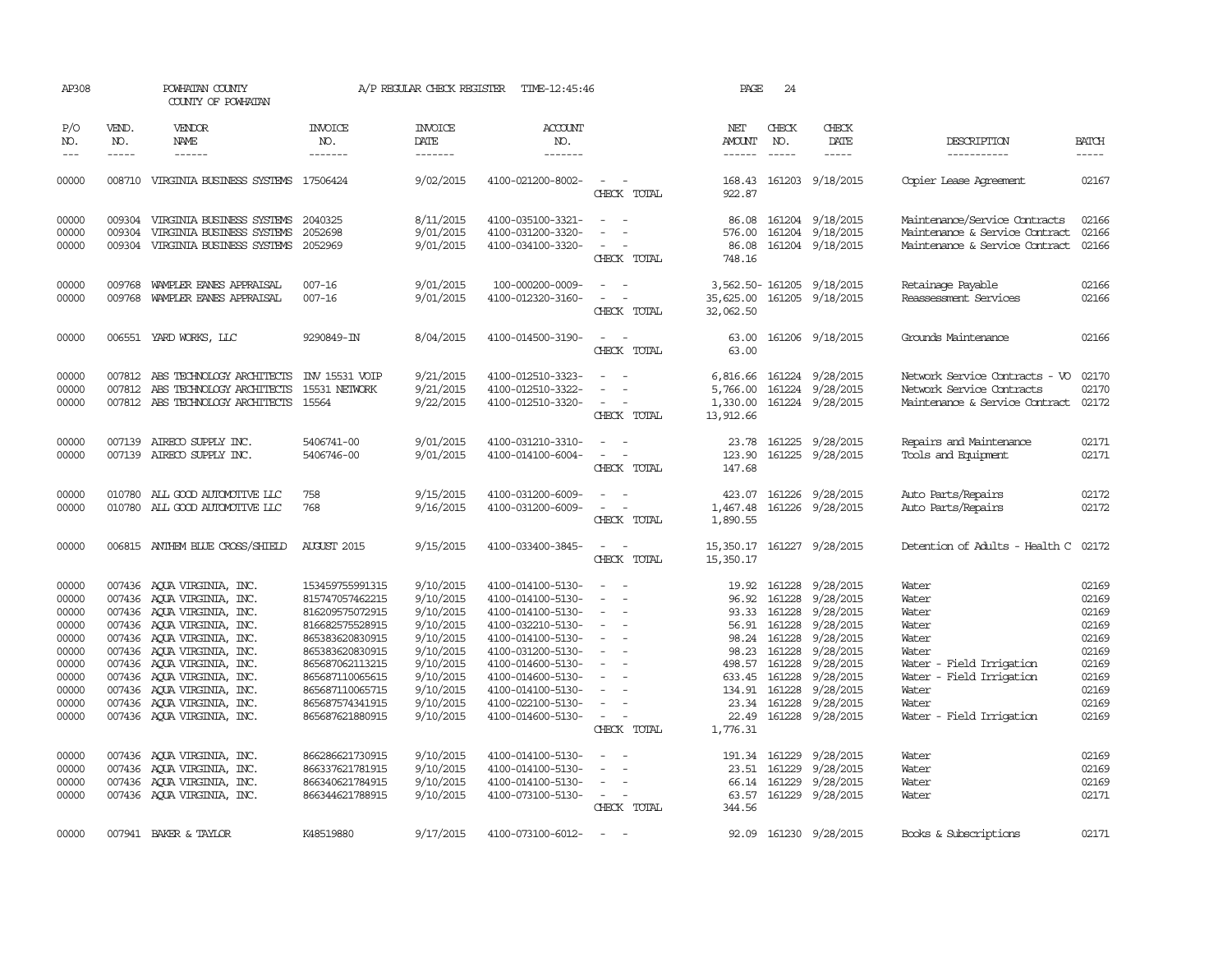AP308 POWHATAN COUNTY COUNTY OF POWHATAN A/P REGULAR CHECK REGISTER TIME-12:45:46 PAGE 24

| P/O NO. | VEND. NO. | VENDOR NAME | INVOICE NO. | INVOICE DATE | ACCOUNT NO. | | NET AMOUNT | CHECK NO. | CHECK DATE | DESCRIPTION | BATCH |
|---|---|---|---|---|---|---|---|---|---|---|---|
| --- | ----- | ------ | ------- | ------- | ------- | | ------ | ----- | ----- | ----------- | ----- |
| 00000 | 008710 | VIRGINIA BUSINESS SYSTEMS | 17506424 | 9/02/2015 | 4100-021200-8002- | - - | 168.43 | 161203 | 9/18/2015 | Copier Lease Agreement | 02167 |
| | | | | | | CHECK TOTAL | 922.87 | | | | |
| 00000 | 009304 | VIRGINIA BUSINESS SYSTEMS | 2040325 | 8/11/2015 | 4100-035100-3321- | - - | 86.08 | 161204 | 9/18/2015 | Maintenance/Service Contracts | 02166 |
| 00000 | 009304 | VIRGINIA BUSINESS SYSTEMS | 2052698 | 9/01/2015 | 4100-031200-3320- | - - | 576.00 | 161204 | 9/18/2015 | Maintenance & Service Contract | 02166 |
| 00000 | 009304 | VIRGINIA BUSINESS SYSTEMS | 2052969 | 9/01/2015 | 4100-034100-3320- | - - | 86.08 | 161204 | 9/18/2015 | Maintenance & Service Contract | 02166 |
| | | | | | | CHECK TOTAL | 748.16 | | | | |
| 00000 | 009768 | WAMPLER EANES APPRAISAL | 007-16 | 9/01/2015 | 100-000200-0009- | - - | 3,562.50- | 161205 | 9/18/2015 | Retainage Payable | 02166 |
| 00000 | 009768 | WAMPLER EANES APPRAISAL | 007-16 | 9/01/2015 | 4100-012320-3160- | - - | 35,625.00 | 161205 | 9/18/2015 | Reassessment Services | 02166 |
| | | | | | | CHECK TOTAL | 32,062.50 | | | | |
| 00000 | 006551 | YARD WORKS, LLC | 9290849-IN | 8/04/2015 | 4100-014500-3190- | - - | 63.00 | 161206 | 9/18/2015 | Grounds Maintenance | 02166 |
| | | | | | | CHECK TOTAL | 63.00 | | | | |
| 00000 | 007812 | ABS TECHNOLOGY ARCHITECTS | INV 15531 VOIP | 9/21/2015 | 4100-012510-3323- | - - | 6,816.66 | 161224 | 9/28/2015 | Network Service Contracts - VO | 02170 |
| 00000 | 007812 | ABS TECHNOLOGY ARCHITECTS | 15531 NETWORK | 9/21/2015 | 4100-012510-3322- | - - | 5,766.00 | 161224 | 9/28/2015 | Network Service Contracts | 02170 |
| 00000 | 007812 | ABS TECHNOLOGY ARCHITECTS | 15564 | 9/22/2015 | 4100-012510-3320- | - - | 1,330.00 | 161224 | 9/28/2015 | Maintenance & Service Contract | 02172 |
| | | | | | | CHECK TOTAL | 13,912.66 | | | | |
| 00000 | 007139 | AIRECO SUPPLY INC. | 5406741-00 | 9/01/2015 | 4100-031210-3310- | - - | 23.78 | 161225 | 9/28/2015 | Repairs and Maintenance | 02171 |
| 00000 | 007139 | AIRECO SUPPLY INC. | 5406746-00 | 9/01/2015 | 4100-014100-6004- | - - | 123.90 | 161225 | 9/28/2015 | Tools and Equipment | 02171 |
| | | | | | | CHECK TOTAL | 147.68 | | | | |
| 00000 | 010780 | ALL GOOD AUTOMOTIVE LLC | 758 | 9/15/2015 | 4100-031200-6009- | - - | 423.07 | 161226 | 9/28/2015 | Auto Parts/Repairs | 02172 |
| 00000 | 010780 | ALL GOOD AUTOMOTIVE LLC | 768 | 9/16/2015 | 4100-031200-6009- | - - | 1,467.48 | 161226 | 9/28/2015 | Auto Parts/Repairs | 02172 |
| | | | | | | CHECK TOTAL | 1,890.55 | | | | |
| 00000 | 006815 | ANTHEM BLUE CROSS/SHIELD | AUGUST 2015 | 9/15/2015 | 4100-033400-3845- | - - | 15,350.17 | 161227 | 9/28/2015 | Detention of Adults - Health C | 02172 |
| | | | | | | CHECK TOTAL | 15,350.17 | | | | |
| 00000 | 007436 | AQUA VIRGINIA, INC. | 153459755991315 | 9/10/2015 | 4100-014100-5130- | - - | 19.92 | 161228 | 9/28/2015 | Water | 02169 |
| 00000 | 007436 | AQUA VIRGINIA, INC. | 815747057462215 | 9/10/2015 | 4100-014100-5130- | - - | 96.92 | 161228 | 9/28/2015 | Water | 02169 |
| 00000 | 007436 | AQUA VIRGINIA, INC. | 816209575072915 | 9/10/2015 | 4100-014100-5130- | - - | 93.33 | 161228 | 9/28/2015 | Water | 02169 |
| 00000 | 007436 | AQUA VIRGINIA, INC. | 816682575528915 | 9/10/2015 | 4100-032210-5130- | - - | 56.91 | 161228 | 9/28/2015 | Water | 02169 |
| 00000 | 007436 | AQUA VIRGINIA, INC. | 865383620830915 | 9/10/2015 | 4100-014100-5130- | - - | 98.24 | 161228 | 9/28/2015 | Water | 02169 |
| 00000 | 007436 | AQUA VIRGINIA, INC. | 865383620830915 | 9/10/2015 | 4100-031200-5130- | - - | 98.23 | 161228 | 9/28/2015 | Water | 02169 |
| 00000 | 007436 | AQUA VIRGINIA, INC. | 865687062113215 | 9/10/2015 | 4100-014600-5130- | - - | 498.57 | 161228 | 9/28/2015 | Water - Field Irrigation | 02169 |
| 00000 | 007436 | AQUA VIRGINIA, INC. | 865687110065615 | 9/10/2015 | 4100-014600-5130- | - - | 633.45 | 161228 | 9/28/2015 | Water - Field Irrigation | 02169 |
| 00000 | 007436 | AQUA VIRGINIA, INC. | 865687110065715 | 9/10/2015 | 4100-014100-5130- | - - | 134.91 | 161228 | 9/28/2015 | Water | 02169 |
| 00000 | 007436 | AQUA VIRGINIA, INC. | 865687574341915 | 9/10/2015 | 4100-022100-5130- | - - | 23.34 | 161228 | 9/28/2015 | Water | 02169 |
| 00000 | 007436 | AQUA VIRGINIA, INC. | 865687621880915 | 9/10/2015 | 4100-014600-5130- | - - | 22.49 | 161228 | 9/28/2015 | Water - Field Irrigation | 02169 |
| | | | | | | CHECK TOTAL | 1,776.31 | | | | |
| 00000 | 007436 | AQUA VIRGINIA, INC. | 866286621730915 | 9/10/2015 | 4100-014100-5130- | - - | 191.34 | 161229 | 9/28/2015 | Water | 02169 |
| 00000 | 007436 | AQUA VIRGINIA, INC. | 866337621781915 | 9/10/2015 | 4100-014100-5130- | - - | 23.51 | 161229 | 9/28/2015 | Water | 02169 |
| 00000 | 007436 | AQUA VIRGINIA, INC. | 866340621784915 | 9/10/2015 | 4100-014100-5130- | - - | 66.14 | 161229 | 9/28/2015 | Water | 02169 |
| 00000 | 007436 | AQUA VIRGINIA, INC. | 866344621788915 | 9/10/2015 | 4100-073100-5130- | - - | 63.57 | 161229 | 9/28/2015 | Water | 02171 |
| | | | | | | CHECK TOTAL | 344.56 | | | | |
| 00000 | 007941 | BAKER & TAYLOR | K48519880 | 9/17/2015 | 4100-073100-6012- | - - | 92.09 | 161230 | 9/28/2015 | Books & Subscriptions | 02171 |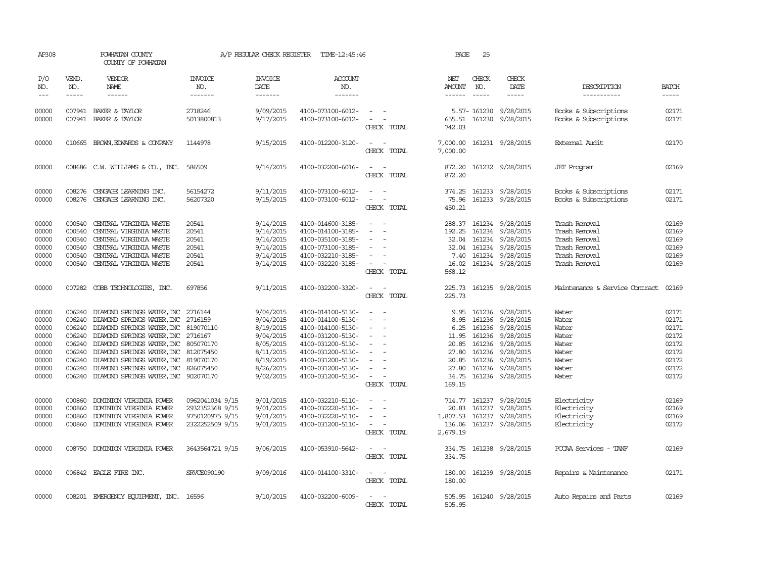AP308 POWHATAN COUNTY COUNTY OF POWHATAN A/P REGULAR CHECK REGISTER TIME-12:45:46 PAGE 25

| P/O NO. | VEND. NO. | VENDOR NAME | INVOICE NO. | INVOICE DATE | ACCOUNT NO. | | NET AMOUNT | CHECK NO. | CHECK DATE | DESCRIPTION | BATCH |
|---|---|---|---|---|---|---|---|---|---|---|---|
| 00000 | 007941 | BAKER & TAYLOR | 2718246 | 9/09/2015 | 4100-073100-6012- | - - | 5.57- | 161230 | 9/28/2015 | Books & Subscriptions | 02171 |
| 00000 | 007941 | BAKER & TAYLOR | 5013800813 | 9/17/2015 | 4100-073100-6012- | - - | 655.51 | 161230 | 9/28/2015 | Books & Subscriptions | 02171 |
| | | | | | | CHECK TOTAL | 742.03 | | | | |
| 00000 | 010665 | BROWN,EDWARDS & COMPANY | 1144978 | 9/15/2015 | 4100-012200-3120- | - - | 7,000.00 | 161231 | 9/28/2015 | External Audit | 02170 |
| | | | | | | CHECK TOTAL | 7,000.00 | | | | |
| 00000 | 008686 | C.W. WILLIAMS & CO., INC. | 586509 | 9/14/2015 | 4100-032200-6016- | - - | 872.20 | 161232 | 9/28/2015 | JET Program | 02169 |
| | | | | | | CHECK TOTAL | 872.20 | | | | |
| 00000 | 008276 | CENGAGE LEARNING INC. | 56154272 | 9/11/2015 | 4100-073100-6012- | - - | 374.25 | 161233 | 9/28/2015 | Books & Subscriptions | 02171 |
| 00000 | 008276 | CENGAGE LEARNING INC. | 56207320 | 9/15/2015 | 4100-073100-6012- | - - | 75.96 | 161233 | 9/28/2015 | Books & Subscriptions | 02171 |
| | | | | | | CHECK TOTAL | 450.21 | | | | |
| 00000 | 000540 | CENTRAL VIRGINIA WASTE | 20541 | 9/14/2015 | 4100-014600-3185- | - - | 288.37 | 161234 | 9/28/2015 | Trash Removal | 02169 |
| 00000 | 000540 | CENTRAL VIRGINIA WASTE | 20541 | 9/14/2015 | 4100-014100-3185- | - - | 192.25 | 161234 | 9/28/2015 | Trash Removal | 02169 |
| 00000 | 000540 | CENTRAL VIRGINIA WASTE | 20541 | 9/14/2015 | 4100-035100-3185- | - - | 32.04 | 161234 | 9/28/2015 | Trash Removal | 02169 |
| 00000 | 000540 | CENTRAL VIRGINIA WASTE | 20541 | 9/14/2015 | 4100-073100-3185- | - - | 32.04 | 161234 | 9/28/2015 | Trash Removal | 02169 |
| 00000 | 000540 | CENTRAL VIRGINIA WASTE | 20541 | 9/14/2015 | 4100-032210-3185- | - - | 7.40 | 161234 | 9/28/2015 | Trash Removal | 02169 |
| 00000 | 000540 | CENTRAL VIRGINIA WASTE | 20541 | 9/14/2015 | 4100-032220-3185- | - - | 16.02 | 161234 | 9/28/2015 | Trash Removal | 02169 |
| | | | | | | CHECK TOTAL | 568.12 | | | | |
| 00000 | 007282 | COBB TECHNOLOGIES, INC. | 697856 | 9/11/2015 | 4100-032200-3320- | - - | 225.73 | 161235 | 9/28/2015 | Maintenance & Service Contract | 02169 |
| | | | | | | CHECK TOTAL | 225.73 | | | | |
| 00000 | 006240 | DIAMOND SPRINGS WATER,INC | 2716144 | 9/04/2015 | 4100-014100-5130- | - - | 9.95 | 161236 | 9/28/2015 | Water | 02171 |
| 00000 | 006240 | DIAMOND SPRINGS WATER,INC | 2716159 | 9/04/2015 | 4100-014100-5130- | - - | 8.95 | 161236 | 9/28/2015 | Water | 02171 |
| 00000 | 006240 | DIAMOND SPRINGS WATER,INC | 819070110 | 8/19/2015 | 4100-014100-5130- | - - | 6.25 | 161236 | 9/28/2015 | Water | 02171 |
| 00000 | 006240 | DIAMOND SPRINGS WATER,INC | 2716167 | 9/04/2015 | 4100-031200-5130- | - - | 11.95 | 161236 | 9/28/2015 | Water | 02172 |
| 00000 | 006240 | DIAMOND SPRINGS WATER,INC | 805070170 | 8/05/2015 | 4100-031200-5130- | - - | 20.85 | 161236 | 9/28/2015 | Water | 02172 |
| 00000 | 006240 | DIAMOND SPRINGS WATER,INC | 812075450 | 8/11/2015 | 4100-031200-5130- | - - | 27.80 | 161236 | 9/28/2015 | Water | 02172 |
| 00000 | 006240 | DIAMOND SPRINGS WATER,INC | 819070170 | 8/19/2015 | 4100-031200-5130- | - - | 20.85 | 161236 | 9/28/2015 | Water | 02172 |
| 00000 | 006240 | DIAMOND SPRINGS WATER,INC | 826075450 | 8/26/2015 | 4100-031200-5130- | - - | 27.80 | 161236 | 9/28/2015 | Water | 02172 |
| 00000 | 006240 | DIAMOND SPRINGS WATER,INC | 902070170 | 9/02/2015 | 4100-031200-5130- | - - | 34.75 | 161236 | 9/28/2015 | Water | 02172 |
| | | | | | | CHECK TOTAL | 169.15 | | | | |
| 00000 | 000860 | DOMINION VIRGINIA POWER | 0962041034 9/15 | 9/01/2015 | 4100-032210-5110- | - - | 714.77 | 161237 | 9/28/2015 | Electricity | 02169 |
| 00000 | 000860 | DOMINION VIRGINIA POWER | 2932352368 9/15 | 9/01/2015 | 4100-032220-5110- | - - | 20.83 | 161237 | 9/28/2015 | Electricity | 02169 |
| 00000 | 000860 | DOMINION VIRGINIA POWER | 9750120975 9/15 | 9/01/2015 | 4100-032220-5110- | - - | 1,807.53 | 161237 | 9/28/2015 | Electricity | 02169 |
| 00000 | 000860 | DOMINION VIRGINIA POWER | 2322252509 9/15 | 9/01/2015 | 4100-031200-5110- | - - | 136.06 | 161237 | 9/28/2015 | Electricity | 02172 |
| | | | | | | CHECK TOTAL | 2,679.19 | | | | |
| 00000 | 008750 | DOMINION VIRGINIA POWER | 3643564721 9/15 | 9/06/2015 | 4100-053910-5642- | - - | 334.75 | 161238 | 9/28/2015 | PCCAA Services - TANF | 02169 |
| | | | | | | CHECK TOTAL | 334.75 | | | | |
| 00000 | 006842 | EAGLE FIRE INC. | SRVCE090190 | 9/09/2016 | 4100-014100-3310- | - - | 180.00 | 161239 | 9/28/2015 | Repairs & Maintenance | 02171 |
| | | | | | | CHECK TOTAL | 180.00 | | | | |
| 00000 | 008201 | EMERGENCY EQUIPMENT, INC. | 16596 | 9/10/2015 | 4100-032200-6009- | - - | 505.95 | 161240 | 9/28/2015 | Auto Repairs and Parts | 02169 |
| | | | | | | CHECK TOTAL | 505.95 | | | | |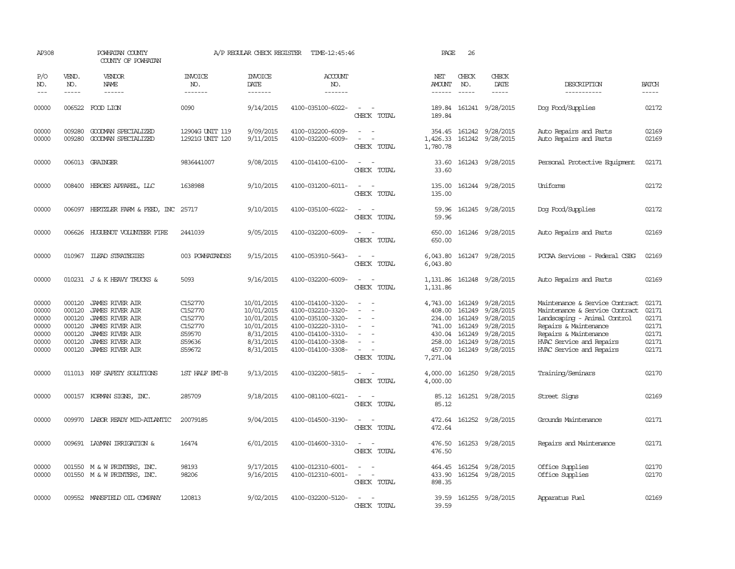AP308 POWHATAN COUNTY A/P REGULAR CHECK REGISTER TIME-12:45:46 PAGE 26

COUNTY OF POWHATAN

| P/O NO. | VEND. NO. | VENDOR NAME | INVOICE NO. | INVOICE DATE | ACCOUNT NO. | | NET AMOUNT | CHECK NO. | CHECK DATE | DESCRIPTION | BATCH |
|---|---|---|---|---|---|---|---|---|---|---|---|
| 00000 | 006522 | FOOD LION | 0090 | 9/14/2015 | 4100-035100-6022- | - - | 189.84 | 161241 | 9/28/2015 | Dog Food/Supplies | 02172 |
| | | | | | | CHECK TOTAL | 189.84 | | | | |
| 00000 | 009280 | GOODMAN SPECIALIZED | 12904G UNIT 119 | 9/09/2015 | 4100-032200-6009- | - - | 354.45 | 161242 | 9/28/2015 | Auto Repairs and Parts | 02169 |
| 00000 | 009280 | GOODMAN SPECIALIZED | 12921G UNIT 120 | 9/11/2015 | 4100-032200-6009- | - - | 1,426.33 | 161242 | 9/28/2015 | Auto Repairs and Parts | 02169 |
| | | | | | | CHECK TOTAL | 1,780.78 | | | | |
| 00000 | 006013 | GRAINGER | 9836441007 | 9/08/2015 | 4100-014100-6100- | - - | 33.60 | 161243 | 9/28/2015 | Personal Protective Equipment | 02171 |
| | | | | | | CHECK TOTAL | 33.60 | | | | |
| 00000 | 008400 | HEROES APPAREL, LLC | 1638988 | 9/10/2015 | 4100-031200-6011- | - - | 135.00 | 161244 | 9/28/2015 | Uniforms | 02172 |
| | | | | | | CHECK TOTAL | 135.00 | | | | |
| 00000 | 006097 | HERTZLER FARM & FEED, INC | 25717 | 9/10/2015 | 4100-035100-6022- | - - | 59.96 | 161245 | 9/28/2015 | Dog Food/Supplies | 02172 |
| | | | | | | CHECK TOTAL | 59.96 | | | | |
| 00000 | 006626 | HUGUENOT VOLUNTEER FIRE | 2441039 | 9/05/2015 | 4100-032200-6009- | - - | 650.00 | 161246 | 9/28/2015 | Auto Repairs and Parts | 02169 |
| | | | | | | CHECK TOTAL | 650.00 | | | | |
| 00000 | 010967 | ILEAD STRATEGIES | 003 POWHATANDSS | 9/15/2015 | 4100-053910-5643- | - - | 6,043.80 | 161247 | 9/28/2015 | PCCAA Services - Federal CSBG | 02169 |
| | | | | | | CHECK TOTAL | 6,043.80 | | | | |
| 00000 | 010231 | J & K HEAVY TRUCKS & | 5093 | 9/16/2015 | 4100-032200-6009- | - - | 1,131.86 | 161248 | 9/28/2015 | Auto Repairs and Parts | 02169 |
| | | | | | | CHECK TOTAL | 1,131.86 | | | | |
| 00000 | 000120 | JAMES RIVER AIR | C152770 | 10/01/2015 | 4100-014100-3320- | - - | 4,743.00 | 161249 | 9/28/2015 | Maintenance & Service Contract | 02171 |
| 00000 | 000120 | JAMES RIVER AIR | C152770 | 10/01/2015 | 4100-032210-3320- | - - | 408.00 | 161249 | 9/28/2015 | Maintenance & Service Contract | 02171 |
| 00000 | 000120 | JAMES RIVER AIR | C152770 | 10/01/2015 | 4100-035100-3320- | - - | 234.00 | 161249 | 9/28/2015 | Landscaping - Animal Control | 02171 |
| 00000 | 000120 | JAMES RIVER AIR | C152770 | 10/01/2015 | 4100-032220-3310- | - - | 741.00 | 161249 | 9/28/2015 | Repairs & Maintenance | 02171 |
| 00000 | 000120 | JAMES RIVER AIR | S59570 | 8/31/2015 | 4100-014100-3310- | - - | 430.04 | 161249 | 9/28/2015 | Repairs & Maintenance | 02171 |
| 00000 | 000120 | JAMES RIVER AIR | S59636 | 8/31/2015 | 4100-014100-3308- | - - | 258.00 | 161249 | 9/28/2015 | HVAC Service and Repairs | 02171 |
| 00000 | 000120 | JAMES RIVER AIR | S59672 | 8/31/2015 | 4100-014100-3308- | - - | 457.00 | 161249 | 9/28/2015 | HVAC Service and Repairs | 02171 |
| | | | | | | CHECK TOTAL | 7,271.04 | | | | |
| 00000 | 011013 | KHF SAFETY SOLUTIONS | 1ST HALF EMT-B | 9/13/2015 | 4100-032200-5815- | - - | 4,000.00 | 161250 | 9/28/2015 | Training/Seminars | 02170 |
| | | | | | | CHECK TOTAL | 4,000.00 | | | | |
| 00000 | 000157 | KORMAN SIGNS, INC. | 285709 | 9/18/2015 | 4100-081100-6021- | - - | 85.12 | 161251 | 9/28/2015 | Street Signs | 02169 |
| | | | | | | CHECK TOTAL | 85.12 | | | | |
| 00000 | 009970 | LABOR READY MID-ATLANTIC | 20079185 | 9/04/2015 | 4100-014500-3190- | - - | 472.64 | 161252 | 9/28/2015 | Grounds Maintenance | 02171 |
| | | | | | | CHECK TOTAL | 472.64 | | | | |
| 00000 | 009691 | LAYMAN IRRIGATION & | 16474 | 6/01/2015 | 4100-014600-3310- | - - | 476.50 | 161253 | 9/28/2015 | Repairs and Maintenance | 02171 |
| | | | | | | CHECK TOTAL | 476.50 | | | | |
| 00000 | 001550 | M & W PRINTERS, INC. | 98193 | 9/17/2015 | 4100-012310-6001- | - - | 464.45 | 161254 | 9/28/2015 | Office Supplies | 02170 |
| 00000 | 001550 | M & W PRINTERS, INC. | 98206 | 9/16/2015 | 4100-012310-6001- | - - | 433.90 | 161254 | 9/28/2015 | Office Supplies | 02170 |
| | | | | | | CHECK TOTAL | 898.35 | | | | |
| 00000 | 009552 | MANSFIELD OIL COMPANY | 120813 | 9/02/2015 | 4100-032200-5120- | - - | 39.59 | 161255 | 9/28/2015 | Apparatus Fuel | 02169 |
| | | | | | | CHECK TOTAL | 39.59 | | | | |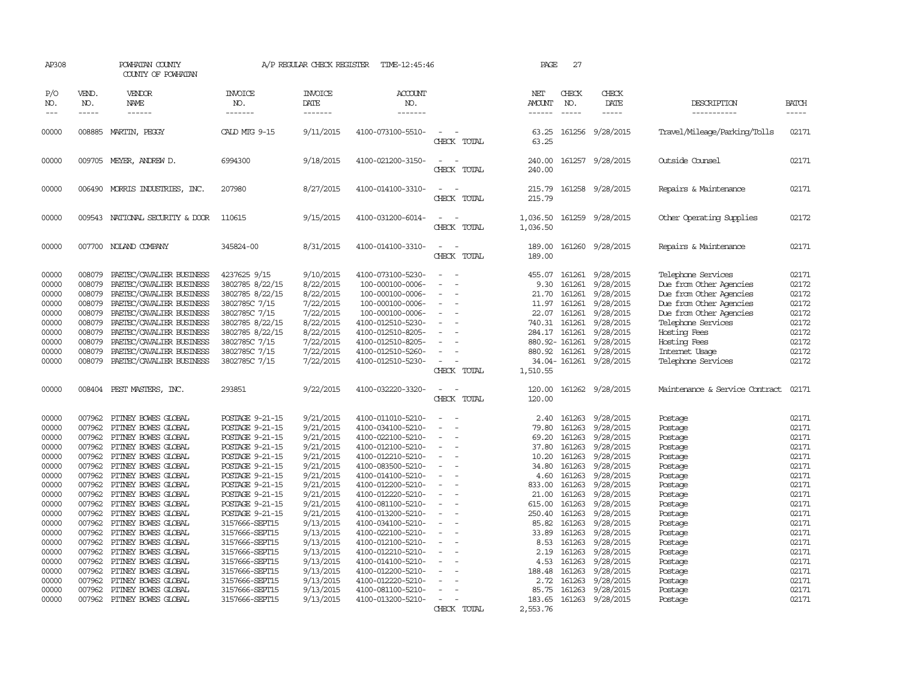AP308 POWHATAN COUNTY A/P REGULAR CHECK REGISTER TIME-12:45:46 PAGE 27
COUNTY OF POWHATAN

| P/O NO. | VEND. NO. | VENDOR NAME | INVOICE NO. | INVOICE DATE | ACCOUNT NO. | | NET AMOUNT | CHECK NO. | CHECK DATE | DESCRIPTION | BATCH |
|---|---|---|---|---|---|---|---|---|---|---|---|
| 00000 | 008885 | MARTIN, PEGGY | CALD MTG 9-15 | 9/11/2015 | 4100-073100-5510- | - - | 63.25 | 161256 | 9/28/2015 | Travel/Mileage/Parking/Tolls | 02171 |
| | | | | | | CHECK TOTAL | 63.25 | | | | |
| 00000 | 009705 | MEYER, ANDREW D. | 6994300 | 9/18/2015 | 4100-021200-3150- | - - | 240.00 | 161257 | 9/28/2015 | Outside Counsel | 02171 |
| | | | | | | CHECK TOTAL | 240.00 | | | | |
| 00000 | 006490 | MORRIS INDUSTRIES, INC. | 207980 | 8/27/2015 | 4100-014100-3310- | - - | 215.79 | 161258 | 9/28/2015 | Repairs & Maintenance | 02171 |
| | | | | | | CHECK TOTAL | 215.79 | | | | |
| 00000 | 009543 | NATIONAL SECURITY & DOOR | 110615 | 9/15/2015 | 4100-031200-6014- | - - | 1,036.50 | 161259 | 9/28/2015 | Other Operating Supplies | 02172 |
| | | | | | | CHECK TOTAL | 1,036.50 | | | | |
| 00000 | 007700 | NOLAND COMPANY | 345824-00 | 8/31/2015 | 4100-014100-3310- | - - | 189.00 | 161260 | 9/28/2015 | Repairs & Maintenance | 02171 |
| | | | | | | CHECK TOTAL | 189.00 | | | | |
| 00000 | 008079 | PAETEC/CAVALIER BUSINESS | 4237625 9/15 | 9/10/2015 | 4100-073100-5230- | - - | 455.07 | 161261 | 9/28/2015 | Telephone Services | 02171 |
| 00000 | 008079 | PAETEC/CAVALIER BUSINESS | 3802785 8/22/15 | 8/22/2015 | 100-000100-0006- | - - | 9.30 | 161261 | 9/28/2015 | Due from Other Agencies | 02172 |
| 00000 | 008079 | PAETEC/CAVALIER BUSINESS | 3802785 8/22/15 | 8/22/2015 | 100-000100-0006- | - - | 21.70 | 161261 | 9/28/2015 | Due from Other Agencies | 02172 |
| 00000 | 008079 | PAETEC/CAVALIER BUSINESS | 3802785C 7/15 | 7/22/2015 | 100-000100-0006- | - - | 11.97 | 161261 | 9/28/2015 | Due from Other Agencies | 02172 |
| 00000 | 008079 | PAETEC/CAVALIER BUSINESS | 3802785C 7/15 | 7/22/2015 | 100-000100-0006- | - - | 22.07 | 161261 | 9/28/2015 | Due from Other Agencies | 02172 |
| 00000 | 008079 | PAETEC/CAVALIER BUSINESS | 3802785 8/22/15 | 8/22/2015 | 4100-012510-5230- | - - | 740.31 | 161261 | 9/28/2015 | Telephone Services | 02172 |
| 00000 | 008079 | PAETEC/CAVALIER BUSINESS | 3802785 8/22/15 | 8/22/2015 | 4100-012510-8205- | - - | 284.17 | 161261 | 9/28/2015 | Hosting Fees | 02172 |
| 00000 | 008079 | PAETEC/CAVALIER BUSINESS | 3802785C 7/15 | 7/22/2015 | 4100-012510-8205- | - - | 880.92- | 161261 | 9/28/2015 | Hosting Fees | 02172 |
| 00000 | 008079 | PAETEC/CAVALIER BUSINESS | 3802785C 7/15 | 7/22/2015 | 4100-012510-5260- | - - | 880.92 | 161261 | 9/28/2015 | Internet Usage | 02172 |
| 00000 | 008079 | PAETEC/CAVALIER BUSINESS | 3802785C 7/15 | 7/22/2015 | 4100-012510-5230- | - - | 34.04- | 161261 | 9/28/2015 | Telephone Services | 02172 |
| | | | | | | CHECK TOTAL | 1,510.55 | | | | |
| 00000 | 008404 | PEST MASTERS, INC. | 293851 | 9/22/2015 | 4100-032220-3320- | - - | 120.00 | 161262 | 9/28/2015 | Maintenance & Service Contract | 02171 |
| | | | | | | CHECK TOTAL | 120.00 | | | | |
| 00000 | 007962 | PITNEY BOWES GLOBAL | POSTAGE 9-21-15 | 9/21/2015 | 4100-011010-5210- | - - | 2.40 | 161263 | 9/28/2015 | Postage | 02171 |
| 00000 | 007962 | PITNEY BOWES GLOBAL | POSTAGE 9-21-15 | 9/21/2015 | 4100-034100-5210- | - - | 79.80 | 161263 | 9/28/2015 | Postage | 02171 |
| 00000 | 007962 | PITNEY BOWES GLOBAL | POSTAGE 9-21-15 | 9/21/2015 | 4100-022100-5210- | - - | 69.20 | 161263 | 9/28/2015 | Postage | 02171 |
| 00000 | 007962 | PITNEY BOWES GLOBAL | POSTAGE 9-21-15 | 9/21/2015 | 4100-012100-5210- | - - | 37.80 | 161263 | 9/28/2015 | Postage | 02171 |
| 00000 | 007962 | PITNEY BOWES GLOBAL | POSTAGE 9-21-15 | 9/21/2015 | 4100-012210-5210- | - - | 10.20 | 161263 | 9/28/2015 | Postage | 02171 |
| 00000 | 007962 | PITNEY BOWES GLOBAL | POSTAGE 9-21-15 | 9/21/2015 | 4100-083500-5210- | - - | 34.80 | 161263 | 9/28/2015 | Postage | 02171 |
| 00000 | 007962 | PITNEY BOWES GLOBAL | POSTAGE 9-21-15 | 9/21/2015 | 4100-014100-5210- | - - | 4.60 | 161263 | 9/28/2015 | Postage | 02171 |
| 00000 | 007962 | PITNEY BOWES GLOBAL | POSTAGE 9-21-15 | 9/21/2015 | 4100-012200-5210- | - - | 833.00 | 161263 | 9/28/2015 | Postage | 02171 |
| 00000 | 007962 | PITNEY BOWES GLOBAL | POSTAGE 9-21-15 | 9/21/2015 | 4100-012220-5210- | - - | 21.00 | 161263 | 9/28/2015 | Postage | 02171 |
| 00000 | 007962 | PITNEY BOWES GLOBAL | POSTAGE 9-21-15 | 9/21/2015 | 4100-081100-5210- | - - | 615.00 | 161263 | 9/28/2015 | Postage | 02171 |
| 00000 | 007962 | PITNEY BOWES GLOBAL | POSTAGE 9-21-15 | 9/21/2015 | 4100-013200-5210- | - - | 250.40 | 161263 | 9/28/2015 | Postage | 02171 |
| 00000 | 007962 | PITNEY BOWES GLOBAL | 3157666-SEPT15 | 9/13/2015 | 4100-034100-5210- | - - | 85.82 | 161263 | 9/28/2015 | Postage | 02171 |
| 00000 | 007962 | PITNEY BOWES GLOBAL | 3157666-SEPT15 | 9/13/2015 | 4100-022100-5210- | - - | 33.89 | 161263 | 9/28/2015 | Postage | 02171 |
| 00000 | 007962 | PITNEY BOWES GLOBAL | 3157666-SEPT15 | 9/13/2015 | 4100-012100-5210- | - - | 8.53 | 161263 | 9/28/2015 | Postage | 02171 |
| 00000 | 007962 | PITNEY BOWES GLOBAL | 3157666-SEPT15 | 9/13/2015 | 4100-012210-5210- | - - | 2.19 | 161263 | 9/28/2015 | Postage | 02171 |
| 00000 | 007962 | PITNEY BOWES GLOBAL | 3157666-SEPT15 | 9/13/2015 | 4100-014100-5210- | - - | 4.53 | 161263 | 9/28/2015 | Postage | 02171 |
| 00000 | 007962 | PITNEY BOWES GLOBAL | 3157666-SEPT15 | 9/13/2015 | 4100-012200-5210- | - - | 188.48 | 161263 | 9/28/2015 | Postage | 02171 |
| 00000 | 007962 | PITNEY BOWES GLOBAL | 3157666-SEPT15 | 9/13/2015 | 4100-012220-5210- | - - | 2.72 | 161263 | 9/28/2015 | Postage | 02171 |
| 00000 | 007962 | PITNEY BOWES GLOBAL | 3157666-SEPT15 | 9/13/2015 | 4100-081100-5210- | - - | 85.75 | 161263 | 9/28/2015 | Postage | 02171 |
| 00000 | 007962 | PITNEY BOWES GLOBAL | 3157666-SEPT15 | 9/13/2015 | 4100-013200-5210- | - - | 183.65 | 161263 | 9/28/2015 | Postage | 02171 |
| | | | | | | CHECK TOTAL | 2,553.76 | | | | |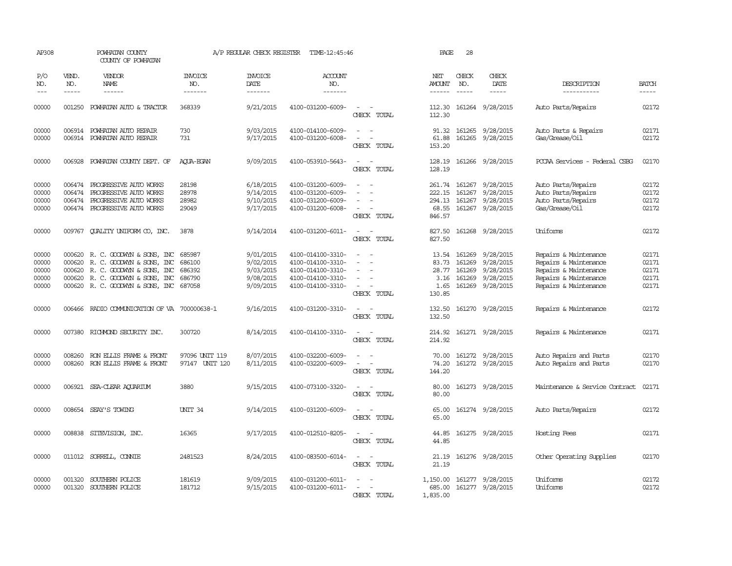AP308 POWHATAN COUNTY A/P REGULAR CHECK REGISTER TIME-12:45:46 PAGE 28
COUNTY OF POWHATAN

| P/O NO. | VEND. NO. | VENDOR NAME | INVOICE NO. | INVOICE DATE | ACCOUNT NO. | | NET AMOUNT | CHECK NO. | CHECK DATE | DESCRIPTION | BATCH |
|---|---|---|---|---|---|---|---|---|---|---|---|
| 00000 | 001250 | POWHATAN AUTO & TRACTOR | 368339 | 9/21/2015 | 4100-031200-6009- | - - | 112.30 | 161264 | 9/28/2015 | Auto Parts/Repairs | 02172 |
| | | | | | | CHECK TOTAL | 112.30 | | | | |
| 00000 | 006914 | POWHATAN AUTO REPAIR | 730 | 9/03/2015 | 4100-014100-6009- | - - | 91.32 | 161265 | 9/28/2015 | Auto Parts & Repairs | 02171 |
| 00000 | 006914 | POWHATAN AUTO REPAIR | 731 | 9/17/2015 | 4100-031200-6008- | - - | 61.88 | 161265 | 9/28/2015 | Gas/Grease/Oil | 02172 |
| | | | | | | CHECK TOTAL | 153.20 | | | | |
| 00000 | 006928 | POWHATAN COUNTY DEPT. OF | AQUA-EGAN | 9/09/2015 | 4100-053910-5643- | - - | 128.19 | 161266 | 9/28/2015 | PCCAA Services - Federal CSBG | 02170 |
| | | | | | | CHECK TOTAL | 128.19 | | | | |
| 00000 | 006474 | PROGRESSIVE AUTO WORKS | 28198 | 6/18/2015 | 4100-031200-6009- | - - | 261.74 | 161267 | 9/28/2015 | Auto Parts/Repairs | 02172 |
| 00000 | 006474 | PROGRESSIVE AUTO WORKS | 28978 | 9/14/2015 | 4100-031200-6009- | - - | 222.15 | 161267 | 9/28/2015 | Auto Parts/Repairs | 02172 |
| 00000 | 006474 | PROGRESSIVE AUTO WORKS | 28982 | 9/10/2015 | 4100-031200-6009- | - - | 294.13 | 161267 | 9/28/2015 | Auto Parts/Repairs | 02172 |
| 00000 | 006474 | PROGRESSIVE AUTO WORKS | 29049 | 9/17/2015 | 4100-031200-6008- | - - | 68.55 | 161267 | 9/28/2015 | Gas/Grease/Oil | 02172 |
| | | | | | | CHECK TOTAL | 846.57 | | | | |
| 00000 | 009767 | QUALITY UNIFORM CO, INC. | 3878 | 9/14/2014 | 4100-031200-6011- | - - | 827.50 | 161268 | 9/28/2015 | Uniforms | 02172 |
| | | | | | | CHECK TOTAL | 827.50 | | | | |
| 00000 | 000620 | R. C. GOODWYN & SONS, INC | 685987 | 9/01/2015 | 4100-014100-3310- | - - | 13.54 | 161269 | 9/28/2015 | Repairs & Maintenance | 02171 |
| 00000 | 000620 | R. C. GOODWYN & SONS, INC | 686100 | 9/02/2015 | 4100-014100-3310- | - - | 83.73 | 161269 | 9/28/2015 | Repairs & Maintenance | 02171 |
| 00000 | 000620 | R. C. GOODWYN & SONS, INC | 686392 | 9/03/2015 | 4100-014100-3310- | - - | 28.77 | 161269 | 9/28/2015 | Repairs & Maintenance | 02171 |
| 00000 | 000620 | R. C. GOODWYN & SONS, INC | 686790 | 9/08/2015 | 4100-014100-3310- | - - | 3.16 | 161269 | 9/28/2015 | Repairs & Maintenance | 02171 |
| 00000 | 000620 | R. C. GOODWYN & SONS, INC | 687058 | 9/09/2015 | 4100-014100-3310- | - - | 1.65 | 161269 | 9/28/2015 | Repairs & Maintenance | 02171 |
| | | | | | | CHECK TOTAL | 130.85 | | | | |
| 00000 | 006466 | RADIO COMMUNICATION OF VA | 700000638-1 | 9/16/2015 | 4100-031200-3310- | - - | 132.50 | 161270 | 9/28/2015 | Repairs & Maintenance | 02172 |
| | | | | | | CHECK TOTAL | 132.50 | | | | |
| 00000 | 007380 | RICHMOND SECURITY INC. | 300720 | 8/14/2015 | 4100-014100-3310- | - - | 214.92 | 161271 | 9/28/2015 | Repairs & Maintenance | 02171 |
| | | | | | | CHECK TOTAL | 214.92 | | | | |
| 00000 | 008260 | RON ELLIS FRAME & FRONT | 97096 UNIT 119 | 8/07/2015 | 4100-032200-6009- | - - | 70.00 | 161272 | 9/28/2015 | Auto Repairs and Parts | 02170 |
| 00000 | 008260 | RON ELLIS FRAME & FRONT | 97147 UNIT 120 | 8/11/2015 | 4100-032200-6009- | - - | 74.20 | 161272 | 9/28/2015 | Auto Repairs and Parts | 02170 |
| | | | | | | CHECK TOTAL | 144.20 | | | | |
| 00000 | 006921 | SEA-CLEAR AQUARIUM | 3880 | 9/15/2015 | 4100-073100-3320- | - - | 80.00 | 161273 | 9/28/2015 | Maintenance & Service Contract | 02171 |
| | | | | | | CHECK TOTAL | 80.00 | | | | |
| 00000 | 008654 | SEAY'S TOWING | UNIT 34 | 9/14/2015 | 4100-031200-6009- | - - | 65.00 | 161274 | 9/28/2015 | Auto Parts/Repairs | 02172 |
| | | | | | | CHECK TOTAL | 65.00 | | | | |
| 00000 | 008838 | SITEVISION, INC. | 16365 | 9/17/2015 | 4100-012510-8205- | - - | 44.85 | 161275 | 9/28/2015 | Hosting Fees | 02171 |
| | | | | | | CHECK TOTAL | 44.85 | | | | |
| 00000 | 011012 | SORRELL, CONNIE | 2481523 | 8/24/2015 | 4100-083500-6014- | - - | 21.19 | 161276 | 9/28/2015 | Other Operating Supplies | 02170 |
| | | | | | | CHECK TOTAL | 21.19 | | | | |
| 00000 | 001320 | SOUTHERN POLICE | 181619 | 9/09/2015 | 4100-031200-6011- | - - | 1,150.00 | 161277 | 9/28/2015 | Uniforms | 02172 |
| 00000 | 001320 | SOUTHERN POLICE | 181712 | 9/15/2015 | 4100-031200-6011- | - - | 685.00 | 161277 | 9/28/2015 | Uniforms | 02172 |
| | | | | | | CHECK TOTAL | 1,835.00 | | | | |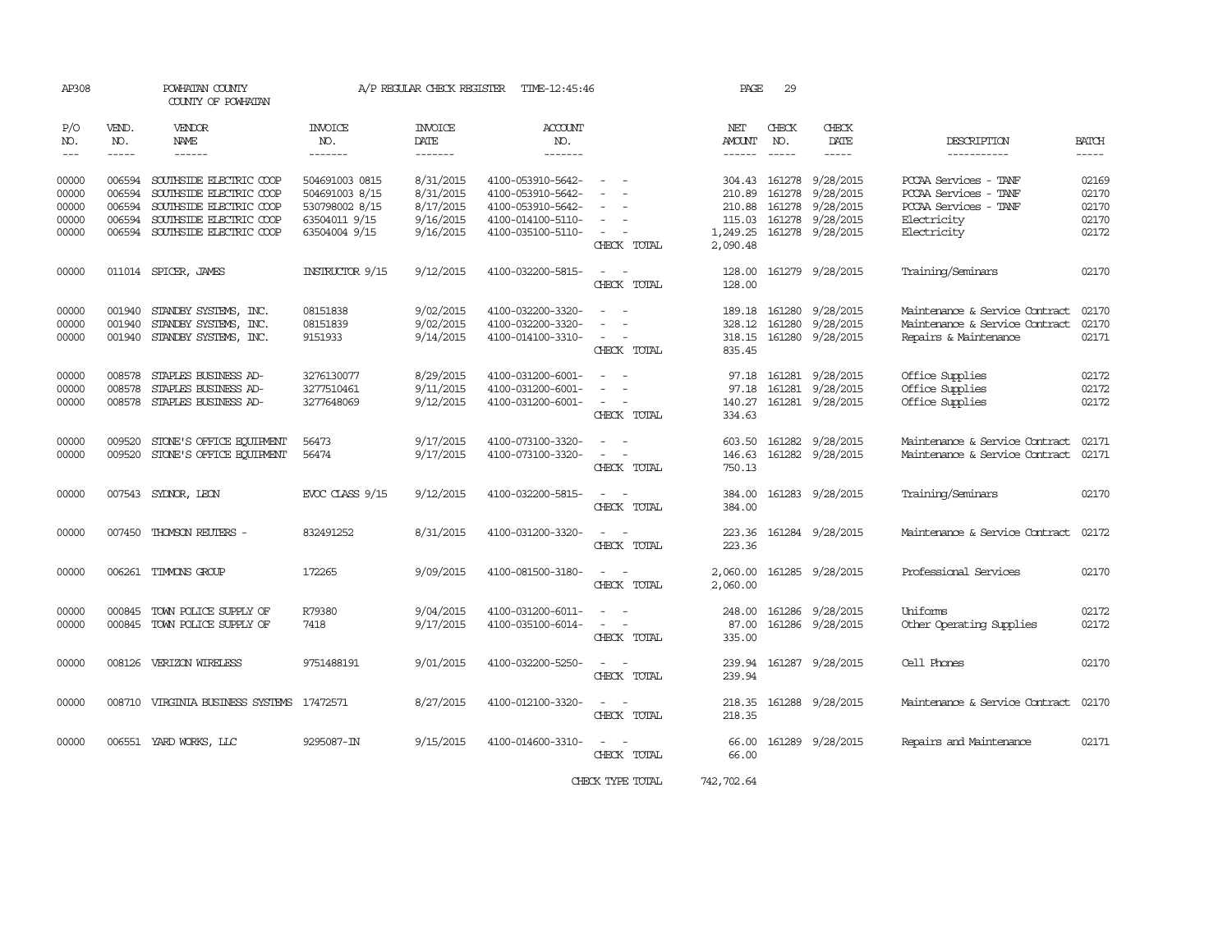AP308 POWHATAN COUNTY COUNTY OF POWHATAN A/P REGULAR CHECK REGISTER TIME-12:45:46 PAGE 29

| P/O NO. | VEND. NO. | VENDOR NAME | INVOICE NO. | INVOICE DATE | ACCOUNT NO. | | NET AMOUNT | CHECK NO. | CHECK DATE | DESCRIPTION | BATCH |
|---|---|---|---|---|---|---|---|---|---|---|---|
| 00000 | 006594 | SOUTHSIDE ELECTRIC COOP | 504691003 0815 | 8/31/2015 | 4100-053910-5642- | - - | 304.43 | 161278 | 9/28/2015 | PCCAA Services - TANF | 02169 |
| 00000 | 006594 | SOUTHSIDE ELECTRIC COOP | 504691003 8/15 | 8/31/2015 | 4100-053910-5642- | - - | 210.89 | 161278 | 9/28/2015 | PCCAA Services - TANF | 02170 |
| 00000 | 006594 | SOUTHSIDE ELECTRIC COOP | 530798002 8/15 | 8/17/2015 | 4100-053910-5642- | - - | 210.88 | 161278 | 9/28/2015 | PCCAA Services - TANF | 02170 |
| 00000 | 006594 | SOUTHSIDE ELECTRIC COOP | 63504011 9/15 | 9/16/2015 | 4100-014100-5110- | - - | 115.03 | 161278 | 9/28/2015 | Electricity | 02170 |
| 00000 | 006594 | SOUTHSIDE ELECTRIC COOP | 63504004 9/15 | 9/16/2015 | 4100-035100-5110- | - - | 1,249.25 | 161278 | 9/28/2015 | Electricity | 02172 |
| | | | | | | CHECK TOTAL | 2,090.48 | | | | |
| 00000 | 011014 | SPICER, JAMES | INSTRUCTOR 9/15 | 9/12/2015 | 4100-032200-5815- | - - | 128.00 | 161279 | 9/28/2015 | Training/Seminars | 02170 |
| | | | | | | CHECK TOTAL | 128.00 | | | | |
| 00000 | 001940 | STANDBY SYSTEMS, INC. | 08151838 | 9/02/2015 | 4100-032200-3320- | - - | 189.18 | 161280 | 9/28/2015 | Maintenance & Service Contract | 02170 |
| 00000 | 001940 | STANDBY SYSTEMS, INC. | 08151839 | 9/02/2015 | 4100-032200-3320- | - - | 328.12 | 161280 | 9/28/2015 | Maintenance & Service Contract | 02170 |
| 00000 | 001940 | STANDBY SYSTEMS, INC. | 9151933 | 9/14/2015 | 4100-014100-3310- | - - | 318.15 | 161280 | 9/28/2015 | Repairs & Maintenance | 02171 |
| | | | | | | CHECK TOTAL | 835.45 | | | | |
| 00000 | 008578 | STAPLES BUSINESS AD- | 3276130077 | 8/29/2015 | 4100-031200-6001- | - - | 97.18 | 161281 | 9/28/2015 | Office Supplies | 02172 |
| 00000 | 008578 | STAPLES BUSINESS AD- | 3277510461 | 9/11/2015 | 4100-031200-6001- | - - | 97.18 | 161281 | 9/28/2015 | Office Supplies | 02172 |
| 00000 | 008578 | STAPLES BUSINESS AD- | 3277648069 | 9/12/2015 | 4100-031200-6001- | - - | 140.27 | 161281 | 9/28/2015 | Office Supplies | 02172 |
| | | | | | | CHECK TOTAL | 334.63 | | | | |
| 00000 | 009520 | STONE'S OFFICE EQUIPMENT | 56473 | 9/17/2015 | 4100-073100-3320- | - - | 603.50 | 161282 | 9/28/2015 | Maintenance & Service Contract | 02171 |
| 00000 | 009520 | STONE'S OFFICE EQUIPMENT | 56474 | 9/17/2015 | 4100-073100-3320- | - - | 146.63 | 161282 | 9/28/2015 | Maintenance & Service Contract | 02171 |
| | | | | | | CHECK TOTAL | 750.13 | | | | |
| 00000 | 007543 | SYDNOR, LEON | EVOC CLASS 9/15 | 9/12/2015 | 4100-032200-5815- | - - | 384.00 | 161283 | 9/28/2015 | Training/Seminars | 02170 |
| | | | | | | CHECK TOTAL | 384.00 | | | | |
| 00000 | 007450 | THOMSON REUTERS - | 832491252 | 8/31/2015 | 4100-031200-3320- | - - | 223.36 | 161284 | 9/28/2015 | Maintenance & Service Contract | 02172 |
| | | | | | | CHECK TOTAL | 223.36 | | | | |
| 00000 | 006261 | TIMMONS GROUP | 172265 | 9/09/2015 | 4100-081500-3180- | - - | 2,060.00 | 161285 | 9/28/2015 | Professional Services | 02170 |
| | | | | | | CHECK TOTAL | 2,060.00 | | | | |
| 00000 | 000845 | TOWN POLICE SUPPLY OF | R79380 | 9/04/2015 | 4100-031200-6011- | - - | 248.00 | 161286 | 9/28/2015 | Uniforms | 02172 |
| 00000 | 000845 | TOWN POLICE SUPPLY OF | 7418 | 9/17/2015 | 4100-035100-6014- | - - | 87.00 | 161286 | 9/28/2015 | Other Operating Supplies | 02172 |
| | | | | | | CHECK TOTAL | 335.00 | | | | |
| 00000 | 008126 | VERIZON WIRELESS | 9751488191 | 9/01/2015 | 4100-032200-5250- | - - | 239.94 | 161287 | 9/28/2015 | Cell Phones | 02170 |
| | | | | | | CHECK TOTAL | 239.94 | | | | |
| 00000 | 008710 | VIRGINIA BUSINESS SYSTEMS | 17472571 | 8/27/2015 | 4100-012100-3320- | - - | 218.35 | 161288 | 9/28/2015 | Maintenance & Service Contract | 02170 |
| | | | | | | CHECK TOTAL | 218.35 | | | | |
| 00000 | 006551 | YARD WORKS, LLC | 9295087-IN | 9/15/2015 | 4100-014600-3310- | - - | 66.00 | 161289 | 9/28/2015 | Repairs and Maintenance | 02171 |
| | | | | | | CHECK TOTAL | 66.00 | | | | |
| | | | | | | CHECK TYPE TOTAL | 742,702.64 | | | | |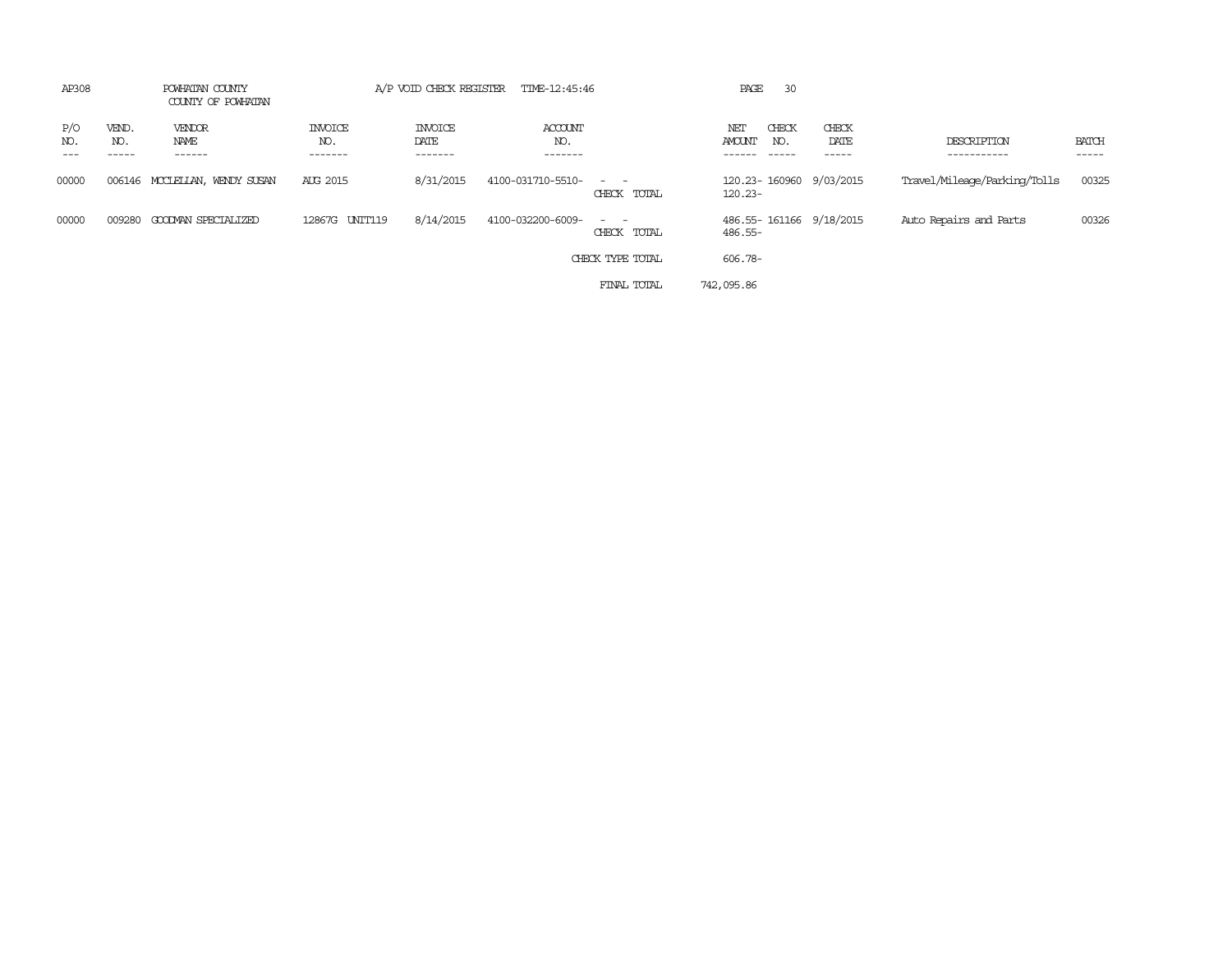AP308 POWHATAN COUNTY A/P VOID CHECK REGISTER TIME-12:45:46

COUNTY OF POWHATAN

| P/O NO. | VEND. NO. | VENDOR NAME | INVOICE NO. | INVOICE DATE | ACCOUNT NO. | | NET AMOUNT | CHECK NO. | CHECK DATE | DESCRIPTION | BATCH |
|---|---|---|---|---|---|---|---|---|---|---|---|
| 00000 | 006146 | MCCLELLAN, WENDY SUSAN | AUG 2015 | 8/31/2015 | 4100-031710-5510- | - - | 120.23- | 160960 | 9/03/2015 | Travel/Mileage/Parking/Tolls | 00325 |
| | | | | | | CHECK TOTAL | 120.23- | | | | |
| 00000 | 009280 | GOODMAN SPECIALIZED | 12867G UNIT119 | 8/14/2015 | 4100-032200-6009- | - - | 486.55- | 161166 | 9/18/2015 | Auto Repairs and Parts | 00326 |
| | | | | | | CHECK TOTAL | 486.55- | | | | |
| | | | | | | CHECK TYPE TOTAL | 606.78- | | | | |
| | | | | | | FINAL TOTAL | 742,095.86 | | | | |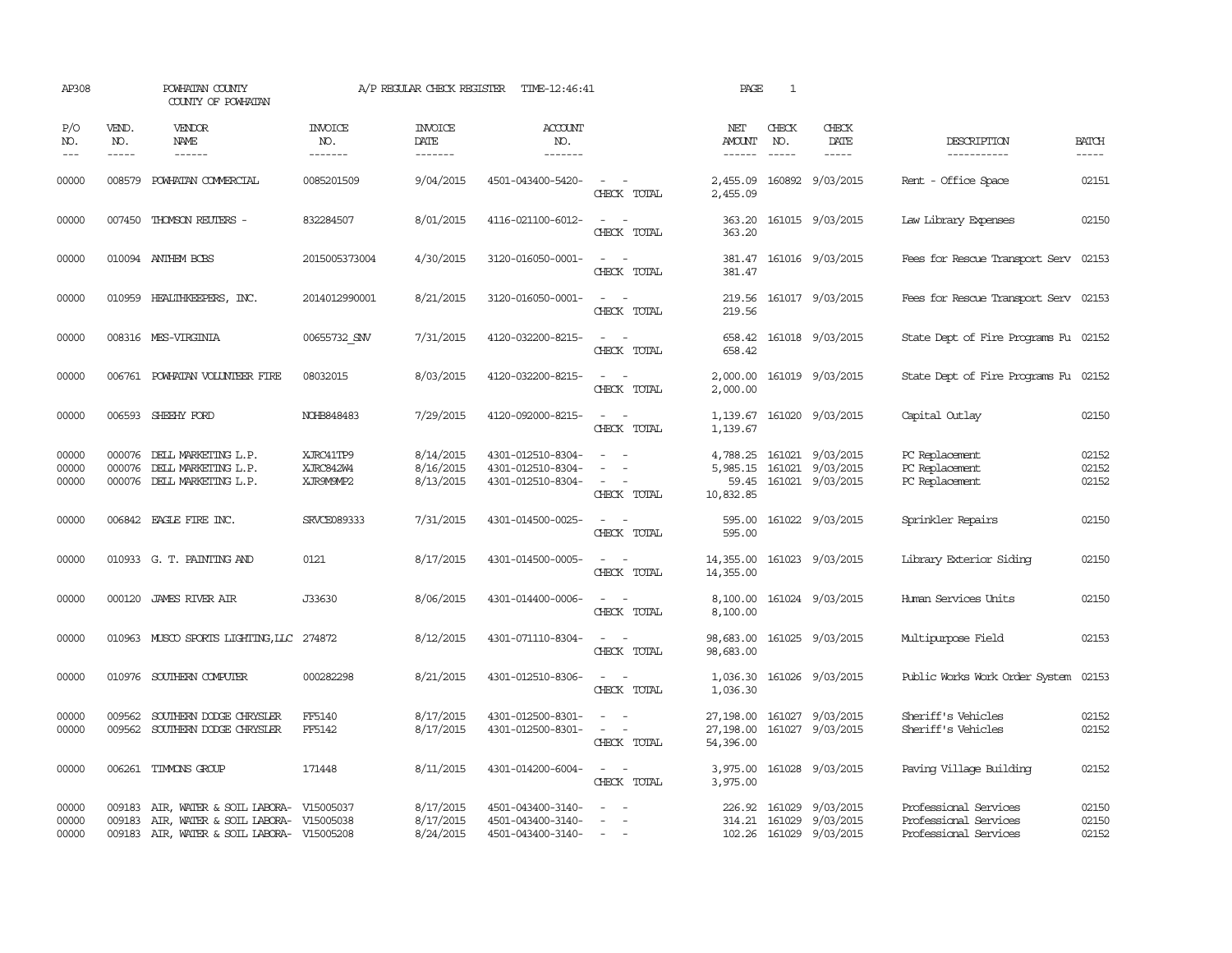AP308 POWHATAN COUNTY A/P REGULAR CHECK REGISTER TIME-12:46:41 PAGE 1

COUNTY OF POWHATAN

| P/O NO. | VEND. NO. | VENDOR NAME | INVOICE NO. | INVOICE DATE | ACCOUNT NO. | | NET AMOUNT | CHECK NO. | CHECK DATE | DESCRIPTION | BATCH |
|---|---|---|---|---|---|---|---|---|---|---|---|
| 00000 | 008579 | POWHATAN COMMERCIAL | 0085201509 | 9/04/2015 | 4501-043400-5420- | - - | 2,455.09 | 160892 | 9/03/2015 | Rent - Office Space | 02151 |
| | | | | | | CHECK TOTAL | 2,455.09 | | | | |
| 00000 | 007450 | THOMSON REUTERS - | 832284507 | 8/01/2015 | 4116-021100-6012- | - - | 363.20 | 161015 | 9/03/2015 | Law Library Expenses | 02150 |
| | | | | | | CHECK TOTAL | 363.20 | | | | |
| 00000 | 010094 | ANTHEM BCBS | 2015005373004 | 4/30/2015 | 3120-016050-0001- | - - | 381.47 | 161016 | 9/03/2015 | Fees for Rescue Transport Serv | 02153 |
| | | | | | | CHECK TOTAL | 381.47 | | | | |
| 00000 | 010959 | HEALTHKEEPERS, INC. | 2014012990001 | 8/21/2015 | 3120-016050-0001- | - - | 219.56 | 161017 | 9/03/2015 | Fees for Rescue Transport Serv | 02153 |
| | | | | | | CHECK TOTAL | 219.56 | | | | |
| 00000 | 008316 | MES-VIRGINIA | 00655732_SNV | 7/31/2015 | 4120-032200-8215- | - - | 658.42 | 161018 | 9/03/2015 | State Dept of Fire Programs Fu | 02152 |
| | | | | | | CHECK TOTAL | 658.42 | | | | |
| 00000 | 006761 | POWHATAN VOLUNTEER FIRE | 08032015 | 8/03/2015 | 4120-032200-8215- | - - | 2,000.00 | 161019 | 9/03/2015 | State Dept of Fire Programs Fu | 02152 |
| | | | | | | CHECK TOTAL | 2,000.00 | | | | |
| 00000 | 006593 | SHEEHY FORD | NOHB848483 | 7/29/2015 | 4120-092000-8215- | - - | 1,139.67 | 161020 | 9/03/2015 | Capital Outlay | 02150 |
| | | | | | | CHECK TOTAL | 1,139.67 | | | | |
| 00000 | 000076 | DELL MARKETING L.P. | XJRC41TP9 | 8/14/2015 | 4301-012510-8304- | - - | 4,788.25 | 161021 | 9/03/2015 | PC Replacement | 02152 |
| 00000 | 000076 | DELL MARKETING L.P. | XJRC842W4 | 8/16/2015 | 4301-012510-8304- | - - | 5,985.15 | 161021 | 9/03/2015 | PC Replacement | 02152 |
| 00000 | 000076 | DELL MARKETING L.P. | XJR9M9MP2 | 8/13/2015 | 4301-012510-8304- | - - | 59.45 | 161021 | 9/03/2015 | PC Replacement | 02152 |
| | | | | | | CHECK TOTAL | 10,832.85 | | | | |
| 00000 | 006842 | EAGLE FIRE INC. | SRVCE089333 | 7/31/2015 | 4301-014500-0025- | - - | 595.00 | 161022 | 9/03/2015 | Sprinkler Repairs | 02150 |
| | | | | | | CHECK TOTAL | 595.00 | | | | |
| 00000 | 010933 | G. T. PAINTING AND | 0121 | 8/17/2015 | 4301-014500-0005- | - - | 14,355.00 | 161023 | 9/03/2015 | Library Exterior Siding | 02150 |
| | | | | | | CHECK TOTAL | 14,355.00 | | | | |
| 00000 | 000120 | JAMES RIVER AIR | J33630 | 8/06/2015 | 4301-014400-0006- | - - | 8,100.00 | 161024 | 9/03/2015 | Human Services Units | 02150 |
| | | | | | | CHECK TOTAL | 8,100.00 | | | | |
| 00000 | 010963 | MUSCO SPORTS LIGHTING,LLC | 274872 | 8/12/2015 | 4301-071110-8304- | - - | 98,683.00 | 161025 | 9/03/2015 | Multipurpose Field | 02153 |
| | | | | | | CHECK TOTAL | 98,683.00 | | | | |
| 00000 | 010976 | SOUTHERN COMPUTER | 000282298 | 8/21/2015 | 4301-012510-8306- | - - | 1,036.30 | 161026 | 9/03/2015 | Public Works Work Order System | 02153 |
| | | | | | | CHECK TOTAL | 1,036.30 | | | | |
| 00000 | 009562 | SOUTHERN DODGE CHRYSLER | FF5140 | 8/17/2015 | 4301-012500-8301- | - - | 27,198.00 | 161027 | 9/03/2015 | Sheriff's Vehicles | 02152 |
| 00000 | 009562 | SOUTHERN DODGE CHRYSLER | FF5142 | 8/17/2015 | 4301-012500-8301- | - - | 27,198.00 | 161027 | 9/03/2015 | Sheriff's Vehicles | 02152 |
| | | | | | | CHECK TOTAL | 54,396.00 | | | | |
| 00000 | 006261 | TIMMONS GROUP | 171448 | 8/11/2015 | 4301-014200-6004- | - - | 3,975.00 | 161028 | 9/03/2015 | Paving Village Building | 02152 |
| | | | | | | CHECK TOTAL | 3,975.00 | | | | |
| 00000 | 009183 | AIR, WATER & SOIL LABORA- | V15005037 | 8/17/2015 | 4501-043400-3140- | - - | 226.92 | 161029 | 9/03/2015 | Professional Services | 02150 |
| 00000 | 009183 | AIR, WATER & SOIL LABORA- | V15005038 | 8/17/2015 | 4501-043400-3140- | - - | 314.21 | 161029 | 9/03/2015 | Professional Services | 02150 |
| 00000 | 009183 | AIR, WATER & SOIL LABORA- | V15005208 | 8/24/2015 | 4501-043400-3140- | - - | 102.26 | 161029 | 9/03/2015 | Professional Services | 02152 |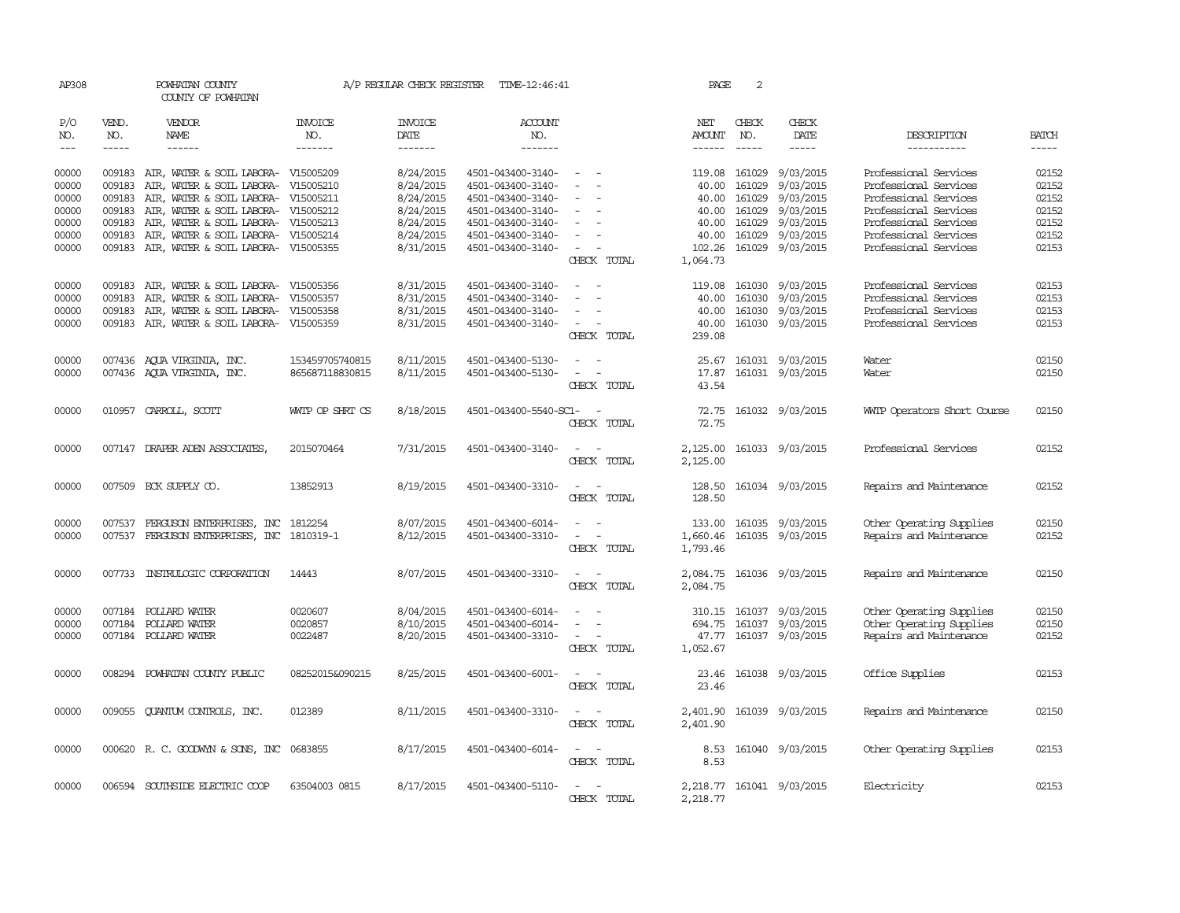AP308 POWHATAN COUNTY A/P REGULAR CHECK REGISTER TIME-12:46:41 PAGE 2

COUNTY OF POWHATAN

| P/O NO. | VEND. NO. | VENDOR NAME | INVOICE NO. | INVOICE DATE | ACCOUNT NO. | | NET AMOUNT | CHECK NO. | CHECK DATE | DESCRIPTION | BATCH |
|---|---|---|---|---|---|---|---|---|---|---|---|
| 00000 | 009183 | AIR, WATER & SOIL LABORA- | V15005209 | 8/24/2015 | 4501-043400-3140- | - - | 119.08 | 161029 | 9/03/2015 | Professional Services | 02152 |
| 00000 | 009183 | AIR, WATER & SOIL LABORA- | V15005210 | 8/24/2015 | 4501-043400-3140- | - - | 40.00 | 161029 | 9/03/2015 | Professional Services | 02152 |
| 00000 | 009183 | AIR, WATER & SOIL LABORA- | V15005211 | 8/24/2015 | 4501-043400-3140- | - - | 40.00 | 161029 | 9/03/2015 | Professional Services | 02152 |
| 00000 | 009183 | AIR, WATER & SOIL LABORA- | V15005212 | 8/24/2015 | 4501-043400-3140- | - - | 40.00 | 161029 | 9/03/2015 | Professional Services | 02152 |
| 00000 | 009183 | AIR, WATER & SOIL LABORA- | V15005213 | 8/24/2015 | 4501-043400-3140- | - - | 40.00 | 161029 | 9/03/2015 | Professional Services | 02152 |
| 00000 | 009183 | AIR, WATER & SOIL LABORA- | V15005214 | 8/24/2015 | 4501-043400-3140- | - - | 40.00 | 161029 | 9/03/2015 | Professional Services | 02152 |
| 00000 | 009183 | AIR, WATER & SOIL LABORA- | V15005355 | 8/31/2015 | 4501-043400-3140- | - - | 102.26 | 161029 | 9/03/2015 | Professional Services | 02153 |
| | | | | | | CHECK TOTAL | 1,064.73 | | | | |
| 00000 | 009183 | AIR, WATER & SOIL LABORA- | V15005356 | 8/31/2015 | 4501-043400-3140- | - - | 119.08 | 161030 | 9/03/2015 | Professional Services | 02153 |
| 00000 | 009183 | AIR, WATER & SOIL LABORA- | V15005357 | 8/31/2015 | 4501-043400-3140- | - - | 40.00 | 161030 | 9/03/2015 | Professional Services | 02153 |
| 00000 | 009183 | AIR, WATER & SOIL LABORA- | V15005358 | 8/31/2015 | 4501-043400-3140- | - - | 40.00 | 161030 | 9/03/2015 | Professional Services | 02153 |
| 00000 | 009183 | AIR, WATER & SOIL LABORA- | V15005359 | 8/31/2015 | 4501-043400-3140- | - - | 40.00 | 161030 | 9/03/2015 | Professional Services | 02153 |
| | | | | | | CHECK TOTAL | 239.08 | | | | |
| 00000 | 007436 | AQUA VIRGINIA, INC. | 153459705740815 | 8/11/2015 | 4501-043400-5130- | - - | 25.67 | 161031 | 9/03/2015 | Water | 02150 |
| 00000 | 007436 | AQUA VIRGINIA, INC. | 865687118830815 | 8/11/2015 | 4501-043400-5130- | - - | 17.87 | 161031 | 9/03/2015 | Water | 02150 |
| | | | | | | CHECK TOTAL | 43.54 | | | | |
| 00000 | 010957 | CARROLL, SCOTT | WWTP OP SHRT CS | 8/18/2015 | 4501-043400-5540-SC1- | - | 72.75 | 161032 | 9/03/2015 | WWTP Operators Short Course | 02150 |
| | | | | | | CHECK TOTAL | 72.75 | | | | |
| 00000 | 007147 | DRAPER ADEN ASSOCIATES, | 2015070464 | 7/31/2015 | 4501-043400-3140- | - - | 2,125.00 | 161033 | 9/03/2015 | Professional Services | 02152 |
| | | | | | | CHECK TOTAL | 2,125.00 | | | | |
| 00000 | 007509 | ECK SUPPLY CO. | 13852913 | 8/19/2015 | 4501-043400-3310- | - - | 128.50 | 161034 | 9/03/2015 | Repairs and Maintenance | 02152 |
| | | | | | | CHECK TOTAL | 128.50 | | | | |
| 00000 | 007537 | FERGUSON ENTERPRISES, INC | 1812254 | 8/07/2015 | 4501-043400-6014- | - - | 133.00 | 161035 | 9/03/2015 | Other Operating Supplies | 02150 |
| 00000 | 007537 | FERGUSON ENTERPRISES, INC | 1810319-1 | 8/12/2015 | 4501-043400-3310- | - - | 1,660.46 | 161035 | 9/03/2015 | Repairs and Maintenance | 02152 |
| | | | | | | CHECK TOTAL | 1,793.46 | | | | |
| 00000 | 007733 | INSTRULOGIC CORPORATION | 14443 | 8/07/2015 | 4501-043400-3310- | - - | 2,084.75 | 161036 | 9/03/2015 | Repairs and Maintenance | 02150 |
| | | | | | | CHECK TOTAL | 2,084.75 | | | | |
| 00000 | 007184 | POLLARD WATER | 0020607 | 8/04/2015 | 4501-043400-6014- | - - | 310.15 | 161037 | 9/03/2015 | Other Operating Supplies | 02150 |
| 00000 | 007184 | POLLARD WATER | 0020857 | 8/10/2015 | 4501-043400-6014- | - - | 694.75 | 161037 | 9/03/2015 | Other Operating Supplies | 02150 |
| 00000 | 007184 | POLLARD WATER | 0022487 | 8/20/2015 | 4501-043400-3310- | - - | 47.77 | 161037 | 9/03/2015 | Repairs and Maintenance | 02152 |
| | | | | | | CHECK TOTAL | 1,052.67 | | | | |
| 00000 | 008294 | POWHATAN COUNTY PUBLIC | 08252015&090215 | 8/25/2015 | 4501-043400-6001- | - - | 23.46 | 161038 | 9/03/2015 | Office Supplies | 02153 |
| | | | | | | CHECK TOTAL | 23.46 | | | | |
| 00000 | 009055 | QUANTUM CONTROLS, INC. | 012389 | 8/11/2015 | 4501-043400-3310- | - - | 2,401.90 | 161039 | 9/03/2015 | Repairs and Maintenance | 02150 |
| | | | | | | CHECK TOTAL | 2,401.90 | | | | |
| 00000 | 000620 | R. C. GOODWYN & SONS, INC | 0683855 | 8/17/2015 | 4501-043400-6014- | - - | 8.53 | 161040 | 9/03/2015 | Other Operating Supplies | 02153 |
| | | | | | | CHECK TOTAL | 8.53 | | | | |
| 00000 | 006594 | SOUTHSIDE ELECTRIC COOP | 63504003 0815 | 8/17/2015 | 4501-043400-5110- | - - | 2,218.77 | 161041 | 9/03/2015 | Electricity | 02153 |
| | | | | | | CHECK TOTAL | 2,218.77 | | | | |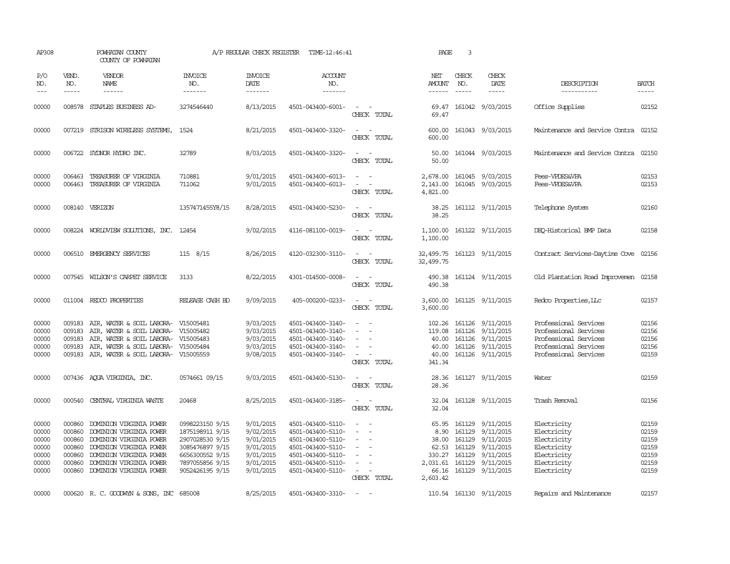AP308 POWHATAN COUNTY A/P REGULAR CHECK REGISTER TIME-12:46:41 PAGE 3

COUNTY OF POWHATAN

| P/O NO. | VEND. NO. | VENDOR NAME | INVOICE NO. | INVOICE DATE | ACCOUNT NO. | | NET AMOUNT | CHECK NO. | CHECK DATE | DESCRIPTION | BATCH |
|---|---|---|---|---|---|---|---|---|---|---|---|
| 00000 | 008578 | STAPLES BUSINESS AD- | 3274546440 | 8/13/2015 | 4501-043400-6001- | - - | 69.47 | 161042 | 9/03/2015 | Office Supplies | 02152 |
| | | | | | | CHECK TOTAL | 69.47 | | | | |
| 00000 | 007219 | STRISON WIRELESS SYSTEMS, | 1524 | 8/21/2015 | 4501-043400-3320- | - - | 600.00 | 161043 | 9/03/2015 | Maintenance and Service Contra | 02152 |
| | | | | | | CHECK TOTAL | 600.00 | | | | |
| 00000 | 006722 | SYDNOR HYDRO INC. | 32789 | 8/03/2015 | 4501-043400-3320- | - - | 50.00 | 161044 | 9/03/2015 | Maintenance and Service Contra | 02150 |
| | | | | | | CHECK TOTAL | 50.00 | | | | |
| 00000 | 006463 | TREASURER OF VIRGINIA | 710881 | 9/01/2015 | 4501-043400-6013- | - - | 2,678.00 | 161045 | 9/03/2015 | Fees-VPDES&VPA | 02153 |
| 00000 | 006463 | TREASURER OF VIRGINIA | 711062 | 9/01/2015 | 4501-043400-6013- | - - | 2,143.00 | 161045 | 9/03/2015 | Fees-VPDES&VPA | 02153 |
| | | | | | | CHECK TOTAL | 4,821.00 | | | | |
| 00000 | 008140 | VERIZON | 1357471455Y8/15 | 8/28/2015 | 4501-043400-5230- | - - | 38.25 | 161112 | 9/11/2015 | Telephone System | 02160 |
| | | | | | | CHECK TOTAL | 38.25 | | | | |
| 00000 | 008224 | WORLDVIEW SOLUTIONS, INC. | 12454 | 9/02/2015 | 4116-081100-0019- | - - | 1,100.00 | 161122 | 9/11/2015 | DEQ-Historical BMP Data | 02158 |
| | | | | | | CHECK TOTAL | 1,100.00 | | | | |
| 00000 | 006510 | EMERGENCY SERVICES | 115 8/15 | 8/26/2015 | 4120-032300-3110- | - - | 32,499.75 | 161123 | 9/11/2015 | Contract Services-Daytime Cove | 02156 |
| | | | | | | CHECK TOTAL | 32,499.75 | | | | |
| 00000 | 007545 | WILSON'S CARPET SERVICE | 3133 | 8/22/2015 | 4301-014500-0008- | - - | 490.38 | 161124 | 9/11/2015 | Old Plantation Road Improvemen | 02158 |
| | | | | | | CHECK TOTAL | 490.38 | | | | |
| 00000 | 011004 | REDCO PROPERTIES | RELEASE CASH BD | 9/09/2015 | 405-000200-0233- | - - | 3,600.00 | 161125 | 9/11/2015 | Redco Properties,LLc | 02157 |
| | | | | | | CHECK TOTAL | 3,600.00 | | | | |
| 00000 | 009183 | AIR, WATER & SOIL LABORA- | V15005481 | 9/03/2015 | 4501-043400-3140- | - - | 102.26 | 161126 | 9/11/2015 | Professional Services | 02156 |
| 00000 | 009183 | AIR, WATER & SOIL LABORA- | V15005482 | 9/03/2015 | 4501-043400-3140- | - - | 119.08 | 161126 | 9/11/2015 | Professional Services | 02156 |
| 00000 | 009183 | AIR, WATER & SOIL LABORA- | V15005483 | 9/03/2015 | 4501-043400-3140- | - - | 40.00 | 161126 | 9/11/2015 | Professional Services | 02156 |
| 00000 | 009183 | AIR, WATER & SOIL LABORA- | V15005484 | 9/03/2015 | 4501-043400-3140- | - - | 40.00 | 161126 | 9/11/2015 | Professional Services | 02156 |
| 00000 | 009183 | AIR, WATER & SOIL LABORA- | V15005559 | 9/08/2015 | 4501-043400-3140- | - - | 40.00 | 161126 | 9/11/2015 | Professional Services | 02159 |
| | | | | | | CHECK TOTAL | 341.34 | | | | |
| 00000 | 007436 | AQUA VIRGINIA, INC. | 0574661 09/15 | 9/03/2015 | 4501-043400-5130- | - - | 28.36 | 161127 | 9/11/2015 | Water | 02159 |
| | | | | | | CHECK TOTAL | 28.36 | | | | |
| 00000 | 000540 | CENTRAL VIRGINIA WASTE | 20468 | 8/25/2015 | 4501-043400-3185- | - - | 32.04 | 161128 | 9/11/2015 | Trash Removal | 02156 |
| | | | | | | CHECK TOTAL | 32.04 | | | | |
| 00000 | 000860 | DOMINION VIRGINIA POWER | 0998223150 9/15 | 9/01/2015 | 4501-043400-5110- | - - | 65.95 | 161129 | 9/11/2015 | Electricity | 02159 |
| 00000 | 000860 | DOMINION VIRGINIA POWER | 1875198911 9/15 | 9/02/2015 | 4501-043400-5110- | - - | 8.90 | 161129 | 9/11/2015 | Electricity | 02159 |
| 00000 | 000860 | DOMINION VIRGINIA POWER | 2907028530 9/15 | 9/01/2015 | 4501-043400-5110- | - - | 38.00 | 161129 | 9/11/2015 | Electricity | 02159 |
| 00000 | 000860 | DOMINION VIRGINIA POWER | 3085476897 9/15 | 9/01/2015 | 4501-043400-5110- | - - | 62.53 | 161129 | 9/11/2015 | Electricity | 02159 |
| 00000 | 000860 | DOMINION VIRGINIA POWER | 6656300552 9/15 | 9/01/2015 | 4501-043400-5110- | - - | 330.27 | 161129 | 9/11/2015 | Electricity | 02159 |
| 00000 | 000860 | DOMINION VIRGINIA POWER | 7897055856 9/15 | 9/01/2015 | 4501-043400-5110- | - - | 2,031.61 | 161129 | 9/11/2015 | Electricity | 02159 |
| 00000 | 000860 | DOMINION VIRGINIA POWER | 9052426195 9/15 | 9/01/2015 | 4501-043400-5110- | - - | 66.16 | 161129 | 9/11/2015 | Electricity | 02159 |
| | | | | | | CHECK TOTAL | 2,603.42 | | | | |
| 00000 | 000620 | R. C. GOODWYN & SONS, INC | 685008 | 8/25/2015 | 4501-043400-3310- | - - | 110.54 | 161130 | 9/11/2015 | Repairs and Maintenance | 02157 |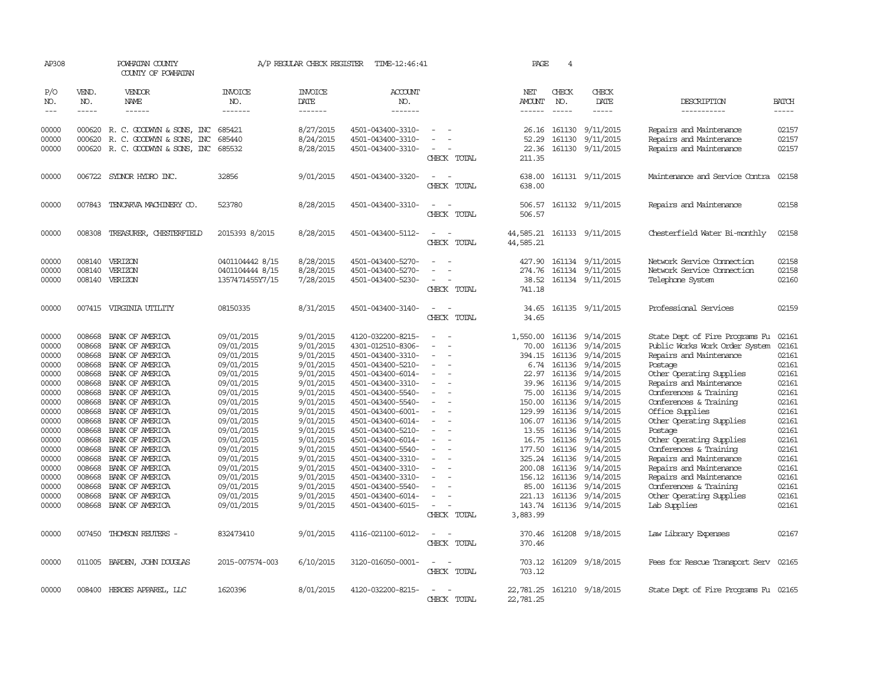AP308 POWHATAN COUNTY A/P REGULAR CHECK REGISTER TIME-12:46:41 PAGE 4
COUNTY OF POWHATAN

| P/O NO. | VEND. NO. | VENDOR NAME | INVOICE NO. | INVOICE DATE | ACCOUNT NO. | | NET AMOUNT | CHECK NO. | CHECK DATE | DESCRIPTION | BATCH |
|---|---|---|---|---|---|---|---|---|---|---|---|
| 00000 | 000620 | R. C. GOODWYN & SONS, INC | 685421 | 8/27/2015 | 4501-043400-3310- | - - | 26.16 | 161130 | 9/11/2015 | Repairs and Maintenance | 02157 |
| 00000 | 000620 | R. C. GOODWYN & SONS, INC | 685440 | 8/24/2015 | 4501-043400-3310- | - - | 52.29 | 161130 | 9/11/2015 | Repairs and Maintenance | 02157 |
| 00000 | 000620 | R. C. GOODWYN & SONS, INC | 685532 | 8/28/2015 | 4501-043400-3310- | - - | 22.36 | 161130 | 9/11/2015 | Repairs and Maintenance | 02157 |
| | | | | | | CHECK TOTAL | 211.35 | | | | |
| 00000 | 006722 | SYDNOR HYDRO INC. | 32856 | 9/01/2015 | 4501-043400-3320- | - - | 638.00 | 161131 | 9/11/2015 | Maintenance and Service Contra | 02158 |
| | | | | | | CHECK TOTAL | 638.00 | | | | |
| 00000 | 007843 | TENCARVA MACHINERY CO. | 523780 | 8/28/2015 | 4501-043400-3310- | - - | 506.57 | 161132 | 9/11/2015 | Repairs and Maintenance | 02158 |
| | | | | | | CHECK TOTAL | 506.57 | | | | |
| 00000 | 008308 | TREASURER, CHESTERFIELD | 2015393 8/2015 | 8/28/2015 | 4501-043400-5112- | - - | 44,585.21 | 161133 | 9/11/2015 | Chesterfield Water Bi-monthly | 02158 |
| | | | | | | CHECK TOTAL | 44,585.21 | | | | |
| 00000 | 008140 | VERIZON | 0401104442 8/15 | 8/28/2015 | 4501-043400-5270- | - - | 427.90 | 161134 | 9/11/2015 | Network Service Connection | 02158 |
| 00000 | 008140 | VERIZON | 0401104444 8/15 | 8/28/2015 | 4501-043400-5270- | - - | 274.76 | 161134 | 9/11/2015 | Network Service Connection | 02158 |
| 00000 | 008140 | VERIZON | 1357471455Y7/15 | 7/28/2015 | 4501-043400-5230- | - - | 38.52 | 161134 | 9/11/2015 | Telephone System | 02160 |
| | | | | | | CHECK TOTAL | 741.18 | | | | |
| 00000 | 007415 | VIRGINIA UTILITY | 08150335 | 8/31/2015 | 4501-043400-3140- | - - | 34.65 | 161135 | 9/11/2015 | Professional Services | 02159 |
| | | | | | | CHECK TOTAL | 34.65 | | | | |
| 00000 | 008668 | BANK OF AMERICA | 09/01/2015 | 9/01/2015 | 4120-032200-8215- | - - | 1,550.00 | 161136 | 9/14/2015 | State Dept of Fire Programs Fu | 02161 |
| 00000 | 008668 | BANK OF AMERICA | 09/01/2015 | 9/01/2015 | 4301-012510-8306- | - - | 70.00 | 161136 | 9/14/2015 | Public Works Work Order System | 02161 |
| 00000 | 008668 | BANK OF AMERICA | 09/01/2015 | 9/01/2015 | 4501-043400-3310- | - - | 394.15 | 161136 | 9/14/2015 | Repairs and Maintenance | 02161 |
| 00000 | 008668 | BANK OF AMERICA | 09/01/2015 | 9/01/2015 | 4501-043400-5210- | - - | 6.74 | 161136 | 9/14/2015 | Postage | 02161 |
| 00000 | 008668 | BANK OF AMERICA | 09/01/2015 | 9/01/2015 | 4501-043400-6014- | - - | 22.97 | 161136 | 9/14/2015 | Other Operating Supplies | 02161 |
| 00000 | 008668 | BANK OF AMERICA | 09/01/2015 | 9/01/2015 | 4501-043400-3310- | - - | 39.96 | 161136 | 9/14/2015 | Repairs and Maintenance | 02161 |
| 00000 | 008668 | BANK OF AMERICA | 09/01/2015 | 9/01/2015 | 4501-043400-5540- | - - | 75.00 | 161136 | 9/14/2015 | Conferences & Training | 02161 |
| 00000 | 008668 | BANK OF AMERICA | 09/01/2015 | 9/01/2015 | 4501-043400-5540- | - - | 150.00 | 161136 | 9/14/2015 | Conferences & Training | 02161 |
| 00000 | 008668 | BANK OF AMERICA | 09/01/2015 | 9/01/2015 | 4501-043400-6001- | - - | 129.99 | 161136 | 9/14/2015 | Office Supplies | 02161 |
| 00000 | 008668 | BANK OF AMERICA | 09/01/2015 | 9/01/2015 | 4501-043400-6014- | - - | 106.07 | 161136 | 9/14/2015 | Other Operating Supplies | 02161 |
| 00000 | 008668 | BANK OF AMERICA | 09/01/2015 | 9/01/2015 | 4501-043400-5210- | - - | 13.55 | 161136 | 9/14/2015 | Postage | 02161 |
| 00000 | 008668 | BANK OF AMERICA | 09/01/2015 | 9/01/2015 | 4501-043400-6014- | - - | 16.75 | 161136 | 9/14/2015 | Other Operating Supplies | 02161 |
| 00000 | 008668 | BANK OF AMERICA | 09/01/2015 | 9/01/2015 | 4501-043400-5540- | - - | 177.50 | 161136 | 9/14/2015 | Conferences & Training | 02161 |
| 00000 | 008668 | BANK OF AMERICA | 09/01/2015 | 9/01/2015 | 4501-043400-3310- | - - | 325.24 | 161136 | 9/14/2015 | Repairs and Maintenance | 02161 |
| 00000 | 008668 | BANK OF AMERICA | 09/01/2015 | 9/01/2015 | 4501-043400-3310- | - - | 200.08 | 161136 | 9/14/2015 | Repairs and Maintenance | 02161 |
| 00000 | 008668 | BANK OF AMERICA | 09/01/2015 | 9/01/2015 | 4501-043400-3310- | - - | 156.12 | 161136 | 9/14/2015 | Repairs and Maintenance | 02161 |
| 00000 | 008668 | BANK OF AMERICA | 09/01/2015 | 9/01/2015 | 4501-043400-5540- | - - | 85.00 | 161136 | 9/14/2015 | Conferences & Training | 02161 |
| 00000 | 008668 | BANK OF AMERICA | 09/01/2015 | 9/01/2015 | 4501-043400-6014- | - - | 221.13 | 161136 | 9/14/2015 | Other Operating Supplies | 02161 |
| 00000 | 008668 | BANK OF AMERICA | 09/01/2015 | 9/01/2015 | 4501-043400-6015- | - - | 143.74 | 161136 | 9/14/2015 | Lab Supplies | 02161 |
| | | | | | | CHECK TOTAL | 3,883.99 | | | | |
| 00000 | 007450 | THOMSON REUTERS - | 832473410 | 9/01/2015 | 4116-021100-6012- | - - | 370.46 | 161208 | 9/18/2015 | Law Library Expenses | 02167 |
| | | | | | | CHECK TOTAL | 370.46 | | | | |
| 00000 | 011005 | BARDEN, JOHN DOUGLAS | 2015-007574-003 | 6/10/2015 | 3120-016050-0001- | - - | 703.12 | 161209 | 9/18/2015 | Fees for Rescue Transport Serv | 02165 |
| | | | | | | CHECK TOTAL | 703.12 | | | | |
| 00000 | 008400 | HEROES APPAREL, LLC | 1620396 | 8/01/2015 | 4120-032200-8215- | - - | 22,781.25 | 161210 | 9/18/2015 | State Dept of Fire Programs Fu | 02165 |
| | | | | | | CHECK TOTAL | 22,781.25 | | | | |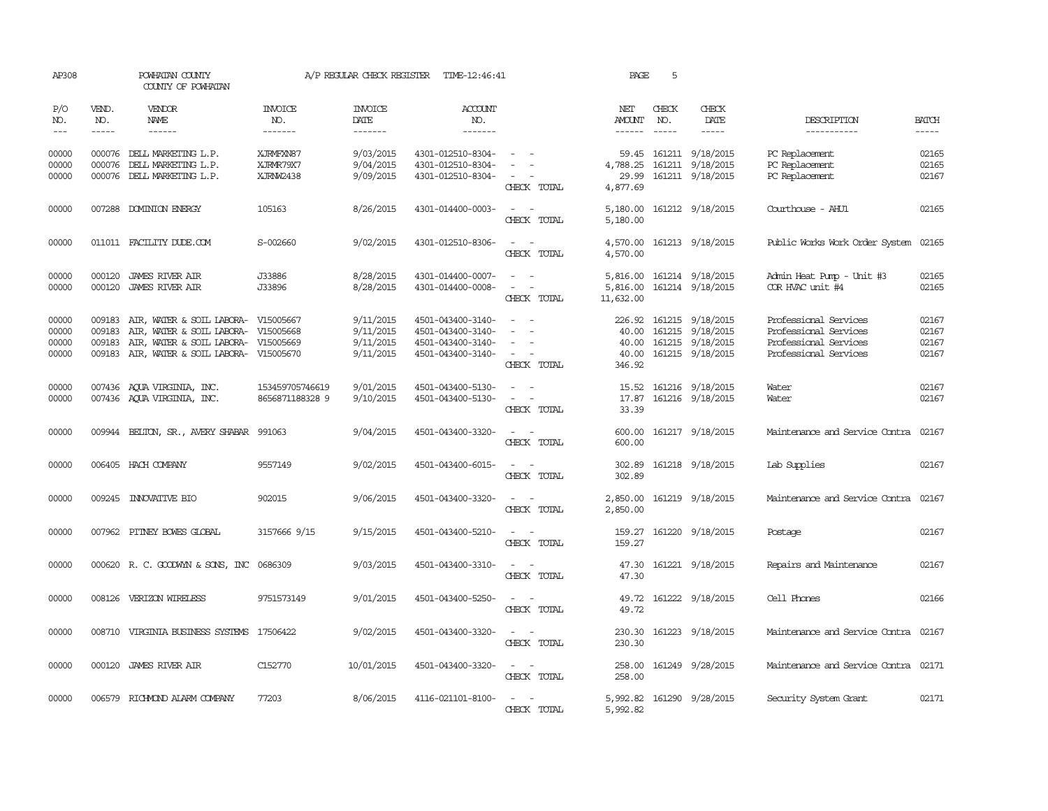AP308 POWHATAN COUNTY COUNTY OF POWHATAN A/P REGULAR CHECK REGISTER TIME-12:46:41 PAGE 5

| P/O NO. | VEND. NO. | VENDOR NAME | INVOICE NO. | INVOICE DATE | ACCOUNT NO. | | NET AMOUNT | CHECK NO. | CHECK DATE | DESCRIPTION | BATCH |
|---|---|---|---|---|---|---|---|---|---|---|---|
| 00000 | 000076 | DELL MARKETING L.P. | XJRMFXN87 | 9/03/2015 | 4301-012510-8304- | - - | 59.45 | 161211 | 9/18/2015 | PC Replacement | 02165 |
| 00000 | 000076 | DELL MARKETING L.P. | XJRMR79X7 | 9/04/2015 | 4301-012510-8304- | - - | 4,788.25 | 161211 | 9/18/2015 | PC Replacement | 02165 |
| 00000 | 000076 | DELL MARKETING L.P. | XJRNW2438 | 9/09/2015 | 4301-012510-8304- | - - | 29.99 | 161211 | 9/18/2015 | PC Replacement | 02167 |
| | | | | | | CHECK TOTAL | 4,877.69 | | | | |
| 00000 | 007288 | DOMINION ENERGY | 105163 | 8/26/2015 | 4301-014400-0003- | - - | 5,180.00 | 161212 | 9/18/2015 | Courthouse - AHU1 | 02165 |
| | | | | | | CHECK TOTAL | 5,180.00 | | | | |
| 00000 | 011011 | FACILITY DUDE.COM | S-002660 | 9/02/2015 | 4301-012510-8306- | - - | 4,570.00 | 161213 | 9/18/2015 | Public Works Work Order System | 02165 |
| | | | | | | CHECK TOTAL | 4,570.00 | | | | |
| 00000 | 000120 | JAMES RIVER AIR | J33886 | 8/28/2015 | 4301-014400-0007- | - - | 5,816.00 | 161214 | 9/18/2015 | Admin Heat Pump - Unit #3 | 02165 |
| 00000 | 000120 | JAMES RIVER AIR | J33896 | 8/28/2015 | 4301-014400-0008- | - - | 5,816.00 | 161214 | 9/18/2015 | COR HVAC unit #4 | 02165 |
| | | | | | | CHECK TOTAL | 11,632.00 | | | | |
| 00000 | 009183 | AIR, WATER & SOIL LABORA- | V15005667 | 9/11/2015 | 4501-043400-3140- | - - | 226.92 | 161215 | 9/18/2015 | Professional Services | 02167 |
| 00000 | 009183 | AIR, WATER & SOIL LABORA- | V15005668 | 9/11/2015 | 4501-043400-3140- | - - | 40.00 | 161215 | 9/18/2015 | Professional Services | 02167 |
| 00000 | 009183 | AIR, WATER & SOIL LABORA- | V15005669 | 9/11/2015 | 4501-043400-3140- | - - | 40.00 | 161215 | 9/18/2015 | Professional Services | 02167 |
| 00000 | 009183 | AIR, WATER & SOIL LABORA- | V15005670 | 9/11/2015 | 4501-043400-3140- | - - | 40.00 | 161215 | 9/18/2015 | Professional Services | 02167 |
| | | | | | | CHECK TOTAL | 346.92 | | | | |
| 00000 | 007436 | AQUA VIRGINIA, INC. | 153459705746619 | 9/01/2015 | 4501-043400-5130- | - - | 15.52 | 161216 | 9/18/2015 | Water | 02167 |
| 00000 | 007436 | AQUA VIRGINIA, INC. | 8656871188328 9 | 9/10/2015 | 4501-043400-5130- | - - | 17.87 | 161216 | 9/18/2015 | Water | 02167 |
| | | | | | | CHECK TOTAL | 33.39 | | | | |
| 00000 | 009944 | BELTON, SR., AVERY SHABAR | 991063 | 9/04/2015 | 4501-043400-3320- | - - | 600.00 | 161217 | 9/18/2015 | Maintenance and Service Contra | 02167 |
| | | | | | | CHECK TOTAL | 600.00 | | | | |
| 00000 | 006405 | HACH COMPANY | 9557149 | 9/02/2015 | 4501-043400-6015- | - - | 302.89 | 161218 | 9/18/2015 | Lab Supplies | 02167 |
| | | | | | | CHECK TOTAL | 302.89 | | | | |
| 00000 | 009245 | INNOVATIVE BIO | 902015 | 9/06/2015 | 4501-043400-3320- | - - | 2,850.00 | 161219 | 9/18/2015 | Maintenance and Service Contra | 02167 |
| | | | | | | CHECK TOTAL | 2,850.00 | | | | |
| 00000 | 007962 | PITNEY BOWES GLOBAL | 3157666 9/15 | 9/15/2015 | 4501-043400-5210- | - - | 159.27 | 161220 | 9/18/2015 | Postage | 02167 |
| | | | | | | CHECK TOTAL | 159.27 | | | | |
| 00000 | 000620 | R. C. GOODWYN & SONS, INC | 0686309 | 9/03/2015 | 4501-043400-3310- | - - | 47.30 | 161221 | 9/18/2015 | Repairs and Maintenance | 02167 |
| | | | | | | CHECK TOTAL | 47.30 | | | | |
| 00000 | 008126 | VERIZON WIRELESS | 9751573149 | 9/01/2015 | 4501-043400-5250- | - - | 49.72 | 161222 | 9/18/2015 | Cell Phones | 02166 |
| | | | | | | CHECK TOTAL | 49.72 | | | | |
| 00000 | 008710 | VIRGINIA BUSINESS SYSTEMS | 17506422 | 9/02/2015 | 4501-043400-3320- | - - | 230.30 | 161223 | 9/18/2015 | Maintenance and Service Contra | 02167 |
| | | | | | | CHECK TOTAL | 230.30 | | | | |
| 00000 | 000120 | JAMES RIVER AIR | C152770 | 10/01/2015 | 4501-043400-3320- | - - | 258.00 | 161249 | 9/28/2015 | Maintenance and Service Contra | 02171 |
| | | | | | | CHECK TOTAL | 258.00 | | | | |
| 00000 | 006579 | RICHMOND ALARM COMPANY | 77203 | 8/06/2015 | 4116-021101-8100- | - - | 5,992.82 | 161290 | 9/28/2015 | Security System Grant | 02171 |
| | | | | | | CHECK TOTAL | 5,992.82 | | | | |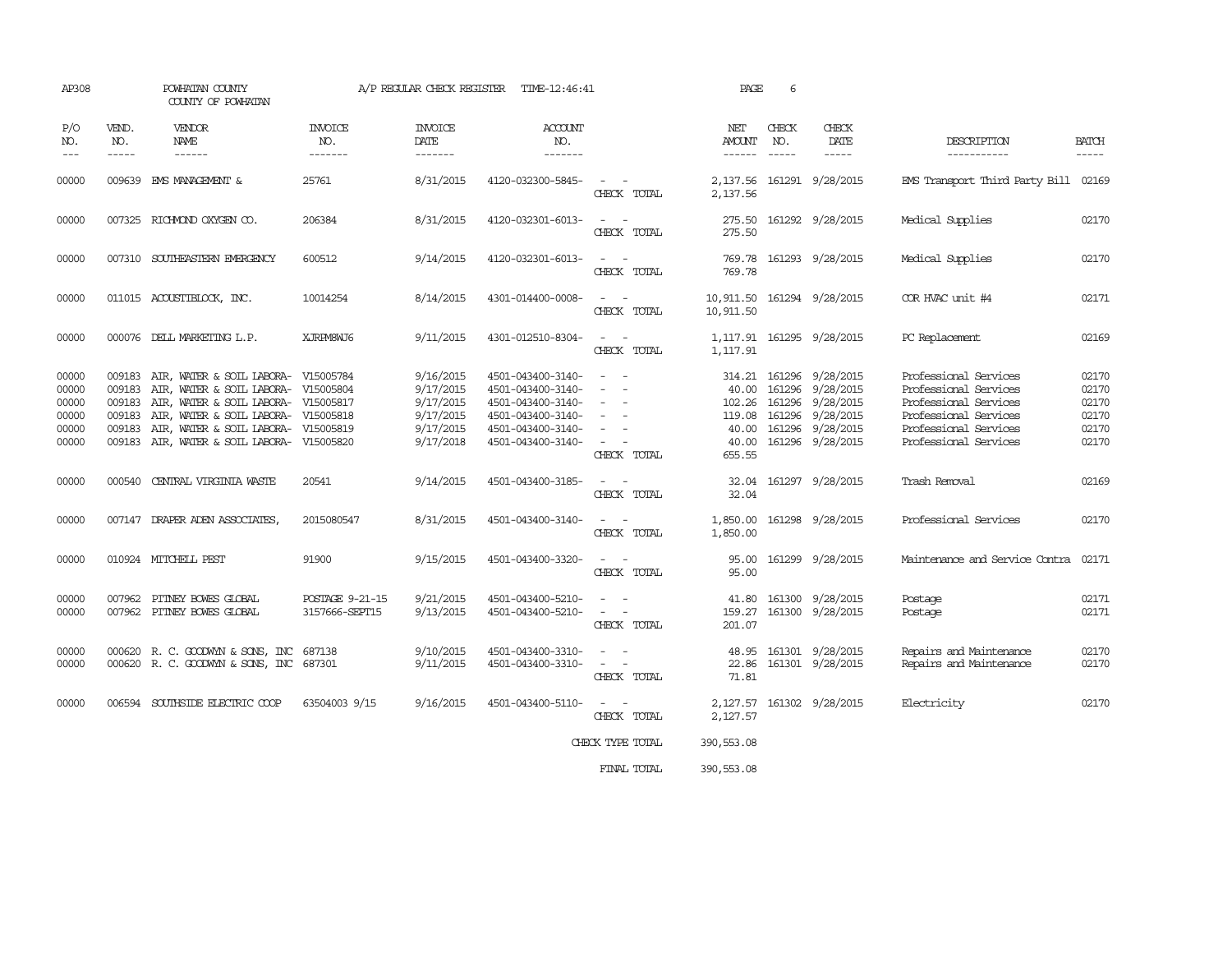AP308 POWHATAN COUNTY A/P REGULAR CHECK REGISTER TIME-12:46:41 PAGE 6

COUNTY OF POWHATAN

| P/O NO. | VEND. NO. | VENDOR NAME | INVOICE NO. | INVOICE DATE | ACCOUNT NO. | | NET AMOUNT | CHECK NO. | CHECK DATE | DESCRIPTION | BATCH |
|---|---|---|---|---|---|---|---|---|---|---|---|
| 00000 | 009639 | EMS MANAGEMENT & | 25761 | 8/31/2015 | 4120-032300-5845- | - - | 2,137.56 | 161291 | 9/28/2015 | EMS Transport Third Party Bill | 02169 |
| | | | | | | CHECK TOTAL | 2,137.56 | | | | |
| 00000 | 007325 | RICHMOND OXYGEN CO. | 206384 | 8/31/2015 | 4120-032301-6013- | - - | 275.50 | 161292 | 9/28/2015 | Medical Supplies | 02170 |
| | | | | | | CHECK TOTAL | 275.50 | | | | |
| 00000 | 007310 | SOUTHEASTERN EMERGENCY | 600512 | 9/14/2015 | 4120-032301-6013- | - - | 769.78 | 161293 | 9/28/2015 | Medical Supplies | 02170 |
| | | | | | | CHECK TOTAL | 769.78 | | | | |
| 00000 | 011015 | ACOUSTIBLOCK, INC. | 10014254 | 8/14/2015 | 4301-014400-0008- | - - | 10,911.50 | 161294 | 9/28/2015 | COR HVAC unit #4 | 02171 |
| | | | | | | CHECK TOTAL | 10,911.50 | | | | |
| 00000 | 000076 | DELL MARKETING L.P. | XJRPM8WJ6 | 9/11/2015 | 4301-012510-8304- | - - | 1,117.91 | 161295 | 9/28/2015 | PC Replacement | 02169 |
| | | | | | | CHECK TOTAL | 1,117.91 | | | | |
| 00000 | 009183 | AIR, WATER & SOIL LABORA- | V15005784 | 9/16/2015 | 4501-043400-3140- | - - | 314.21 | 161296 | 9/28/2015 | Professional Services | 02170 |
| 00000 | 009183 | AIR, WATER & SOIL LABORA- | V15005804 | 9/17/2015 | 4501-043400-3140- | - - | 40.00 | 161296 | 9/28/2015 | Professional Services | 02170 |
| 00000 | 009183 | AIR, WATER & SOIL LABORA- | V15005817 | 9/17/2015 | 4501-043400-3140- | - - | 102.26 | 161296 | 9/28/2015 | Professional Services | 02170 |
| 00000 | 009183 | AIR, WATER & SOIL LABORA- | V15005818 | 9/17/2015 | 4501-043400-3140- | - - | 119.08 | 161296 | 9/28/2015 | Professional Services | 02170 |
| 00000 | 009183 | AIR, WATER & SOIL LABORA- | V15005819 | 9/17/2015 | 4501-043400-3140- | - - | 40.00 | 161296 | 9/28/2015 | Professional Services | 02170 |
| 00000 | 009183 | AIR, WATER & SOIL LABORA- | V15005820 | 9/17/2018 | 4501-043400-3140- | - - | 40.00 | 161296 | 9/28/2015 | Professional Services | 02170 |
| | | | | | | CHECK TOTAL | 655.55 | | | | |
| 00000 | 000540 | CENTRAL VIRGINIA WASTE | 20541 | 9/14/2015 | 4501-043400-3185- | - - | 32.04 | 161297 | 9/28/2015 | Trash Removal | 02169 |
| | | | | | | CHECK TOTAL | 32.04 | | | | |
| 00000 | 007147 | DRAPER ADEN ASSOCIATES, | 2015080547 | 8/31/2015 | 4501-043400-3140- | - - | 1,850.00 | 161298 | 9/28/2015 | Professional Services | 02170 |
| | | | | | | CHECK TOTAL | 1,850.00 | | | | |
| 00000 | 010924 | MITCHELL PEST | 91900 | 9/15/2015 | 4501-043400-3320- | - - | 95.00 | 161299 | 9/28/2015 | Maintenance and Service Contra | 02171 |
| | | | | | | CHECK TOTAL | 95.00 | | | | |
| 00000 | 007962 | PITNEY BOWES GLOBAL | POSTAGE 9-21-15 | 9/21/2015 | 4501-043400-5210- | - - | 41.80 | 161300 | 9/28/2015 | Postage | 02171 |
| 00000 | 007962 | PITNEY BOWES GLOBAL | 3157666-SEPT15 | 9/13/2015 | 4501-043400-5210- | - - | 159.27 | 161300 | 9/28/2015 | Postage | 02171 |
| | | | | | | CHECK TOTAL | 201.07 | | | | |
| 00000 | 000620 | R. C. GOODWYN & SONS, INC | 687138 | 9/10/2015 | 4501-043400-3310- | - - | 48.95 | 161301 | 9/28/2015 | Repairs and Maintenance | 02170 |
| 00000 | 000620 | R. C. GOODWYN & SONS, INC | 687301 | 9/11/2015 | 4501-043400-3310- | - - | 22.86 | 161301 | 9/28/2015 | Repairs and Maintenance | 02170 |
| | | | | | | CHECK TOTAL | 71.81 | | | | |
| 00000 | 006594 | SOUTHSIDE ELECTRIC COOP | 63504003 9/15 | 9/16/2015 | 4501-043400-5110- | - - | 2,127.57 | 161302 | 9/28/2015 | Electricity | 02170 |
| | | | | | | CHECK TOTAL | 2,127.57 | | | | |
| | | | | | | CHECK TYPE TOTAL | 390,553.08 | | | | |
| | | | | | | FINAL TOTAL | 390,553.08 | | | | |